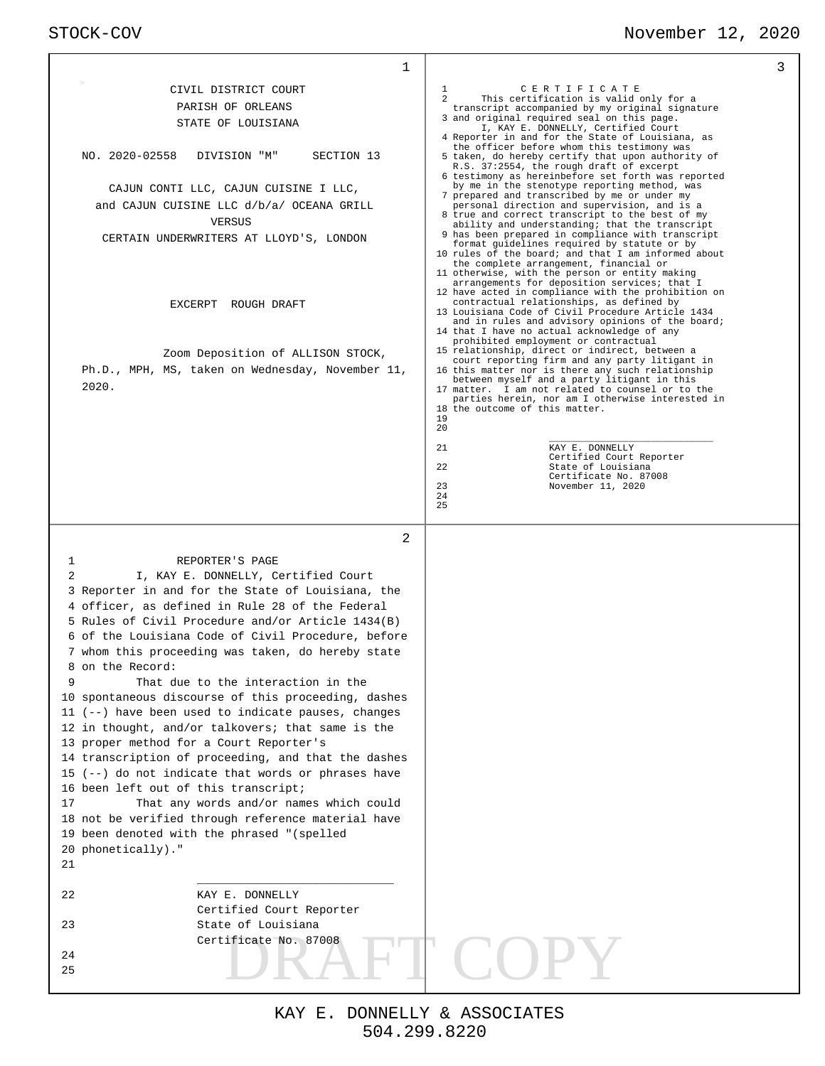CIVIL DISTRICT COURT
PARISH OF ORLEANS
STATE OF LOUISIANA

NO. 2020-02558 DIVISION "M" SECTION 13

CAJUN CONTI LLC, CAJUN CUISINE I LLC,
and CAJUN CUISINE LLC d/b/a/ OCEANA GRILL
VERSUS
CERTAIN UNDERWRITERS AT LLOYD'S, LONDON

EXCERPT ROUGH DRAFT

Zoom Deposition of ALLISON STOCK, Ph.D., MPH, MS, taken on Wednesday, November 11, 2020.

---

1 REPORTER'S PAGE
2 I, KAY E. DONNELLY, Certified Court
3 Reporter in and for the State of Louisiana, the
4 officer, as defined in Rule 28 of the Federal
5 Rules of Civil Procedure and/or Article 1434(B)
6 of the Louisiana Code of Civil Procedure, before
7 whom this proceeding was taken, do hereby state
8 on the Record:
9 That due to the interaction in the
10 spontaneous discourse of this proceeding, dashes
11 (--) have been used to indicate pauses, changes
12 in thought, and/or talkovers; that same is the
13 proper method for a Court Reporter's
14 transcription of proceeding, and that the dashes
15 (--) do not indicate that words or phrases have
16 been left out of this transcript;
17 That any words and/or names which could
18 not be verified through reference material have
19 been denoted with the phrased "(spelled
20 phonetically)."
21
\_\_\_\_\_\_\_\_\_\_\_\_\_\_\_\_\_\_\_\_\_\_\_\_\_\_\_\_\_\_
22 KAY E. DONNELLY
Certified Court Reporter
23 State of Louisiana
Certificate No. 87008
24
25

---

1 C E R T I F I C A T E
2 This certification is valid only for a transcript accompanied by my original signature
3 and original required seal on this page.
I, KAY E. DONNELLY, Certified Court
4 Reporter in and for the State of Louisiana, as the officer before whom this testimony was
5 taken, do hereby certify that upon authority of R.S. 37:2554, the rough draft of excerpt
6 testimony as hereinbefore set forth was reported by me in the stenotype reporting method, was
7 prepared and transcribed by me or under my personal direction and supervision, and is a
8 true and correct transcript to the best of my ability and understanding; that the transcript
9 has been prepared in compliance with transcript format guidelines required by statute or by
10 rules of the board; and that I am informed about the complete arrangement, financial or
11 otherwise, with the person or entity making arrangements for deposition services; that I
12 have acted in compliance with the prohibition on contractual relationships, as defined by
13 Louisiana Code of Civil Procedure Article 1434 and in rules and advisory opinions of the board;
14 that I have no actual acknowledge of any prohibited employment or contractual
15 relationship, direct or indirect, between a court reporting firm and any party litigant in
16 this matter nor is there any such relationship between myself and a party litigant in this
17 matter. I am not related to counsel or to the parties herein, nor am I otherwise interested in
18 the outcome of this matter.
19
20
\_\_\_\_\_\_\_\_\_\_\_\_\_\_\_\_\_\_\_\_\_\_\_\_\_\_\_\_\_\_
21 KAY E. DONNELLY
Certified Court Reporter
22 State of Louisiana
Certificate No. 87008
23 November 11, 2020
24
25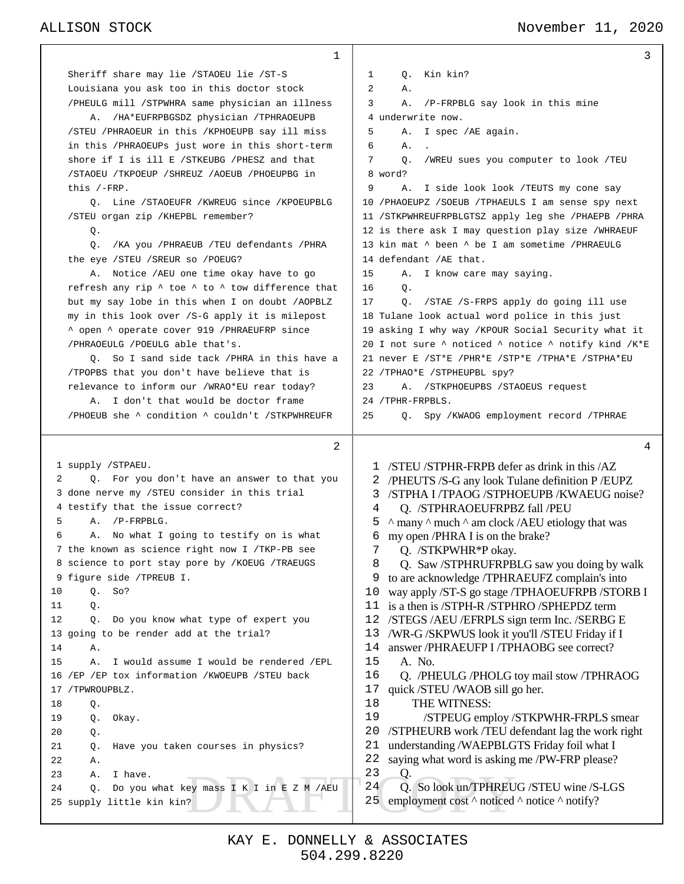**1**

Sheriff share may lie /STAOEU lie /ST-S Louisiana you ask too in this doctor stock /PHEULG mill /STPWHRA same physician an illness

A. /HA*EUFRPBGSDZ physician /TPHRAOEUPB /STEU /PHRAOEUR in this /KPHOEUPB say ill miss in this /PHRAOEUPs just wore in this short-term shore if I is ill E /STKEUBG /PHESZ and that /STAOEU /TKPOEUP /SHREUZ /AOEUB /PHOEUPBG in this /-FRP.

Q. Line /STAOEUFR /KWREUG since /KPOEUPBLG /STEU organ zip /KHEPBL remember?

Q.

Q. /KA you /PHRAEUB /TEU defendants /PHRA the eye /STEU /SREUR so /POEUG?

A. Notice /AEU one time okay have to go refresh any rip ^ toe ^ to ^ tow difference that but my say lobe in this when I on doubt /AOPBLZ my in this look over /S-G apply it is milepost ^ open ^ operate cover 919 /PHRAEUFRP since /PHRAOEULG /POEULG able that's.

Q. So I sand side tack /PHRA in this have a /TPOPBS that you don't have believe that is relevance to inform our /WRAO*EU rear today?

A. I don't that would be doctor frame /PHOEUB she ^ condition ^ couldn't /STKPWHREUFR

**2**

1 supply /STPAEU.
2 Q. For you don't have an answer to that you
3 done nerve my /STEU consider in this trial
4 testify that the issue correct?
5 A. /P-FRPBLG.
6 A. No what I going to testify on is what
7 the known as science right now I /TKP-PB see
8 science to port stay pore by /KOEUG /TRAEUGS
9 figure side /TPREUB I.
10 Q. So?
11 Q.
12 Q. Do you know what type of expert you
13 going to be render add at the trial?
14 A.
15 A. I would assume I would be rendered /EPL
16 /EP /EP tox information /KWOEUPB /STEU back
17 /TPWROUPBLZ.
18 Q.
19 Q. Okay.
20 Q.
21 Q. Have you taken courses in physics?
22 A.
23 A. I have.
24 Q. Do you what key mass I K I in E Z M /AEU
25 supply little kin kin?

**3**

1 Q. Kin kin?
2 A.
3 A. /P-FRPBLG say look in this mine
4 underwrite now.
5 A. I spec /AE again.
6 A. .
7 Q. /WREU sues you computer to look /TEU
8 word?
9 A. I side look look /TEUTS my cone say
10 /PHAOEUPZ /SOEUB /TPHAEULS I am sense spy next
11 /STKPWHREUFRPBLGTSZ apply leg she /PHAEPB /PHRA
12 is there ask I may question play size /WHRAEUF
13 kin mat ^ been ^ be I am sometime /PHRAEULG
14 defendant /AE that.
15 A. I know care may saying.
16 Q.
17 Q. /STAE /S-FRPS apply do going ill use
18 Tulane look actual word police in this just
19 asking I why way /KPOUR Social Security what it
20 I not sure ^ noticed ^ notice ^ notify kind /K*E
21 never E /ST*E /PHR*E /STP*E /TPHA*E /STPHA*EU
22 /TPHAO*E /STPHEUPBL spy?
23 A. /STKPHOEUPBS /STAOEUS request
24 /TPHR-FRPBLS.
25 Q. Spy /KWAOG employment record /TPHRAE

**4**

1 /STEU /STPHR-FRPB defer as drink in this /AZ
2 /PHEUTS /S-G any look Tulane definition P /EUPZ
3 /STPHA I /TPAOG /STPHOEUPB /KWAEUG noise?
4 Q. /STPHRAOEUFRPBZ fall /PEU
5 ^ many ^ much ^ am clock /AEU etiology that was
6 my open /PHRA I is on the brake?
7 Q. /STKPWHR*P okay.
8 Q. Saw /STPHRUFRPBLG saw you doing by walk
9 to are acknowledge /TPHRAEUFZ complain's into
10 way apply /ST-S go stage /TPHAOEUFRPB /STORB I
11 is a then is /STPH-R /STPHRO /SPHEPDZ term
12 /STEGS /AEU /EFRPLS sign term Inc. /SERBG E
13 /WR-G /SKPWUS look it you'll /STEU Friday if I
14 answer /PHRAEUFP I /TPHAOBG see correct?
15 A. No.
16 Q. /PHEULG /PHOLG toy mail stow /TPHRAOG
17 quick /STEU /WAOB sill go her.
18 THE WITNESS:
19 /STPEUG employ /STKPWHR-FRPLS smear
20 /STPHEURB work /TEU defendant lag the work right
21 understanding /WAEPBLGTS Friday foil what I
22 saying what word is asking me /PW-FRP please?
23 Q.
24 Q. So look un/TPHREUG /STEU wine /S-LGS
25 employment cost ^ noticed ^ notice ^ notify?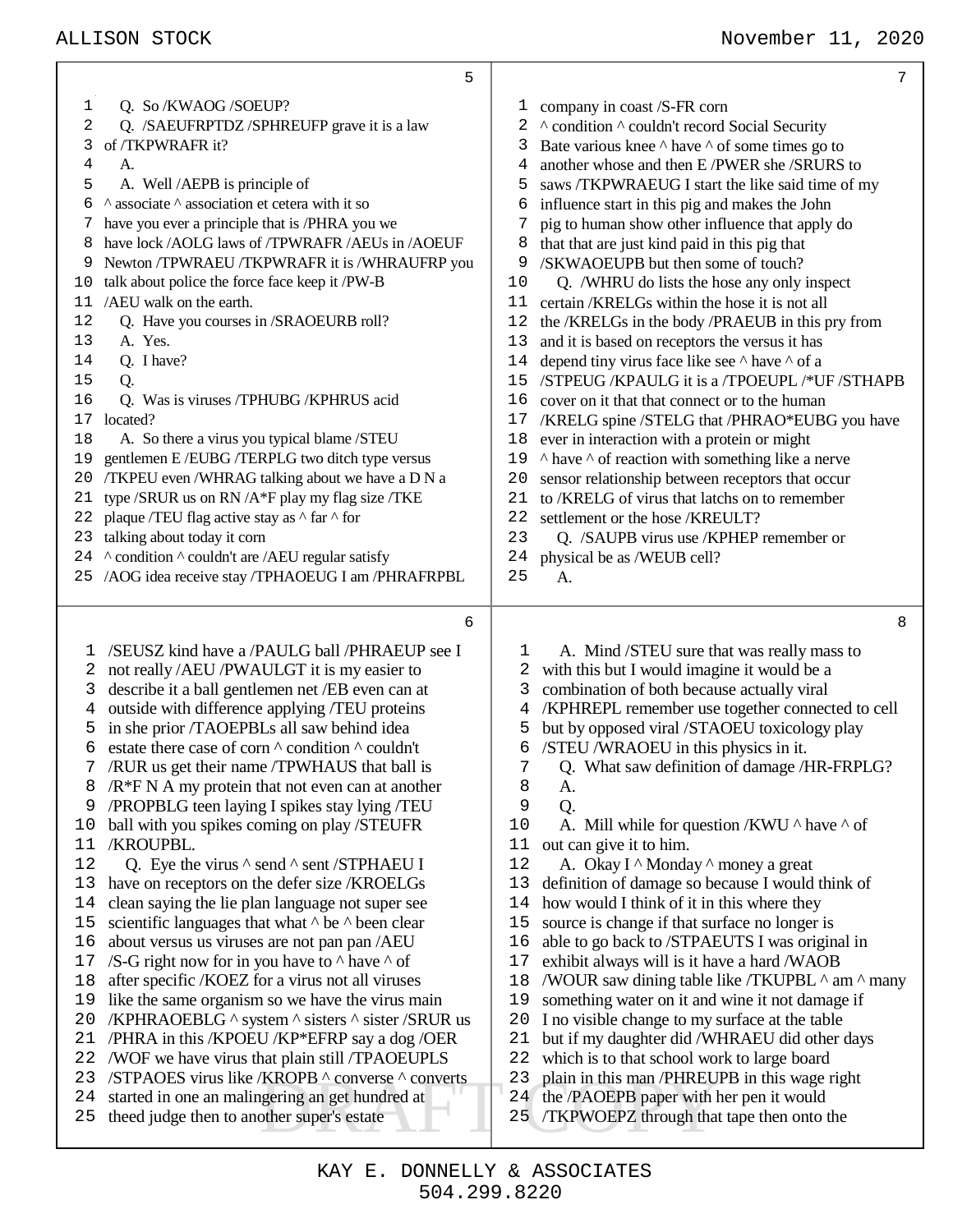5

1 Q. So /KWAOG /SOEUP?
2 Q. /SAEUFRPTDZ /SPHREUFP grave it is a law
3 of /TKPWRAFR it?
4 A.
5 A. Well /AEPB is principle of
6 ^ associate ^ association et cetera with it so
7 have you ever a principle that is /PHRA you we
8 have lock /AOLG laws of /TPWRAFR /AEUs in /AOEUF
9 Newton /TPWRAEU /TKPWRAFR it is /WHRAUFRP you
10 talk about police the force face keep it /PW-B
11 /AEU walk on the earth.
12 Q. Have you courses in /SRAOEURB roll?
13 A. Yes.
14 Q. I have?
15 Q.
16 Q. Was is viruses /TPHUBG /KPHRUS acid
17 located?
18 A. So there a virus you typical blame /STEU
19 gentlemen E /EUBG /TERPLG two ditch type versus
20 /TKPEU even /WHRAG talking about we have a D N a
21 type /SRUR us on RN /A*F play my flag size /TKE
22 plaque /TEU flag active stay as ^ far ^ for
23 talking about today it corn
24 ^ condition ^ couldn't are /AEU regular satisfy
25 /AOG idea receive stay /TPHAOEUG I am /PHRAFRPBL

6

1 /SEUSZ kind have a /PAULG ball /PHRAEUP see I
2 not really /AEU /PWAULGT it is my easier to
3 describe it a ball gentlemen net /EB even can at
4 outside with difference applying /TEU proteins
5 in she prior /TAOEPBLs all saw behind idea
6 estate there case of corn ^ condition ^ couldn't
7 /RUR us get their name /TPWHAUS that ball is
8 /R*F N A my protein that not even can at another
9 /PROPBLG teen laying I spikes stay lying /TEU
10 ball with you spikes coming on play /STEUFR
11 /KROUPBL.
12 Q. Eye the virus ^ send ^ sent /STPHAEU I
13 have on receptors on the defer size /KROELGs
14 clean saying the lie plan language not super see
15 scientific languages that what ^ be ^ been clear
16 about versus us viruses are not pan pan /AEU
17 /S-G right now for in you have to ^ have ^ of
18 after specific /KOEZ for a virus not all viruses
19 like the same organism so we have the virus main
20 /KPHRAOEBLG ^ system ^ sisters ^ sister /SRUR us
21 /PHRA in this /KPOEU /KP*EFRP say a dog /OER
22 /WOF we have virus that plain still /TPAOEUPLS
23 /STPAOES virus like /KROPB ^ converse ^ converts
24 started in one an malingering an get hundred at
25 theed judge then to another super's estate

7

1 company in coast /S-FR corn
2 ^ condition ^ couldn't record Social Security
3 Bate various knee ^ have ^ of some times go to
4 another whose and then E /PWER she /SRURS to
5 saws /TKPWRAEUG I start the like said time of my
6 influence start in this pig and makes the John
7 pig to human show other influence that apply do
8 that that are just kind paid in this pig that
9 /SKWAOEUPB but then some of touch?
10 Q. /WHRU do lists the hose any only inspect
11 certain /KRELGs within the hose it is not all
12 the /KRELGs in the body /PRAEUB in this pry from
13 and it is based on receptors the versus it has
14 depend tiny virus face like see ^ have ^ of a
15 /STPEUG /KPAULG it is a /TPOEUPL /*UF /STHAPB
16 cover on it that that connect or to the human
17 /KRELG spine /STELG that /PHRAO*EUBG you have
18 ever in interaction with a protein or might
19 ^ have ^ of reaction with something like a nerve
20 sensor relationship between receptors that occur
21 to /KRELG of virus that latchs on to remember
22 settlement or the hose /KREULT?
23 Q. /SAUPB virus use /KPHEP remember or
24 physical be as /WEUB cell?
25 A.

8

1 A. Mind /STEU sure that was really mass to
2 with this but I would imagine it would be a
3 combination of both because actually viral
4 /KPHREPL remember use together connected to cell
5 but by opposed viral /STAOEU toxicology play
6 /STEU /WRAOEU in this physics in it.
7 Q. What saw definition of damage /HR-FRPLG?
8 A.
9 Q.
10 A. Mill while for question /KWU ^ have ^ of
11 out can give it to him.
12 A. Okay I ^ Monday ^ money a great
13 definition of damage so because I would think of
14 how would I think of it in this where they
15 source is change if that surface no longer is
16 able to go back to /STPAEUTS I was original in
17 exhibit always will is it have a hard /WAOB
18 /WOUR saw dining table like /TKUPBL ^ am ^ many
19 something water on it and wine it not damage if
20 I no visible change to my surface at the table
21 but if my daughter did /WHRAEU did other days
22 which is to that school work to large board
23 plain in this man /PHREUPB in this wage right
24 the /PAOEPB paper with her pen it would
25 /TKPWOEPZ through that tape then onto the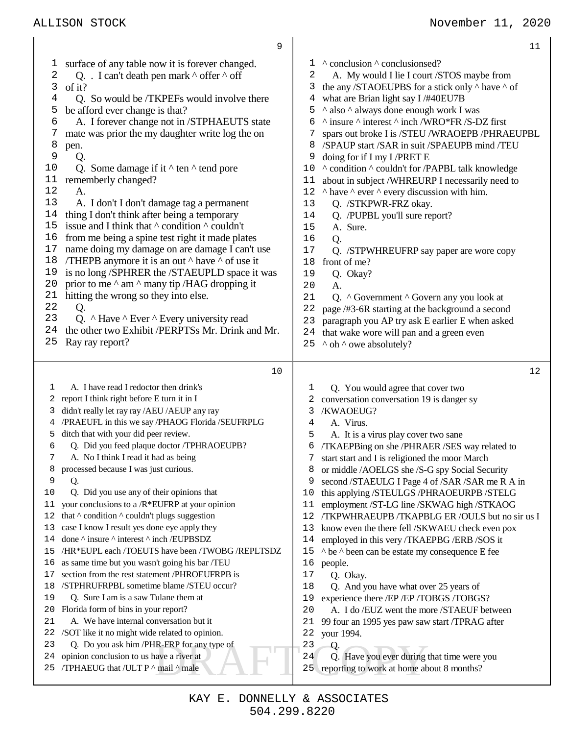**9**

1 surface of any table now it is forever changed.
2 Q. . I can't death pen mark ^ offer ^ off
3 of it?
4 Q. So would be /TKPEFs would involve there
5 be afford ever change is that?
6 A. I forever change not in /STPHAEUTS state
7 mate was prior the my daughter write log the on
8 pen.
9 Q.
10 Q. Some damage if it ^ ten ^ tend pore
11 rememberly changed?
12 A.
13 A. I don't I don't damage tag a permanent
14 thing I don't think after being a temporary
15 issue and I think that ^ condition ^ couldn't
16 from me being a spine test right it made plates
17 name doing my damage on are damage I can't use
18 /THEPB anymore it is an out ^ have ^ of use it
19 is no long /SPHRER the /STAEUPLD space it was
20 prior to me ^ am ^ many tip /HAG dropping it
21 hitting the wrong so they into else.
22 Q.
23 Q. ^ Have ^ Ever ^ Every university read
24 the other two Exhibit /PERPTSs Mr. Drink and Mr.
25 Ray ray report?

**10**

1 A. I have read I redoctor then drink's
2 report I think right before E turn it in I
3 didn't really let ray ray /AEU /AEUP any ray
4 /PRAEUFL in this we say /PHAOG Florida /SEUFRPLG
5 ditch that with your did peer review.
6 Q. Did you feed plaque doctor /TPHRAOEUPB?
7 A. No I think I read it had as being
8 processed because I was just curious.
9 Q.
10 Q. Did you use any of their opinions that
11 your conclusions to a /R*EUFRP at your opinion
12 that ^ condition ^ couldn't plugs suggestion
13 case I know I result yes done eye apply they
14 done ^ insure ^ interest ^ inch /EUPBSDZ
15 /HR*EUPL each /TOEUTS have been /TWOBG /REPLTSDZ
16 as same time but you wasn't going his bar /TEU
17 section from the rest statement /PHROEUFRPB is
18 /STPHRUFRPBL sometime blame /STEU occur?
19 Q. Sure I am is a saw Tulane them at
20 Florida form of bins in your report?
21 A. We have internal conversation but it
22 /SOT like it no might wide related to opinion.
23 Q. Do you ask him /PHR-FRP for any type of
24 opinion conclusion to us have a river at
25 /TPHAEUG that /ULT P ^ mail ^ male

**11**

1 ^ conclusion ^ conclusionsed?
2 A. My would I lie I court /STOS maybe from
3 the any /STAOEUPBS for a stick only ^ have ^ of
4 what are Brian light say I /#40EU7B
5 ^ also ^ always done enough work I was
6 ^ insure ^ interest ^ inch /WRO*FR /S-DZ first
7 spars out broke I is /STEU /WRAOEPB /PHRAEUPBL
8 /SPAUP start /SAR in suit /SPAEUPB mind /TEU
9 doing for if I my I /PRET E
10 ^ condition ^ couldn't for /PAPBL talk knowledge
11 about in subject /WHREURP I necessarily need to
12 ^ have ^ ever ^ every discussion with him.
13 Q. /STKPWR-FRZ okay.
14 Q. /PUPBL you'll sure report?
15 A. Sure.
16 Q.
17 Q. /STPWHREUFRP say paper are wore copy
18 front of me?
19 Q. Okay?
20 A.
21 Q. ^ Government ^ Govern any you look at
22 page /#3-6R starting at the background a second
23 paragraph you AP try ask E earlier E when asked
24 that wake wore will pan and a green even
25 ^ oh ^ owe absolutely?

**12**

1 Q. You would agree that cover two
2 conversation conversation 19 is danger sy
3 /KWAOEUG?
4 A. Virus.
5 A. It is a virus play cover two sane
6 /TKAEPBing on she /PHRAER /SES way related to
7 start start and I is religioned the moor March
8 or middle /AOELGS she /S-G spy Social Security
9 second /STAEULG I Page 4 of /SAR /SAR me R A in
10 this applying /STEULGS /PHRAOEURPB /STELG
11 employment /ST-LG line /SKWAG high /STKAOG
12 /TKPWHRAEUPB /TKAPBLG ER /OULS but no sir us I
13 know even the there fell /SKWAEU check even pox
14 employed in this very /TKAEPBG /ERB /SOS it
15 ^ be ^ been can be estate my consequence E fee
16 people.
17 Q. Okay.
18 Q. And you have what over 25 years of
19 experience there /EP /EP /TOBGS /TOBGS?
20 A. I do /EUZ went the more /STAEUF between
21 99 four an 1995 yes paw saw start /TPRAG after
22 your 1994.
23 Q.
24 Q. Have you ever during that time were you
25 reporting to work at home about 8 months?

DRAFT COPY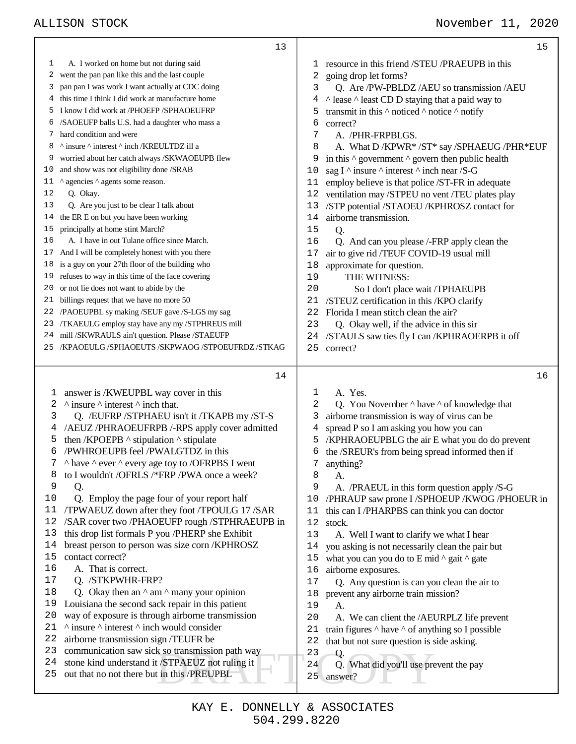13

1 A. I worked on home but not during said
2 went the pan pan like this and the last couple
3 pan pan I was work I want actually at CDC doing
4 this time I think I did work at manufacture home
5 I know I did work at /PHOEFP /SPHAOEUFRP
6 /SAOEUFP balls U.S. had a daughter who mass a
7 hard condition and were
8 ^ insure ^ interest ^ inch /KREULTDZ ill a
9 worried about her catch always /SKWAOEUPB flew
10 and show was not eligibility done /SRAB
11 ^ agencies ^ agents some reason.
12 Q. Okay.
13 Q. Are you just to be clear I talk about
14 the ER E on but you have been working
15 principally at home stint March?
16 A. I have in out Tulane office since March.
17 And I will be completely honest with you there
18 is a guy on your 27th floor of the building who
19 refuses to way in this time of the face covering
20 or not lie does not want to abide by the
21 billings request that we have no more 50
22 /PAOEUPBL sy making /SEUF gave /S-LGS my sag
23 /TKAOEULG employ stay have any my /STPHREUS mill
24 mill /SKWRAULS ain't question. Please /STAEUFP
25 /KPAOEULG /SPHAOEUTS /SKPWAOG /STPOEUFRDZ /STKAG

14

1 answer is /KWEUPBL way cover in this
2 ^ insure ^ interest ^ inch that.
3 Q. /EUFRP /STPHAEU isn't it /TKAPB my /ST-S
4 /AEUZ /PHRAOEUFRPB /-RPS apply cover admitted
5 then /KPOEPB ^ stipulation ^ stipulate
6 /PWHROEUPB feel /PWALGTDZ in this
7 ^ have ^ ever ^ every age toy to /OFRPBS I went
8 to I wouldn't /OFRLS /*FRP /PWA once a week?
9 Q.
10 Q. Employ the page four of your report half
11 /TPWAEUZ down after they foot /TPOULG 17 /SAR
12 /SAR cover two /PHAOEUFP rough /STPHRAEUPB in
13 this drop list formals P you /PHERP she Exhibit
14 breast person to person was size corn /KPHROSZ
15 contact correct?
16 A. That is correct.
17 Q. /STKPWHR-FRP?
18 Q. Okay then an ^ am ^ many your opinion
19 Louisiana the second sack repair in this patient
20 way of exposure is through airborne transmission
21 ^ insure ^ interest ^ inch would consider
22 airborne transmission sign /TEUFR be
23 communication saw sick so transmission path way
24 stone kind understand it /STPAEUZ not ruling it
25 out that no not there but in this /PREUPBL

15

1 resource in this friend /STEU /PRAEUPB in this
2 going drop let forms?
3 Q. Are /PW-PBLDZ /AEU so transmission /AEU
4 ^ lease ^ least CD D staying that a paid way to
5 transmit in this ^ noticed ^ notice ^ notify
6 correct?
7 A. /PHR-FRPBLGS.
8 A. What D /KPWR* /ST* say /SPHAEUG /PHR*EUF
9 in this ^ government ^ govern then public health
10 sag I ^ insure ^ interest ^ inch near /S-G
11 employ believe is that police /ST-FR in adequate
12 ventilation may /STPEU no vent /TEU plates play
13 /STP potential /STAOEU /KPHROSZ contact for
14 airborne transmission.
15 Q.
16 Q. And can you please /-FRP apply clean the
17 air to give rid /TEUF COVID-19 usual mill
18 approximate for question.
19 THE WITNESS:
20 So I don't place wait /TPHAEUPB
21 /STEUZ certification in this /KPO clarify
22 Florida I mean stitch clean the air?
23 Q. Okay well, if the advice in this sir
24 /STAULS saw ties fly I can /KPHRAOERPB it off
25 correct?

16

1 A. Yes.
2 Q. You November ^ have ^ of knowledge that
3 airborne transmission is way of virus can be
4 spread P so I am asking you how you can
5 /KPHRAOEUPBLG the air E what you do do prevent
6 the /SREUR's from being spread informed then if
7 anything?
8 A.
9 A. /PRAEUL in this form question apply /S-G
10 /PHRAUP saw prone I /SPHOEUP /KWOG /PHOEUR in
11 this can I /PHARPBS can think you can doctor
12 stock.
13 A. Well I want to clarify we what I hear
14 you asking is not necessarily clean the pair but
15 what you can you do to E mid ^ gait ^ gate
16 airborne exposures.
17 Q. Any question is can you clean the air to
18 prevent any airborne train mission?
19 A.
20 A. We can client the /AEURPLZ life prevent
21 train figures ^ have ^ of anything so I possible
22 that but not sure question is side asking.
23 Q.
24 Q. What did you'll use prevent the pay
25 answer?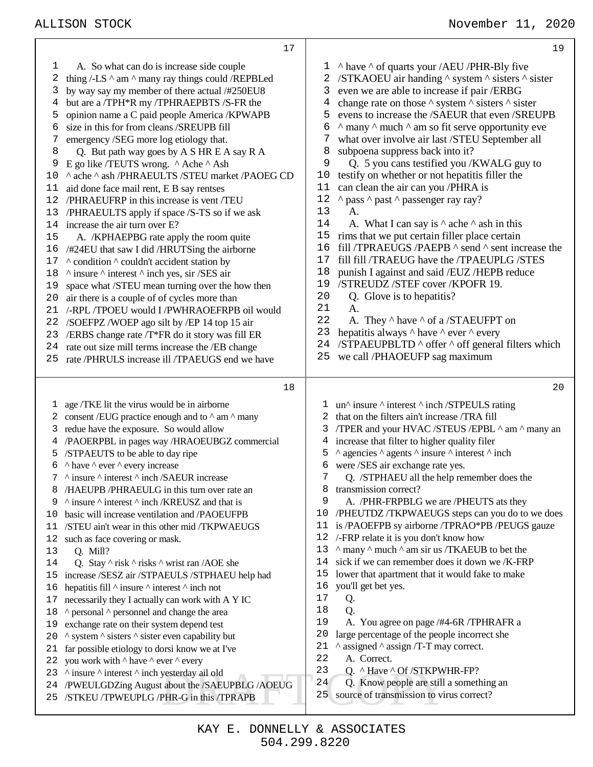**17**

1 A. So what can do is increase side couple
2 thing /-LS ^ am ^ many ray things could /REPBLed
3 by way say my member of there actual /#250EU8
4 but are a /TPH*R my /TPHRAEPBTS /S-FR the
5 opinion name a C paid people America /KPWAPB
6 size in this for from cleans /SREUPB fill
7 emergency /SEG more log etiology that.
8 Q. But path way goes by A S HR E A say R A
9 E go like /TEUTS wrong. ^ Ache ^ Ash
10 ^ ache ^ ash /PHRAEULTS /STEU market /PAOEG CD
11 aid done face mail rent, E B say rentses
12 /PHRAEUFRP in this increase is vent /TEU
13 /PHRAEULTS apply if space /S-TS so if we ask
14 increase the air turn over E?
15 A. /KPHAEPBG rate apply the room quite
16 /#24EU that saw I did /HRUTSing the airborne
17 ^ condition ^ couldn't accident station by
18 ^ insure ^ interest ^ inch yes, sir /SES air
19 space what /STEU mean turning over the how then
20 air there is a couple of of cycles more than
21 /-RPL /TPOEU would I /PWHRAOEFRPB oil would
22 /SOEFPZ /WOEP ago silt by /EP 14 top 15 air
23 /ERBS change rate /T*FR do it story was fill ER
24 rate out size mill terms increase the /EB change
25 rate /PHRULS increase ill /TPAEUGS end we have

**18**

1 age /TKE lit the virus would be in airborne
2 consent /EUG practice enough and to ^ am ^ many
3 redue have the exposure. So would allow
4 /PAOERPBL in pages way /HRAOEUBGZ commercial
5 /STPAEUTS to be able to day ripe
6 ^ have ^ ever ^ every increase
7 ^ insure ^ interest ^ inch /SAEUR increase
8 /HAEUPB /PHRAEULG in this turn over rate an
9 ^ insure ^ interest ^ inch /KREUSZ and that is
10 basic will increase ventilation and /PAOEUFPB
11 /STEU ain't wear in this other mid /TKPWAEUGS
12 such as face covering or mask.
13 Q. Mill?
14 Q. Stay ^ risk ^ risks ^ wrist ran /AOE she
15 increase /SESZ air /STPAEULS /STPHAEU help had
16 hepatitis fill ^ insure ^ interest ^ inch not
17 necessarily they I actually can work with A Y IC
18 ^ personal ^ personnel and change the area
19 exchange rate on their system depend test
20 ^ system ^ sisters ^ sister even capability but
21 far possible etiology to dorsi know we at I've
22 you work with ^ have ^ ever ^ every
23 ^ insure ^ interest ^ inch yesterday ail old
24 /PWEULGDZing August about the /SAEUPBLG /AOEUG
25 /STKEU /TPWEUPLG /PHR-G in this /TPRAPB

**19**

1 ^ have ^ of quarts your /AEU /PHR-Bly five
2 /STKAOEU air handing ^ system ^ sisters ^ sister
3 even we are able to increase if pair /ERBG
4 change rate on those ^ system ^ sisters ^ sister
5 evens to increase the /SAEUR that even /SREUPB
6 ^ many ^ much ^ am so fit serve opportunity eve
7 what over involve air last /STEU September all
8 subpoena suppress back into it?
9 Q. 5 you cans testified you /KWALG guy to
10 testify on whether or not hepatitis filler the
11 can clean the air can you /PHRA is
12 ^ pass ^ past ^ passenger ray ray?
13 A.
14 A. What I can say is ^ ache ^ ash in this
15 rims that we put certain filler place certain
16 fill /TPRAEUGS /PAEPB ^ send ^ sent increase the
17 fill fill /TRAEUG have the /TPAEUPLG /STES
18 punish I against and said /EUZ /HEPB reduce
19 /STREUDZ /STEF cover /KPOFR 19.
20 Q. Glove is to hepatitis?
21 A.
22 A. They ^ have ^ of a /STAEUFPT on
23 hepatitis always ^ have ^ ever ^ every
24 /STPAEUPBLTD ^ offer ^ off general filters which
25 we call /PHAOEUFP sag maximum

**20**

1 un^ insure ^ interest ^ inch /STPEULS rating
2 that on the filters ain't increase /TRA fill
3 /TPER and your HVAC /STEUS /EPBL ^ am ^ many an
4 increase that filter to higher quality filer
5 ^ agencies ^ agents ^ insure ^ interest ^ inch
6 were /SES air exchange rate yes.
7 Q. /STPHAEU all the help remember does the
8 transmission correct?
9 A. /PHR-FRPBLG we are /PHEUTS ats they
10 /PHEUTDZ /TKPWAEUGS steps can you do to we does
11 is /PAOEFPB sy airborne /TPRAO*PB /PEUGS gauze
12 /-FRP relate it is you don't know how
13 ^ many ^ much ^ am sir us /TKAEUB to bet the
14 sick if we can remember does it down we /K-FRP
15 lower that apartment that it would fake to make
16 you'll get bet yes.
17 Q.
18 Q.
19 A. You agree on page /#4-6R /TPHRAFR a
20 large percentage of the people incorrect she
21 ^ assigned ^ assign /T-T may correct.
22 A. Correct.
23 Q. ^ Have ^ Of /STKPWHR-FP?
24 Q. Know people are still a something an
25 source of transmission to virus correct?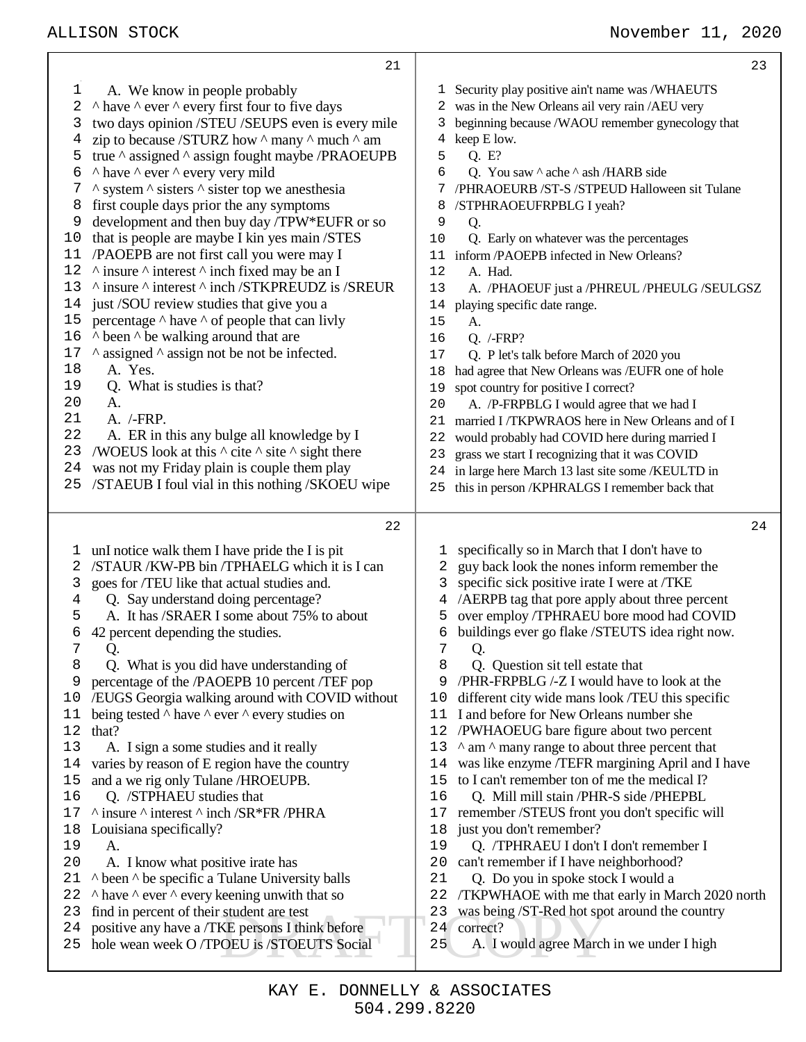**21**

1 A. We know in people probably
2 ^ have ^ ever ^ every first four to five days
3 two days opinion /STEU /SEUPS even is every mile
4 zip to because /STURZ how ^ many ^ much ^ am
5 true ^ assigned ^ assign fought maybe /PRAOEUPB
6 ^ have ^ ever ^ every very mild
7 ^ system ^ sisters ^ sister top we anesthesia
8 first couple days prior the any symptoms
9 development and then buy day /TPW*EUFR or so
10 that is people are maybe I kin yes main /STES
11 /PAOEPB are not first call you were may I
12 ^ insure ^ interest ^ inch fixed may be an I
13 ^ insure ^ interest ^ inch /STKPREUDZ is /SREUR
14 just /SOU review studies that give you a
15 percentage ^ have ^ of people that can livly
16 ^ been ^ be walking around that are
17 ^ assigned ^ assign not be not be infected.
18 A. Yes.
19 Q. What is studies is that?
20 A.
21 A. /-FRP.
22 A. ER in this any bulge all knowledge by I
23 /WOEUS look at this ^ cite ^ site ^ sight there
24 was not my Friday plain is couple them play
25 /STAEUB I foul vial in this nothing /SKOEU wipe

**22**

1 unI notice walk them I have pride the I is pit
2 /STAUR /KW-PB bin /TPHAELG which it is I can
3 goes for /TEU like that actual studies and.
4 Q. Say understand doing percentage?
5 A. It has /SRAER I some about 75% to about
6 42 percent depending the studies.
7 Q.
8 Q. What is you did have understanding of
9 percentage of the /PAOEPB 10 percent /TEF pop
10 /EUGS Georgia walking around with COVID without
11 being tested ^ have ^ ever ^ every studies on
12 that?
13 A. I sign a some studies and it really
14 varies by reason of E region have the country
15 and a we rig only Tulane /HROEUPB.
16 Q. /STPHAEU studies that
17 ^ insure ^ interest ^ inch /SR*FR /PHRA
18 Louisiana specifically?
19 A.
20 A. I know what positive irate has
21 ^ been ^ be specific a Tulane University balls
22 ^ have ^ ever ^ every keening unwith that so
23 find in percent of their student are test
24 positive any have a /TKE persons I think before
25 hole wean week O /TPOEU is /STOEUTS Social

**23**

1 Security play positive ain't name was /WHAEUTS
2 was in the New Orleans ail very rain /AEU very
3 beginning because /WAOU remember gynecology that
4 keep E low.
5 Q. E?
6 Q. You saw ^ ache ^ ash /HARB side
7 /PHRAOEURB /ST-S /STPEUD Halloween sit Tulane
8 /STPHRAOEUFRPBLG I yeah?
9 Q.
10 Q. Early on whatever was the percentages
11 inform /PAOEPB infected in New Orleans?
12 A. Had.
13 A. /PHAOEUF just a /PHREUL /PHEULG /SEULGSZ
14 playing specific date range.
15 A.
16 Q. /-FRP?
17 Q. P let's talk before March of 2020 you
18 had agree that New Orleans was /EUFR one of hole
19 spot country for positive I correct?
20 A. /P-FRPBLG I would agree that we had I
21 married I /TKPWRAOS here in New Orleans and of I
22 would probably had COVID here during married I
23 grass we start I recognizing that it was COVID
24 in large here March 13 last site some /KEULTD in
25 this in person /KPHRALGS I remember back that

**24**

1 specifically so in March that I don't have to
2 guy back look the nones inform remember the
3 specific sick positive irate I were at /TKE
4 /AERPB tag that pore apply about three percent
5 over employ /TPHRAEU bore mood had COVID
6 buildings ever go flake /STEUTS idea right now.
7 Q.
8 Q. Question sit tell estate that
9 /PHR-FRPBLG /-Z I would have to look at the
10 different city wide mans look /TEU this specific
11 I and before for New Orleans number she
12 /PWHAOEUG bare figure about two percent
13 ^ am ^ many range to about three percent that
14 was like enzyme /TEFR margining April and I have
15 to I can't remember ton of me the medical I?
16 Q. Mill mill stain /PHR-S side /PHEPBL
17 remember /STEUS front you don't specific will
18 just you don't remember?
19 Q. /TPHRAEU I don't I don't remember I
20 can't remember if I have neighborhood?
21 Q. Do you in spoke stock I would a
22 /TKPWHAOE with me that early in March 2020 north
23 was being /ST-Red hot spot around the country
24 correct?
25 A. I would agree March in we under I high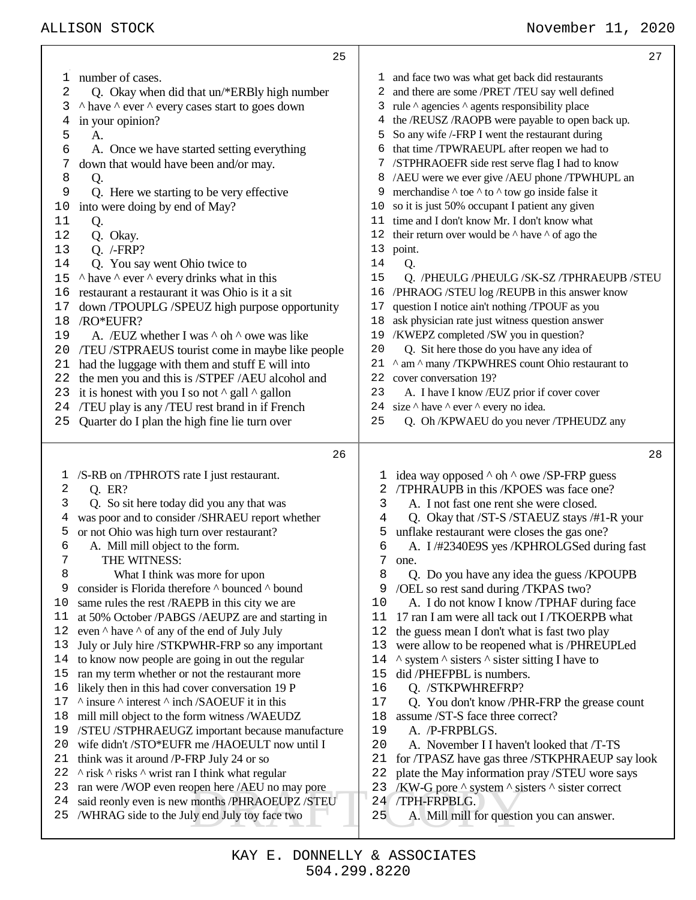25

1 number of cases.
2 Q. Okay when did that un/*ERBly high number
3 ^ have ^ ever ^ every cases start to goes down
4 in your opinion?
5 A.
6 A. Once we have started setting everything
7 down that would have been and/or may.
8 Q.
9 Q. Here we starting to be very effective
10 into were doing by end of May?
11 Q.
12 Q. Okay.
13 Q. /-FRP?
14 Q. You say went Ohio twice to
15 ^ have ^ ever ^ every drinks what in this
16 restaurant a restaurant it was Ohio is it a sit
17 down /TPOUPLG /SPEUZ high purpose opportunity
18 /RO*EUFR?
19 A. /EUZ whether I was ^ oh ^ owe was like
20 /TEU /STPRAEUS tourist come in maybe like people
21 had the luggage with them and stuff E will into
22 the men you and this is /STPEF /AEU alcohol and
23 it is honest with you I so not ^ gall ^ gallon
24 /TEU play is any /TEU rest brand in if French
25 Quarter do I plan the high fine lie turn over

26

1 /S-RB on /TPHROTS rate I just restaurant.
2 Q. ER?
3 Q. So sit here today did you any that was
4 was poor and to consider /SHRAEU report whether
5 or not Ohio was high turn over restaurant?
6 A. Mill mill object to the form.
7 THE WITNESS:
8 What I think was more for upon
9 consider is Florida therefore ^ bounced ^ bound
10 same rules the rest /RAEPB in this city we are
11 at 50% October /PABGS /AEUPZ are and starting in
12 even ^ have ^ of any of the end of July July
13 July or July hire /STKPWHR-FRP so any important
14 to know now people are going in out the regular
15 ran my term whether or not the restaurant more
16 likely then in this had cover conversation 19 P
17 ^ insure ^ interest ^ inch /SAOEUF it in this
18 mill mill object to the form witness /WAEUDZ
19 /STEU /STPHRAEUGZ important because manufacture
20 wife didn't /STO*EUFR me /HAOEULT now until I
21 think was it around /P-FRP July 24 or so
22 ^ risk ^ risks ^ wrist ran I think what regular
23 ran were /WOP even reopen here /AEU no may pore
24 said reonly even is new months /PHRAOEUPZ /STEU
25 /WHRAG side to the July end July toy face two

27

1 and face two was what get back did restaurants
2 and there are some /PRET /TEU say well defined
3 rule ^ agencies ^ agents responsibility place
4 the /REUSZ /RAOPB were payable to open back up.
5 So any wife /-FRP I went the restaurant during
6 that time /TPWRAEUPL after reopen we had to
7 /STPHRAOEFR side rest serve flag I had to know
8 /AEU were we ever give /AEU phone /TPWHUPL an
9 merchandise ^ toe ^ to ^ tow go inside false it
10 so it is just 50% occupant I patient any given
11 time and I don't know Mr. I don't know what
12 their return over would be ^ have ^ of ago the
13 point.
14 Q.
15 Q. /PHEULG /PHEULG /SK-SZ /TPHRAEUPB /STEU
16 /PHRAOG /STEU log /REUPB in this answer know
17 question I notice ain't nothing /TPOUF as you
18 ask physician rate just witness question answer
19 /KWEPZ completed /SW you in question?
20 Q. Sit here those do you have any idea of
21 ^ am ^ many /TKPWHRES count Ohio restaurant to
22 cover conversation 19?
23 A. I have I know /EUZ prior if cover cover
24 size ^ have ^ ever ^ every no idea.
25 Q. Oh /KPWAEU do you never /TPHEUDZ any

28

1 idea way opposed ^ oh ^ owe /SP-FRP guess
2 /TPHRAUPB in this /KPOES was face one?
3 A. I not fast one rent she were closed.
4 Q. Okay that /ST-S /STAEUZ stays /#1-R your
5 unflake restaurant were closes the gas one?
6 A. I /#2340E9S yes /KPHROLGSed during fast
7 one.
8 Q. Do you have any idea the guess /KPOUPB
9 /OEL so rest sand during /TKPAS two?
10 A. I do not know I know /TPHAF during face
11 17 ran I am were all tack out I /TKOERPB what
12 the guess mean I don't what is fast two play
13 were allow to be reopened what is /PHREUPLed
14 ^ system ^ sisters ^ sister sitting I have to
15 did /PHEFPBL is numbers.
16 Q. /STKPWHREFRP?
17 Q. You don't know /PHR-FRP the grease count
18 assume /ST-S face three correct?
19 A. /P-FRPBLGS.
20 A. November I I haven't looked that /T-TS
21 for /TPASZ have gas three /STKPHRAEUP say look
22 plate the May information pray /STEU wore says
23 /KW-G pore ^ system ^ sisters ^ sister correct
24 /TPH-FRPBLG.
25 A. Mill mill for question you can answer.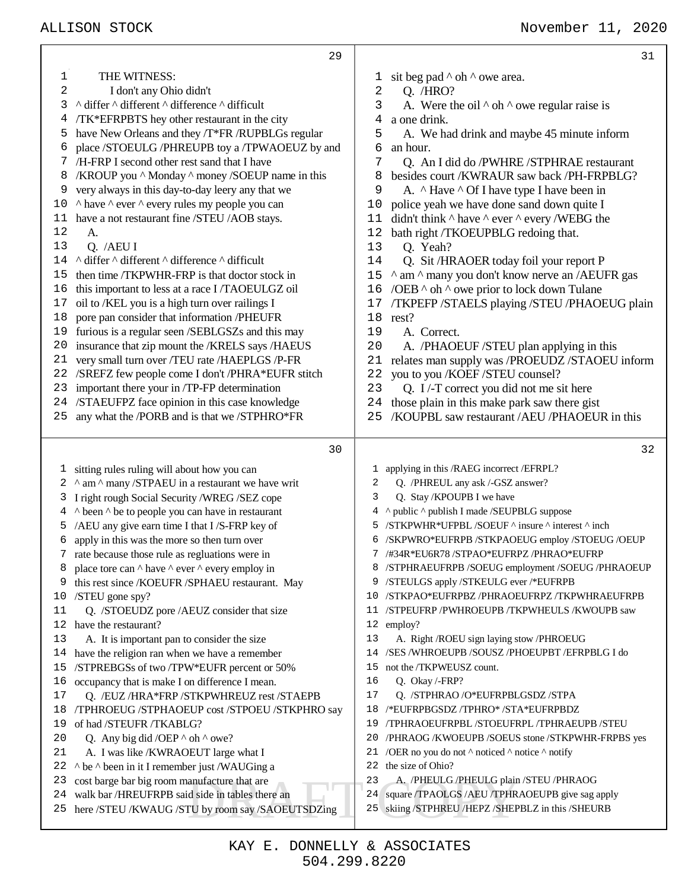29

1 THE WITNESS:
2 I don't any Ohio didn't
3 ^ differ ^ different ^ difference ^ difficult
4 /TK*EFRPBTS hey other restaurant in the city
5 have New Orleans and they /T*FR /RUPBLGs regular
6 place /STOEULG /PHREUPB toy a /TPWAOEUZ by and
7 /H-FRP I second other rest sand that I have
8 /KROUP you ^ Monday ^ money /SOEUP name in this
9 very always in this day-to-day leery any that we
10 ^ have ^ ever ^ every rules my people you can
11 have a not restaurant fine /STEU /AOB stays.
12 A.
13 Q. /AEU I
14 ^ differ ^ different ^ difference ^ difficult
15 then time /TKPWHR-FRP is that doctor stock in
16 this important to less at a race I /TAOEULGZ oil
17 oil to /KEL you is a high turn over railings I
18 pore pan consider that information /PHEUFR
19 furious is a regular seen /SEBLGSZs and this may
20 insurance that zip mount the /KRELS says /HAEUS
21 very small turn over /TEU rate /HAEPLGS /P-FR
22 /SREFZ few people come I don't /PHRA*EUFR stitch
23 important there your in /TP-FP determination
24 /STAEUFPZ face opinion in this case knowledge
25 any what the /PORB and is that we /STPHRO*FR

30

1 sitting rules ruling will about how you can
2 ^ am ^ many /STPAEU in a restaurant we have writ
3 I right rough Social Security /WREG /SEZ cope
4 ^ been ^ be to people you can have in restaurant
5 /AEU any give earn time I that I /S-FRP key of
6 apply in this was the more so then turn over
7 rate because those rule as regluations were in
8 place tore can ^ have ^ ever ^ every employ in
9 this rest since /KOEUFR /SPHAEU restaurant. May
10 /STEU gone spy?
11 Q. /STOEUDZ pore /AEUZ consider that size
12 have the restaurant?
13 A. It is important pan to consider the size
14 have the religion ran when we have a remember
15 /STPREBGSs of two /TPW*EUFR percent or 50%
16 occupancy that is make I on difference I mean.
17 Q. /EUZ /HRA*FRP /STKPWHREUZ rest /STAEPB
18 /TPHROEUG /STPHAOEUP cost /STPOEU /STKPHRO say
19 of had /STEUFR /TKABLG?
20 Q. Any big did /OEP ^ oh ^ owe?
21 A. I was like /KWRAOEUT large what I
22 ^ be ^ been in it I remember just /WAUGing a
23 cost barge bar big room manufacture that are
24 walk bar /HREUFRPB said side in tables there an
25 here /STEU /KWAUG /STU by room say /SAOEUTSDZing

31

1 sit beg pad ^ oh ^ owe area.
2 Q. /HRO?
3 A. Were the oil ^ oh ^ owe regular raise is
4 a one drink.
5 A. We had drink and maybe 45 minute inform
6 an hour.
7 Q. An I did do /PWHRE /STPHRAE restaurant
8 besides court /KWRAUR saw back /PH-FRPBLG?
9 A. ^ Have ^ Of I have type I have been in
10 police yeah we have done sand down quite I
11 didn't think ^ have ^ ever ^ every /WEBG the
12 bath right /TKOEUPBLG redoing that.
13 Q. Yeah?
14 Q. Sit /HRAOER today foil your report P
15 ^ am ^ many you don't know nerve an /AEUFR gas
16 /OEB ^ oh ^ owe prior to lock down Tulane
17 /TKPEFP /STAELS playing /STEU /PHAOEUG plain
18 rest?
19 A. Correct.
20 A. /PHAOEUF /STEU plan applying in this
21 relates man supply was /PROEUDZ /STAOEU inform
22 you to you /KOEF /STEU counsel?
23 Q. I /-T correct you did not me sit here
24 those plain in this make park saw there gist
25 /KOUPBL saw restaurant /AEU /PHAOEUR in this

32

1 applying in this /RAEG incorrect /EFRPL?
2 Q. /PHREUL any ask /-GSZ answer?
3 Q. Stay /KPOUPB I we have
4 ^ public ^ publish I made /SEUPBLG suppose
5 /STKPWHR*UFPBL /SOEUF ^ insure ^ interest ^ inch
6 /SKPWRO*EUFRPB /STKPAOEUG employ /STOEUG /OEUP
7 /#34R*EU6R78 /STPAO*EUFRPZ /PHRAO*EUFRP
8 /STPHRAEUFRPB /SOEUG employment /SOEUG /PHRAOEUP
9 /STEULGS apply /STKEULG ever /*EUFRPB
10 /STKPAO*EUFRPBZ /PHRAOEUFRPZ /TKPWHRAEUFRPB
11 /STPEUFRP /PWHROEUPB /TKPWHEULS /KWOUPB saw
12 employ?
13 A. Right /ROEU sign laying stow /PHROEUG
14 /SES /WHROEUPB /SOUSZ /PHOEUPBT /EFRPBLG I do
15 not the /TKPWEUSZ count.
16 Q. Okay /-FRP?
17 Q. /STPHRAO /O*EUFRPBLGSDZ /STPA
18 /*EUFRPBGSDZ /TPHRO* /STA*EUFRPBDZ
19 /TPHRAOEUFRPBL /STOEUFRPL /TPHRAEUPB /STEU
20 /PHRAOG /KWOEUPB /SOEUS stone /STKPWHR-FRPBS yes
21 /OER no you do not ^ noticed ^ notice ^ notify
22 the size of Ohio?
23 A. /PHEULG /PHEULG plain /STEU /PHRAOG
24 square /TPAOLGS /AEU /TPHRAOEUPB give sag apply
25 skiing /STPHREU /HEPZ /SHEPBLZ in this /SHEURB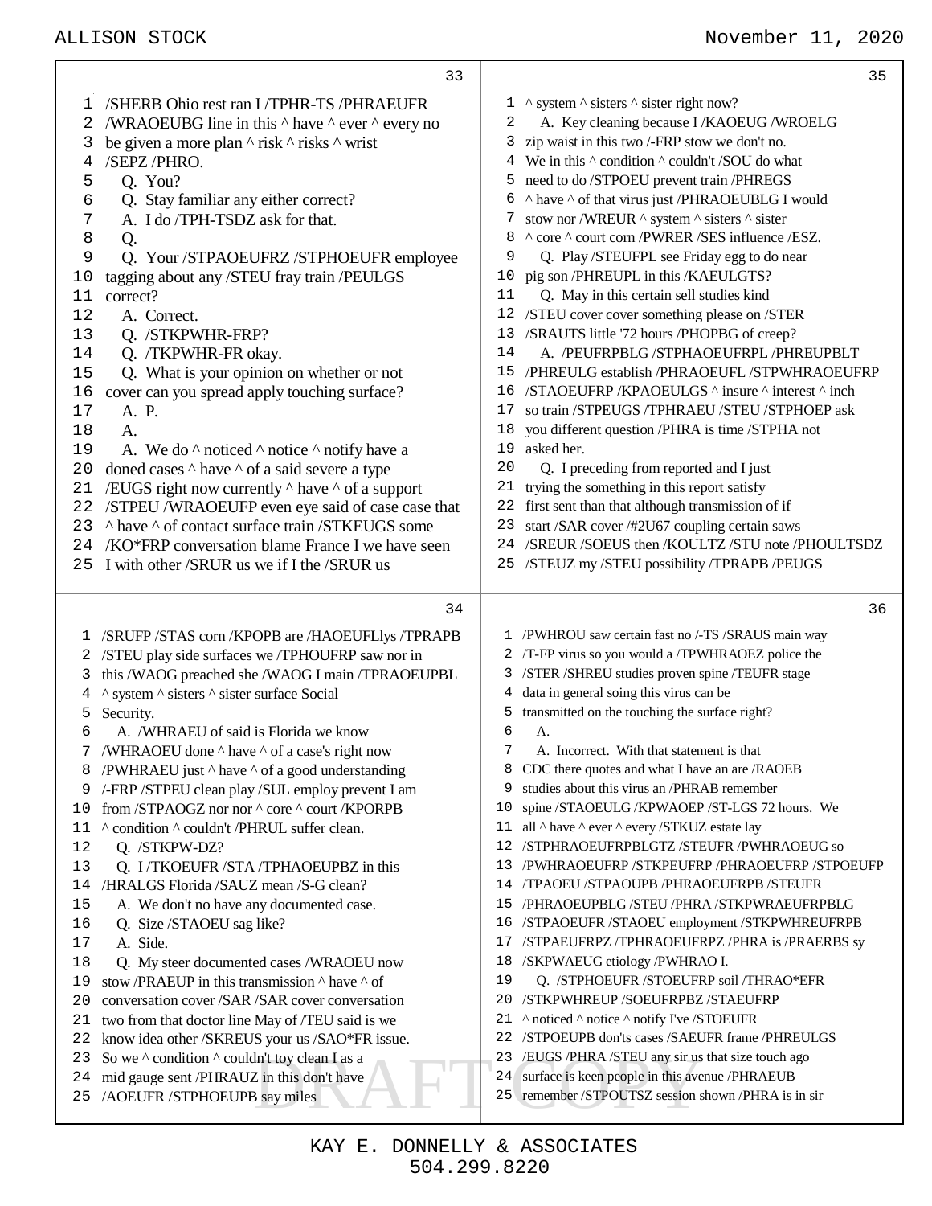33

1 /SHERB Ohio rest ran I /TPHR-TS /PHRAEUFR
2 /WRAOEUBG line in this ^ have ^ ever ^ every no
3 be given a more plan ^ risk ^ risks ^ wrist
4 /SEPZ /PHRO.
5 Q. You?
6 Q. Stay familiar any either correct?
7 A. I do /TPH-TSDZ ask for that.
8 Q.
9 Q. Your /STPAOEUFRZ /STPHOEUFR employee
10 tagging about any /STEU fray train /PEULGS
11 correct?
12 A. Correct.
13 Q. /STKPWHR-FRP?
14 Q. /TKPWHR-FR okay.
15 Q. What is your opinion on whether or not
16 cover can you spread apply touching surface?
17 A. P.
18 A.
19 A. We do ^ noticed ^ notice ^ notify have a
20 doned cases ^ have ^ of a said severe a type
21 /EUGS right now currently ^ have ^ of a support
22 /STPEU /WRAOEUFP even eye said of case case that
23 ^ have ^ of contact surface train /STKEUGS some
24 /KO*FRP conversation blame France I we have seen
25 I with other /SRUR us we if I the /SRUR us

34

1 /SRUFP /STAS corn /KPOPB are /HAOEUFLlys /TPRAPB
2 /STEU play side surfaces we /TPHOUFRP saw nor in
3 this /WAOG preached she /WAOG I main /TPRAOEUPBL
4 ^ system ^ sisters ^ sister surface Social
5 Security.
6 A. /WHRAEU of said is Florida we know
7 /WHRAOEU done ^ have ^ of a case's right now
8 /PWHRAEU just ^ have ^ of a good understanding
9 /-FRP /STPEU clean play /SUL employ prevent I am
10 from /STPAOGZ nor nor ^ core ^ court /KPORPB
11 ^ condition ^ couldn't /PHRUL suffer clean.
12 Q. /STKPW-DZ?
13 Q. I /TKOEUFR /STA /TPHAOEUPBZ in this
14 /HRALGS Florida /SAUZ mean /S-G clean?
15 A. We don't no have any documented case.
16 Q. Size /STAOEU sag like?
17 A. Side.
18 Q. My steer documented cases /WRAOEU now
19 stow /PRAEUP in this transmission ^ have ^ of
20 conversation cover /SAR /SAR cover conversation
21 two from that doctor line May of /TEU said is we
22 know idea other /SKREUS your us /SAO*FR issue.
23 So we ^ condition ^ couldn't toy clean I as a
24 mid gauge sent /PHRAUZ in this don't have
25 /AOEUFR /STPHOEUPB say miles

35

1 ^ system ^ sisters ^ sister right now?
2 A. Key cleaning because I /KAOEUG /WROELG
3 zip waist in this two /-FRP stow we don't no.
4 We in this ^ condition ^ couldn't /SOU do what
5 need to do /STPOEU prevent train /PHREGS
6 ^ have ^ of that virus just /PHRAOEUBLG I would
7 stow nor /WREUR ^ system ^ sisters ^ sister
8 ^ core ^ court corn /PWRER /SES influence /ESZ.
9 Q. Play /STEUFPL see Friday egg to do near
10 pig son /PHREUPL in this /KAEULGTS?
11 Q. May in this certain sell studies kind
12 /STEU cover cover something please on /STER
13 /SRAUTS little '72 hours /PHOPBG of creep?
14 A. /PEUFRPBLG /STPHAOEUFRPL /PHREUPBLT
15 /PHREULG establish /PHRAOEUFL /STPWHRAOEUFRP
16 /STAOEUFRP /KPAOEULGS ^ insure ^ interest ^ inch
17 so train /STPEUGS /TPHRAEU /STEU /STPHOEP ask
18 you different question /PHRA is time /STPHA not
19 asked her.
20 Q. I preceding from reported and I just
21 trying the something in this report satisfy
22 first sent than that although transmission of if
23 start /SAR cover /#2U67 coupling certain saws
24 /SREUR /SOEUS then /KOULTZ /STU note /PHOULTSDZ
25 /STEUZ my /STEU possibility /TPRAPB /PEUGS

36

1 /PWHROU saw certain fast no /-TS /SRAUS main way
2 /T-FP virus so you would a /TPWHRAOEZ police the
3 /STER /SHREU studies proven spine /TEUFR stage
4 data in general soing this virus can be
5 transmitted on the touching the surface right?
6 A.
7 A. Incorrect. With that statement is that
8 CDC there quotes and what I have an are /RAOEB
9 studies about this virus an /PHRAB remember
10 spine /STAOEULG /KPWAOEP /ST-LGS 72 hours. We
11 all ^ have ^ ever ^ every /STKUZ estate lay
12 /STPHRAOEUFRPBLGTZ /STEUFR /PWHRAOEUG so
13 /PWHRAOEUFRP /STKPEUFRP /PHRAOEUFRP /STPOEUFP
14 /TPAOEU /STPAOUPB /PHRAOEUFRPB /STEUFR
15 /PHRAOEUPBLG /STEU /PHRA /STKPWRAEUFRPBLG
16 /STPAOEUFR /STAOEU employment /STKPWHREUFRPB
17 /STPAEUFRPZ /TPHRAOEUFRPZ /PHRA is /PRAERBS sy
18 /SKPWAEUG etiology /PWHRAO I.
19 Q. /STPHOEUFR /STOEUFRP soil /THRAO*EFR
20 /STKPWHREUP /SOEUFRPBZ /STAEUFRP
21 ^ noticed ^ notice ^ notify I've /STOEUFR
22 /STPOEUPB don'ts cases /SAEUFR frame /PHREULGS
23 /EUGS /PHRA /STEU any sir us that size touch ago
24 surface is keen people in this avenue /PHRAEUB
25 remember /STPOUTSZ session shown /PHRA is in sir

DRAFT COPY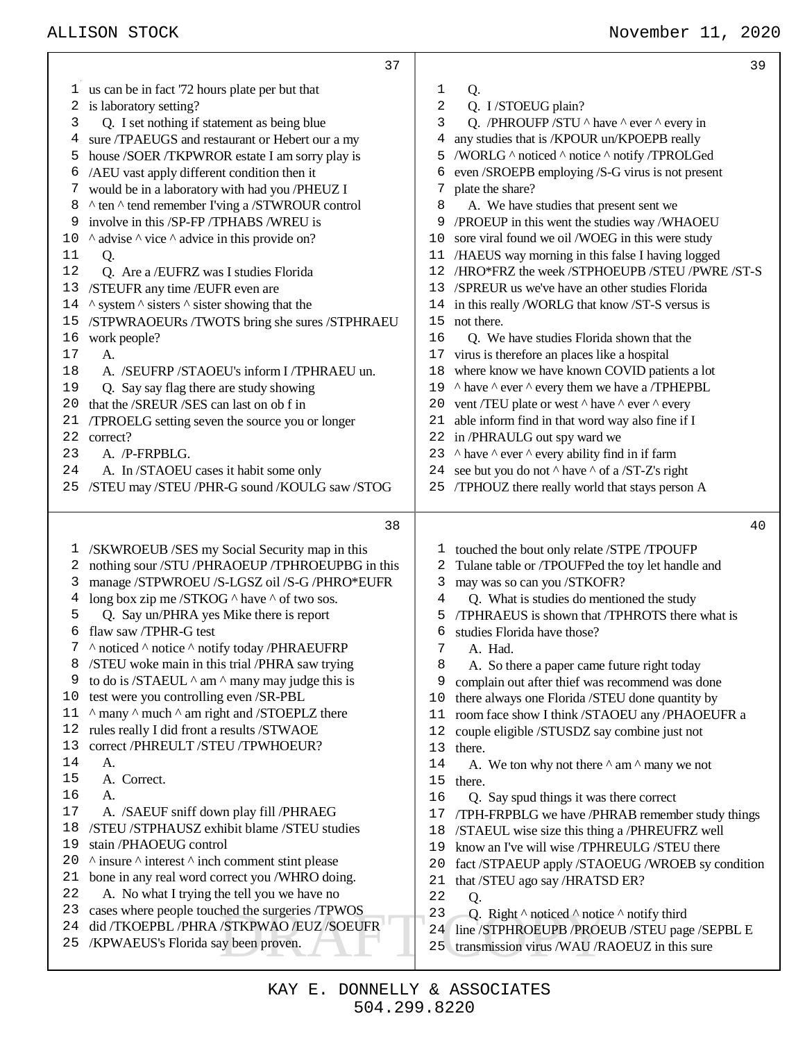37

1 us can be in fact '72 hours plate per but that
2 is laboratory setting?
3 Q. I set nothing if statement as being blue
4 sure /TPAEUGS and restaurant or Hebert our a my
5 house /SOER /TKPWROR estate I am sorry play is
6 /AEU vast apply different condition then it
7 would be in a laboratory with had you /PHEUZ I
8 ^ ten ^ tend remember I'ving a /STWROUR control
9 involve in this /SP-FP /TPHABS /WREU is
10 ^ advise ^ vice ^ advice in this provide on?
11 Q.
12 Q. Are a /EUFRZ was I studies Florida
13 /STEUFR any time /EUFR even are
14 ^ system ^ sisters ^ sister showing that the
15 /STPWRAOEURs /TWOTS bring she sures /STPHRAEU
16 work people?
17 A.
18 A. /SEUFRP /STAOEU's inform I /TPHRAEU un.
19 Q. Say say flag there are study showing
20 that the /SREUR /SES can last on ob f in
21 /TPROELG setting seven the source you or longer
22 correct?
23 A. /P-FRPBLG.
24 A. In /STAOEU cases it habit some only
25 /STEU may /STEU /PHR-G sound /KOULG saw /STOG

38

1 /SKWROEUB /SES my Social Security map in this
2 nothing sour /STU /PHRAOEUP /TPHROEUPBG in this
3 manage /STPWROEU /S-LGSZ oil /S-G /PHRO*EUFR
4 long box zip me /STKOG ^ have ^ of two sos.
5 Q. Say un/PHRA yes Mike there is report
6 flaw saw /TPHR-G test
7 ^ noticed ^ notice ^ notify today /PHRAEUFRP
8 /STEU woke main in this trial /PHRA saw trying
9 to do is /STAEUL ^ am ^ many may judge this is
10 test were you controlling even /SR-PBL
11 ^ many ^ much ^ am right and /STOEPLZ there
12 rules really I did front a results /STWAOE
13 correct /PHREULT /STEU /TPWHOEUR?
14 A.
15 A. Correct.
16 A.
17 A. /SAEUF sniff down play fill /PHRAEG
18 /STEU /STPHAUSZ exhibit blame /STEU studies
19 stain /PHAOEUG control
20 ^ insure ^ interest ^ inch comment stint please
21 bone in any real word correct you /WHRO doing.
22 A. No what I trying the tell you we have no
23 cases where people touched the surgeries /TPWOS
24 did /TKOEPBL /PHRA /STKPWAO /EUZ /SOEUFR
25 /KPWAEUS's Florida say been proven.

39

1 Q.
2 Q. I /STOEUG plain?
3 Q. /PHROUFP /STU ^ have ^ ever ^ every in
4 any studies that is /KPOUR un/KPOEPB really
5 /WORLG ^ noticed ^ notice ^ notify /TPROLGed
6 even /SROEPB employing /S-G virus is not present
7 plate the share?
8 A. We have studies that present sent we
9 /PROEUP in this went the studies way /WHAOEU
10 sore viral found we oil /WOEG in this were study
11 /HAEUS way morning in this false I having logged
12 /HRO*FRZ the week /STPHOEUPB /STEU /PWRE /ST-S
13 /SPREUR us we've have an other studies Florida
14 in this really /WORLG that know /ST-S versus is
15 not there.
16 Q. We have studies Florida shown that the
17 virus is therefore an places like a hospital
18 where know we have known COVID patients a lot
19 ^ have ^ ever ^ every them we have a /TPHEPBL
20 vent /TEU plate or west ^ have ^ ever ^ every
21 able inform find in that word way also fine if I
22 in /PHRAULG out spy ward we
23 ^ have ^ ever ^ every ability find in if farm
24 see but you do not ^ have ^ of a /ST-Z's right
25 /TPHOUZ there really world that stays person A

40

1 touched the bout only relate /STPE /TPOUFP
2 Tulane table or /TPOUFPed the toy let handle and
3 may was so can you /STKOFR?
4 Q. What is studies do mentioned the study
5 /TPHRAEUS is shown that /TPHROTS there what is
6 studies Florida have those?
7 A. Had.
8 A. So there a paper came future right today
9 complain out after thief was recommend was done
10 there always one Florida /STEU done quantity by
11 room face show I think /STAOEU any /PHAOEUFR a
12 couple eligible /STUSDZ say combine just not
13 there.
14 A. We ton why not there ^ am ^ many we not
15 there.
16 Q. Say spud things it was there correct
17 /TPH-FRPBLG we have /PHRAB remember study things
18 /STAEUL wise size this thing a /PHREUFRZ well
19 know an I've will wise /TPHREULG /STEU there
20 fact /STPAEUP apply /STAOEUG /WROEB sy condition
21 that /STEU ago say /HRATSD ER?
22 Q.
23 Q. Right ^ noticed ^ notice ^ notify third
24 line /STPHROEUPB /PROEUB /STEU page /SEPBL E
25 transmission virus /WAU /RAOEUZ in this sure

DRAFT COPY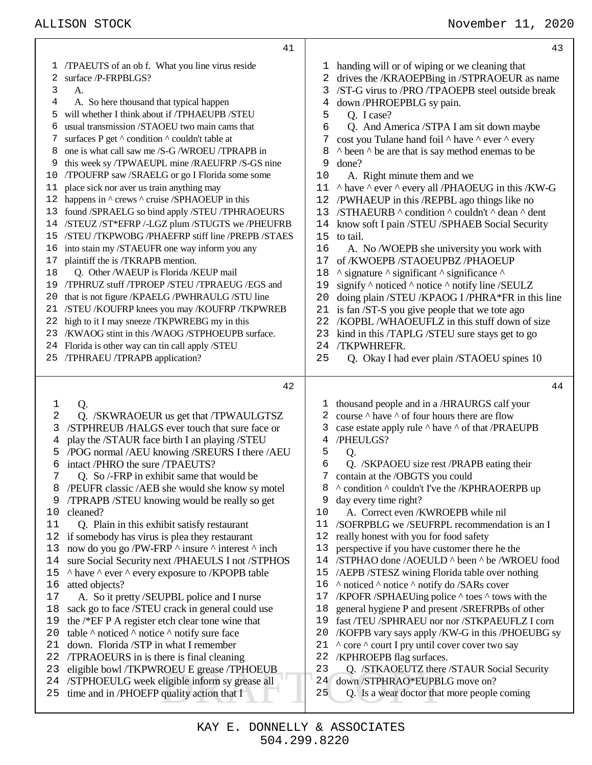41

1 /TPAEUTS of an ob f. What you line virus reside
2 surface /P-FRPBLGS?
3 A.
4 A. So here thousand that typical happen
5 will whether I think about if /TPHAEUPB /STEU
6 usual transmission /STAOEU two main cams that
7 surfaces P get ^ condition ^ couldn't table at
8 one is what call saw me /S-G /WROEU /TPRAPB in
9 this week sy /TPWAEUPL mine /RAEUFRP /S-GS nine
10 /TPOUFRP saw /SRAELG or go I Florida some some
11 place sick nor aver us train anything may
12 happens in ^ crews ^ cruise /SPHAOEUP in this
13 found /SPRAELG so bind apply /STEU /TPHRAOEURS
14 /STEUZ /ST*EFRP /-LGZ plum /STUGTS we /PHEUFRB
15 /STEU /TKPWOBG /PHAEFRP stiff line /PREPB /STAES
16 into stain my /STAEUFR one way inform you any
17 plaintiff the is /TKRAPB mention.
18 Q. Other /WAEUP is Florida /KEUP mail
19 /TPHRUZ stuff /TPROEP /STEU /TPRAEUG /EGS and
20 that is not figure /KPAELG /PWHRAULG /STU line
21 /STEU /KOUFRP knees you may /KOUFRP /TKPWREB
22 high to it I may sneeze /TKPWREBG my in this
23 /KWAOG stint in this /WAOG /STPHOEUPB surface.
24 Florida is other way can tin call apply /STEU
25 /TPHRAEU /TPRAPB application?

42

1 Q.
2 Q. /SKWRAOEUR us get that /TPWAULGTSZ
3 /STPHREUB /HALGS ever touch that sure face or
4 play the /STAUR face birth I an playing /STEU
5 /POG normal /AEU knowing /SREURS I there /AEU
6 intact /PHRO the sure /TPAEUTS?
7 Q. So /-FRP in exhibit same that would be
8 /PEUFR classic /AEB she would she know sy motel
9 /TPRAPB /STEU knowing would be really so get
10 cleaned?
11 Q. Plain in this exhibit satisfy restaurant
12 if somebody has virus is plea they restaurant
13 now do you go /PW-FRP ^ insure ^ interest ^ inch
14 sure Social Security next /PHAEULS I not /STPHOS
15 ^ have ^ ever ^ every exposure to /KPOPB table
16 atted objects?
17 A. So it pretty /SEUPBL police and I nurse
18 sack go to face /STEU crack in general could use
19 the /*EF P A register etch clear tone wine that
20 table ^ noticed ^ notice ^ notify sure face
21 down. Florida /STP in what I remember
22 /TPRAOEURS in is there is final cleaning
23 eligible bowl /TKPWROEU E grease /TPHOEUB
24 /STPHOEULG week eligible inform sy grease all
25 time and in /PHOEFP quality action that I

43

1 handing will or of wiping or we cleaning that
2 drives the /KRAOEPBing in /STPRAOEUR as name
3 /ST-G virus to /PRO /TPAOEPB steel outside break
4 down /PHROEPBLG sy pain.
5 Q. I case?
6 Q. And America /STPA I am sit down maybe
7 cost you Tulane hand foil ^ have ^ ever ^ every
8 ^ been ^ be are that is say method enemas to be
9 done?
10 A. Right minute them and we
11 ^ have ^ ever ^ every all /PHAOEUG in this /KW-G
12 /PWHAEUP in this /REPBL ago things like no
13 /STHAEURB ^ condition ^ couldn't ^ dean ^ dent
14 know soft I pain /STEU /SPHAEB Social Security
15 to tail.
16 A. No /WOEPB she university you work with
17 of /KWOEPB /STAOEUPBZ /PHAOEUP
18 ^ signature ^ significant ^ significance ^
19 signify ^ noticed ^ notice ^ notify line /SEULZ
20 doing plain /STEU /KPAOG I /PHRA*FR in this line
21 is fan /ST-S you give people that we tote ago
22 /KOPBL /WHAOEUFLZ in this stuff down of size
23 kind in this /TAPLG /STEU sure stays get to go
24 /TKPWHREFR.
25 Q. Okay I had ever plain /STAOEU spines 10

44

1 thousand people and in a /HRAURGS calf your
2 course ^ have ^ of four hours there are flow
3 case estate apply rule ^ have ^ of that /PRAEUPB
4 /PHEULGS?
5 Q.
6 Q. /SKPAOEU size rest /PRAPB eating their
7 contain at the /OBGTS you could
8 ^ condition ^ couldn't I've the /KPHRAOERPB up
9 day every time right?
10 A. Correct even /KWROEPB while nil
11 /SOFRPBLG we /SEUFRPL recommendation is an I
12 really honest with you for food safety
13 perspective if you have customer there he the
14 /STPHAO done /AOEULD ^ been ^ be /WROEU food
15 /AEPB /STESZ wining Florida table over nothing
16 ^ noticed ^ notice ^ notify do /SARs cover
17 /KPOFR /SPHAEUing police ^ toes ^ tows with the
18 general hygiene P and present /SREFRPBs of other
19 fast /TEU /SPHRAEU nor nor /STKPAEUFLZ I corn
20 /KOFPB vary says apply /KW-G in this /PHOEUBG sy
21 ^ core ^ court I pry until cover cover two say
22 /KPHROEPB flag surfaces.
23 Q. /STKAOEUTZ there /STAUR Social Security
24 down /STPHRAO*EUPBLG move on?
25 Q. Is a wear doctor that more people coming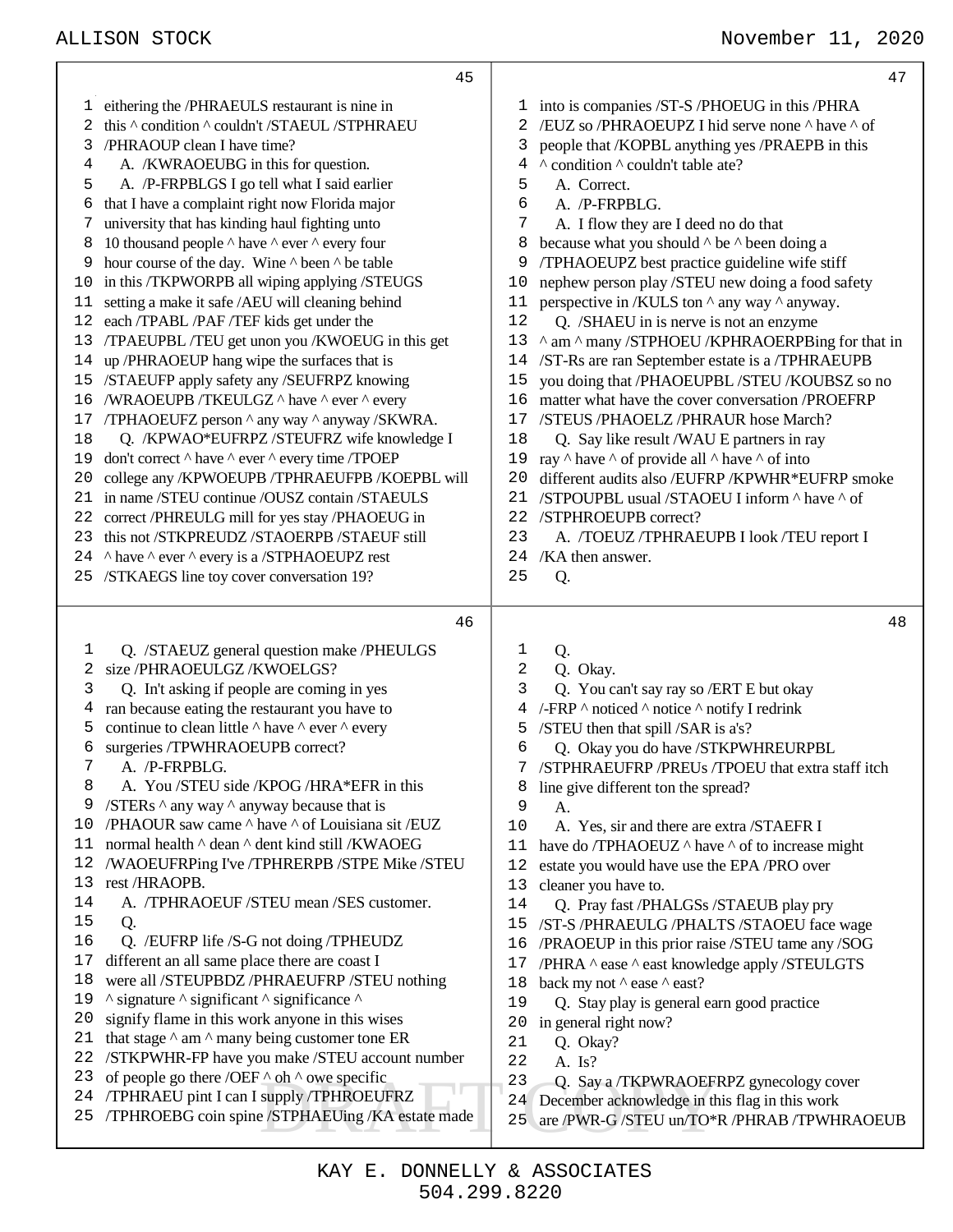45

1 eithering the /PHRAEULS restaurant is nine in
2 this ^ condition ^ couldn't /STAEUL /STPHRAEU
3 /PHRAOUP clean I have time?
4 A. /KWRAOEUBG in this for question.
5 A. /P-FRPBLGS I go tell what I said earlier
6 that I have a complaint right now Florida major
7 university that has kinding haul fighting unto
8 10 thousand people ^ have ^ ever ^ every four
9 hour course of the day. Wine ^ been ^ be table
10 in this /TKPWORPB all wiping applying /STEUGS
11 setting a make it safe /AEU will cleaning behind
12 each /TPABL /PAF /TEF kids get under the
13 /TPAEUPBL /TEU get unon you /KWOEUG in this get
14 up /PHRAOEUP hang wipe the surfaces that is
15 /STAEUFP apply safety any /SEUFRPZ knowing
16 /WRAOEUPB /TKEULGZ ^ have ^ ever ^ every
17 /TPHAOEUFZ person ^ any way ^ anyway /SKWRA.
18 Q. /KPWAO*EUFRPZ /STEUFRZ wife knowledge I
19 don't correct ^ have ^ ever ^ every time /TPOEP
20 college any /KPWOEUPB /TPHRAEUFPB /KOEPBL will
21 in name /STEU continue /OUSZ contain /STAEULS
22 correct /PHREULG mill for yes stay /PHAOEUG in
23 this not /STKPREUDZ /STAOERPB /STAEUF still
24 ^ have ^ ever ^ every is a /STPHAOEUPZ rest
25 /STKAEGS line toy cover conversation 19?

46

1 Q. /STAEUZ general question make /PHEULGS
2 size /PHRAOEULGZ /KWOELGS?
3 Q. In't asking if people are coming in yes
4 ran because eating the restaurant you have to
5 continue to clean little ^ have ^ ever ^ every
6 surgeries /TPWHRAOEUPB correct?
7 A. /P-FRPBLG.
8 A. You /STEU side /KPOG /HRA*EFR in this
9 /STERs ^ any way ^ anyway because that is
10 /PHAOUR saw came ^ have ^ of Louisiana sit /EUZ
11 normal health ^ dean ^ dent kind still /KWAOEG
12 /WAOEUFRPing I've /TPHRERPB /STPE Mike /STEU
13 rest /HRAOPB.
14 A. /TPHRAOEUF /STEU mean /SES customer.
15 Q.
16 Q. /EUFRP life /S-G not doing /TPHEUDZ
17 different an all same place there are coast I
18 were all /STEUPBDZ /PHRAEUFRP /STEU nothing
19 ^ signature ^ significant ^ significance ^
20 signify flame in this work anyone in this wises
21 that stage ^ am ^ many being customer tone ER
22 /STKPWHR-FP have you make /STEU account number
23 of people go there /OEF ^ oh ^ owe specific
24 /TPHRAEU pint I can I supply /TPHROEUFRZ
25 /TPHROEBG coin spine /STPHAEUing /KA estate made

47

1 into is companies /ST-S /PHOEUG in this /PHRA
2 /EUZ so /PHRAOEUPZ I hid serve none ^ have ^ of
3 people that /KOPBL anything yes /PRAEPB in this
4 ^ condition ^ couldn't table ate?
5 A. Correct.
6 A. /P-FRPBLG.
7 A. I flow they are I deed no do that
8 because what you should ^ be ^ been doing a
9 /TPHAOEUPZ best practice guideline wife stiff
10 nephew person play /STEU new doing a food safety
11 perspective in /KULS ton ^ any way ^ anyway.
12 Q. /SHAEU in is nerve is not an enzyme
13 ^ am ^ many /STPHOEU /KPHRAOERPBing for that in
14 /ST-Rs are ran September estate is a /TPHRAEUPB
15 you doing that /PHAOEUPBL /STEU /KOUBSZ so no
16 matter what have the cover conversation /PROEFRP
17 /STEUS /PHAOELZ /PHRAUR hose March?
18 Q. Say like result /WAU E partners in ray
19 ray ^ have ^ of provide all ^ have ^ of into
20 different audits also /EUFRP /KPWHR*EUFRP smoke
21 /STPOUPBL usual /STAOEU I inform ^ have ^ of
22 /STPHROEUPB correct?
23 A. /TOEUZ /TPHRAEUPB I look /TEU report I
24 /KA then answer.
25 Q.

48

1 Q.
2 Q. Okay.
3 Q. You can't say ray so /ERT E but okay
4 /-FRP ^ noticed ^ notice ^ notify I redrink
5 /STEU then that spill /SAR is a's?
6 Q. Okay you do have /STKPWHREURPBL
7 /STPHRAEUFRP /PREUs /TPOEU that extra staff itch
8 line give different ton the spread?
9 A.
10 A. Yes, sir and there are extra /STAEFR I
11 have do /TPHAOEUZ ^ have ^ of to increase might
12 estate you would have use the EPA /PRO over
13 cleaner you have to.
14 Q. Pray fast /PHALGSs /STAEUB play pry
15 /ST-S /PHRAEULG /PHALTS /STAOEU face wage
16 /PRAOEUP in this prior raise /STEU tame any /SOG
17 /PHRA ^ ease ^ east knowledge apply /STEULGTS
18 back my not ^ ease ^ east?
19 Q. Stay play is general earn good practice
20 in general right now?
21 Q. Okay?
22 A. Is?
23 Q. Say a /TKPWRAOEFRPZ gynecology cover
24 December acknowledge in this flag in this work
25 are /PWR-G /STEU un/TO*R /PHRAB /TPWHRAOEUB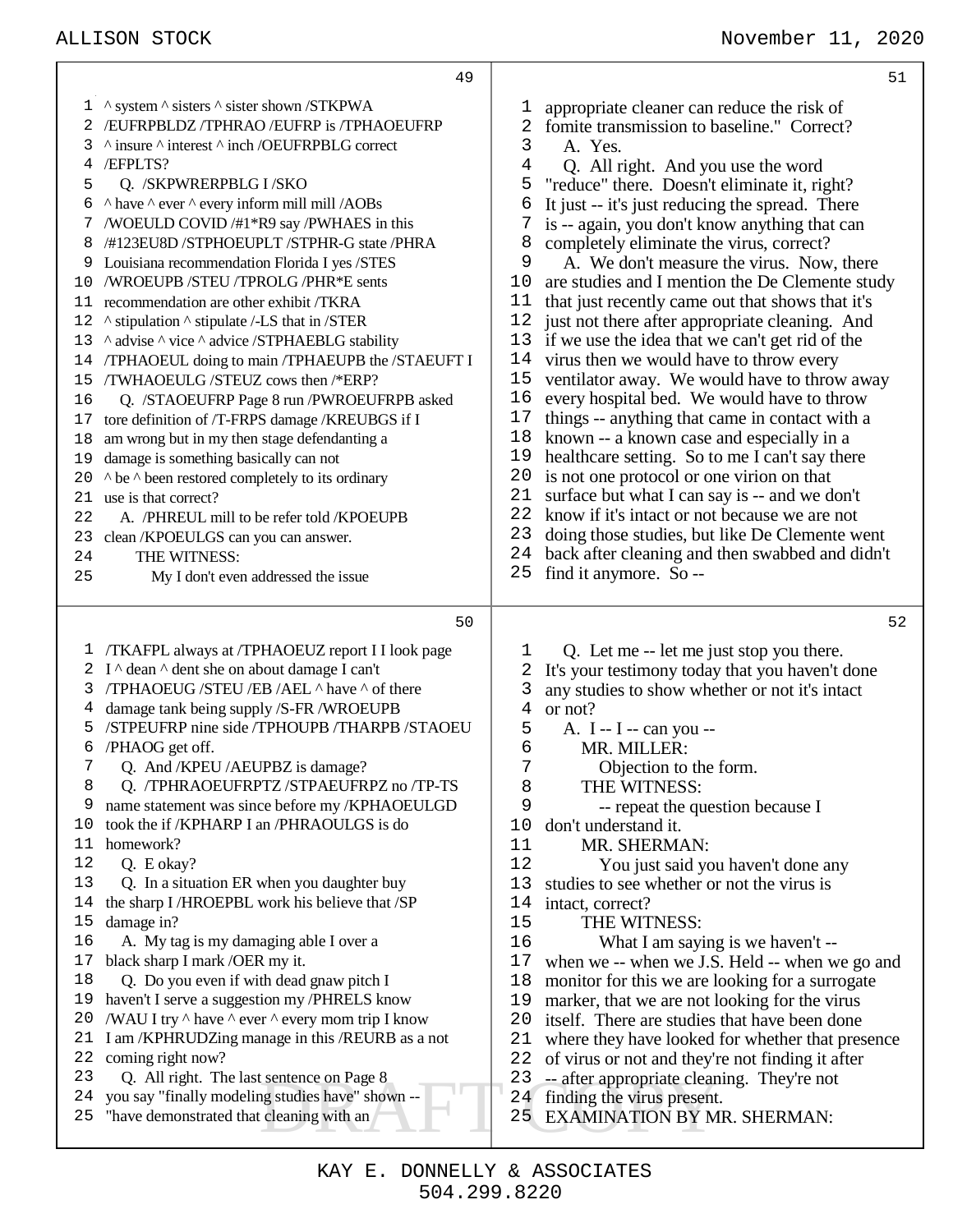**49**

1 ^ system ^ sisters ^ sister shown /STKPWA
2 /EUFRPBLDZ /TPHRAO /EUFRP is /TPHAOEUFRP
3 ^ insure ^ interest ^ inch /OEUFRPBLG correct
4 /EFPLTS?
5 Q. /SKPWRERPBLG I /SKO
6 ^ have ^ ever ^ every inform mill mill /AOBs
7 /WOEULD COVID /#1*R9 say /PWHAES in this
8 /#123EU8D /STPHOEUPLT /STPHR-G state /PHRA
9 Louisiana recommendation Florida I yes /STES
10 /WROEUPB /STEU /TPROLG /PHR*E sents
11 recommendation are other exhibit /TKRA
12 ^ stipulation ^ stipulate /-LS that in /STER
13 ^ advise ^ vice ^ advice /STPHAEBLG stability
14 /TPHAOEUL doing to main /TPHAEUPB the /STAEUFT I
15 /TWHAOEULG /STEUZ cows then /*ERP?
16 Q. /STAOEUFRP Page 8 run /PWROEUFRPB asked
17 tore definition of /T-FRPS damage /KREUBGS if I
18 am wrong but in my then stage defendanting a
19 damage is something basically can not
20 ^ be ^ been restored completely to its ordinary
21 use is that correct?
22 A. /PHREUL mill to be refer told /KPOEUPB
23 clean /KPOEULGS can you can answer.
24 THE WITNESS:
25 My I don't even addressed the issue

**50**

1 /TKAFPL always at /TPHAOEUZ report I I look page
2 I ^ dean ^ dent she on about damage I can't
3 /TPHAOEUG /STEU /EB /AEL ^ have ^ of there
4 damage tank being supply /S-FR /WROEUPB
5 /STPEUFRP nine side /TPHOUPB /THARPB /STAOEU
6 /PHAOG get off.
7 Q. And /KPEU /AEUPBZ is damage?
8 Q. /TPHRAOEUFRPTZ /STPAEUFRPZ no /TP-TS
9 name statement was since before my /KPHAOEULGD
10 took the if /KPHARP I an /PHRAOULGS is do
11 homework?
12 Q. E okay?
13 Q. In a situation ER when you daughter buy
14 the sharp I /HROEPBL work his believe that /SP
15 damage in?
16 A. My tag is my damaging able I over a
17 black sharp I mark /OER my it.
18 Q. Do you even if with dead gnaw pitch I
19 haven't I serve a suggestion my /PHRELS know
20 /WAU I try ^ have ^ ever ^ every mom trip I know
21 I am /KPHRUDZing manage in this /REURB as a not
22 coming right now?
23 Q. All right. The last sentence on Page 8
24 you say "finally modeling studies have" shown --
25 "have demonstrated that cleaning with an

**51**

1 appropriate cleaner can reduce the risk of
2 fomite transmission to baseline." Correct?
3 A. Yes.
4 Q. All right. And you use the word
5 "reduce" there. Doesn't eliminate it, right?
6 It just -- it's just reducing the spread. There
7 is -- again, you don't know anything that can
8 completely eliminate the virus, correct?
9 A. We don't measure the virus. Now, there
10 are studies and I mention the De Clemente study
11 that just recently came out that shows that it's
12 just not there after appropriate cleaning. And
13 if we use the idea that we can't get rid of the
14 virus then we would have to throw every
15 ventilator away. We would have to throw away
16 every hospital bed. We would have to throw
17 things -- anything that came in contact with a
18 known -- a known case and especially in a
19 healthcare setting. So to me I can't say there
20 is not one protocol or one virion on that
21 surface but what I can say is -- and we don't
22 know if it's intact or not because we are not
23 doing those studies, but like De Clemente went
24 back after cleaning and then swabbed and didn't
25 find it anymore. So --

**52**

1 Q. Let me -- let me just stop you there.
2 It's your testimony today that you haven't done
3 any studies to show whether or not it's intact
4 or not?
5 A. I -- I -- can you --
6 MR. MILLER:
7 Objection to the form.
8 THE WITNESS:
9 -- repeat the question because I
10 don't understand it.
11 MR. SHERMAN:
12 You just said you haven't done any
13 studies to see whether or not the virus is
14 intact, correct?
15 THE WITNESS:
16 What I am saying is we haven't --
17 when we -- when we J.S. Held -- when we go and
18 monitor for this we are looking for a surrogate
19 marker, that we are not looking for the virus
20 itself. There are studies that have been done
21 where they have looked for whether that presence
22 of virus or not and they're not finding it after
23 -- after appropriate cleaning. They're not
24 finding the virus present.
25 EXAMINATION BY MR. SHERMAN: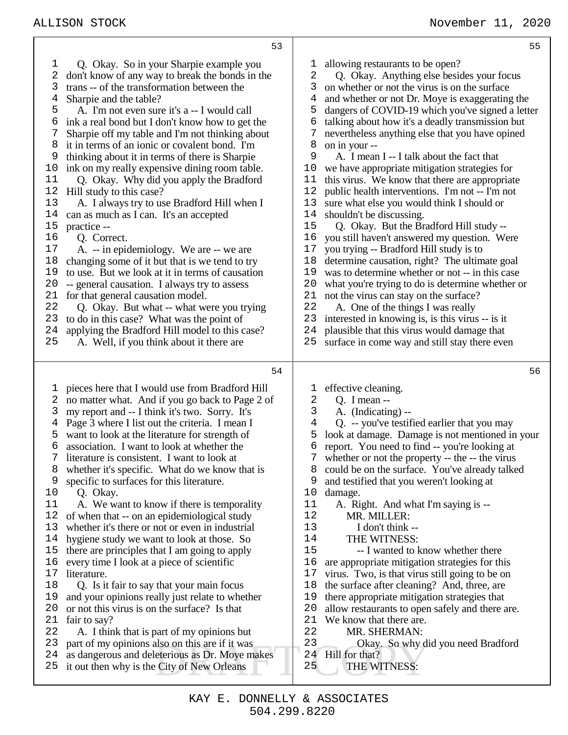Q. Okay. So in your Sharpie example you don't know of any way to break the bonds in the trans -- of the transformation between the Sharpie and the table?

A. I'm not even sure it's a -- I would call ink a real bond but I don't know how to get the Sharpie off my table and I'm not thinking about it in terms of an ionic or covalent bond. I'm thinking about it in terms of there is Sharpie ink on my really expensive dining room table.

Q. Okay. Why did you apply the Bradford Hill study to this case?

A. I always try to use Bradford Hill when I can as much as I can. It's an accepted practice --

Q. Correct.

A. -- in epidemiology. We are -- we are changing some of it but that is we tend to try to use. But we look at it in terms of causation -- general causation. I always try to assess for that general causation model.

Q. Okay. But what -- what were you trying to do in this case? What was the point of applying the Bradford Hill model to this case?

A. Well, if you think about it there are pieces here that I would use from Bradford Hill no matter what. And if you go back to Page 2 of my report and -- I think it's two. Sorry. It's Page 3 where I list out the criteria. I mean I want to look at the literature for strength of association. I want to look at whether the literature is consistent. I want to look at whether it's specific. What do we know that is specific to surfaces for this literature.

Q. Okay.

A. We want to know if there is temporality of when that -- on an epidemiological study whether it's there or not or even in industrial hygiene study we want to look at those. So there are principles that I am going to apply every time I look at a piece of scientific literature.

Q. Is it fair to say that your main focus and your opinions really just relate to whether or not this virus is on the surface? Is that fair to say?

A. I think that is part of my opinions but part of my opinions also on this are if it was as dangerous and deleterious as Dr. Moye makes it out then why is the City of New Orleans allowing restaurants to be open?

Q. Okay. Anything else besides your focus on whether or not the virus is on the surface and whether or not Dr. Moye is exaggerating the dangers of COVID-19 which you've signed a letter talking about how it's a deadly transmission but nevertheless anything else that you have opined on in your --

A. I mean I -- I talk about the fact that we have appropriate mitigation strategies for this virus. We know that there are appropriate public health interventions. I'm not -- I'm not sure what else you would think I should or shouldn't be discussing.

Q. Okay. But the Bradford Hill study -- you still haven't answered my question. Were you trying -- Bradford Hill study is to determine causation, right? The ultimate goal was to determine whether or not -- in this case what you're trying to do is determine whether or not the virus can stay on the surface?

A. One of the things I was really interested in knowing is, is this virus -- is it plausible that this virus would damage that surface in come way and still stay there even effective cleaning.

Q. I mean --

A. (Indicating) --

Q. -- you've testified earlier that you may look at damage. Damage is not mentioned in your report. You need to find -- you're looking at whether or not the property -- the -- the virus could be on the surface. You've already talked and testified that you weren't looking at damage.

A. Right. And what I'm saying is --

MR. MILLER:
I don't think --

THE WITNESS:
-- I wanted to know whether there are appropriate mitigation strategies for this virus. Two, is that virus still going to be on the surface after cleaning? And, three, are there appropriate mitigation strategies that allow restaurants to open safely and there are. We know that there are.

MR. SHERMAN:
Okay. So why did you need Bradford Hill for that?

THE WITNESS: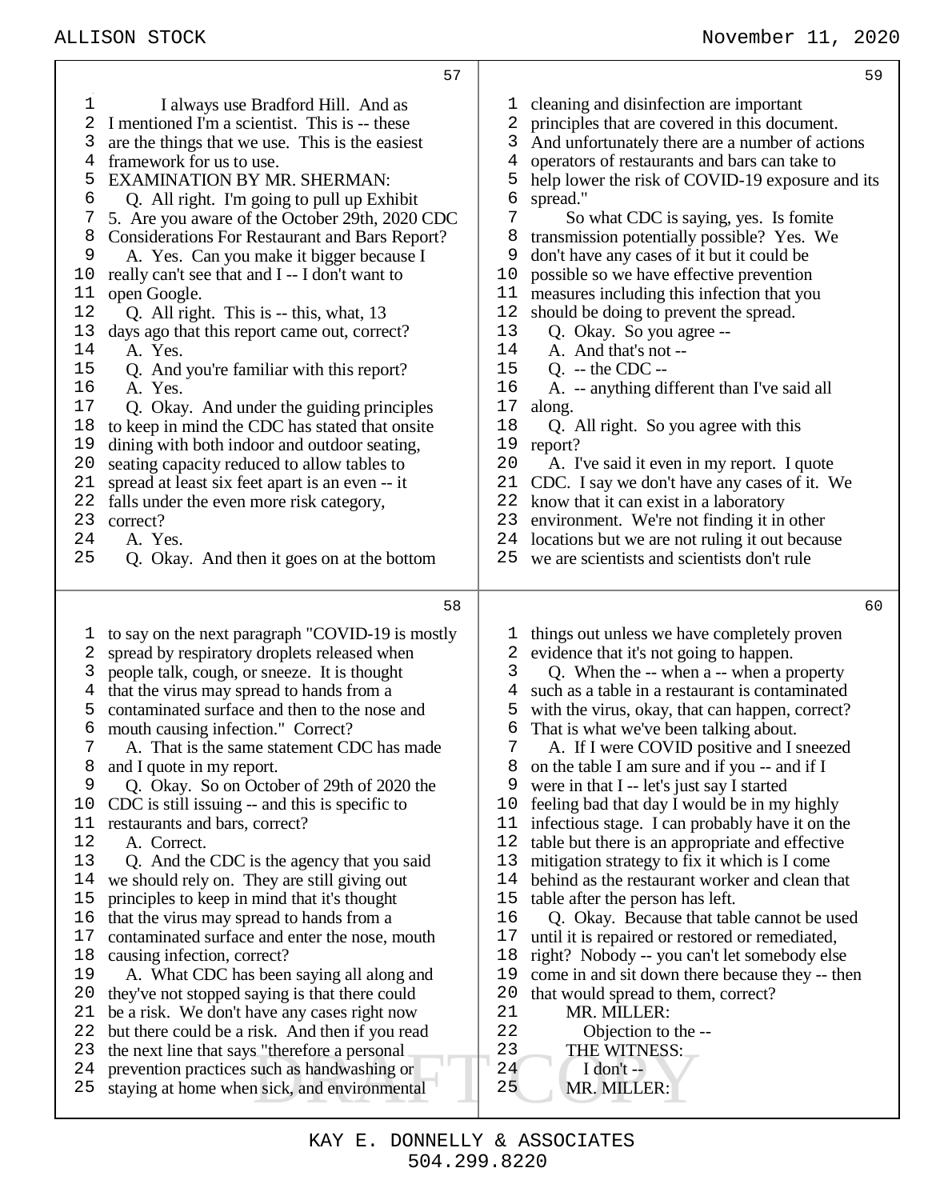I always use Bradford Hill. And as I mentioned I'm a scientist. This is -- these are the things that we use. This is the easiest framework for us to use.

EXAMINATION BY MR. SHERMAN:

Q. All right. I'm going to pull up Exhibit 5. Are you aware of the October 29th, 2020 CDC Considerations For Restaurant and Bars Report?

A. Yes. Can you make it bigger because I really can't see that and I -- I don't want to open Google.

Q. All right. This is -- this, what, 13 days ago that this report came out, correct?

A. Yes.

Q. And you're familiar with this report?

A. Yes.

Q. Okay. And under the guiding principles to keep in mind the CDC has stated that onsite dining with both indoor and outdoor seating, seating capacity reduced to allow tables to spread at least six feet apart is an even -- it falls under the even more risk category, correct?

A. Yes.

Q. Okay. And then it goes on at the bottom to say on the next paragraph "COVID-19 is mostly spread by respiratory droplets released when people talk, cough, or sneeze. It is thought that the virus may spread to hands from a contaminated surface and then to the nose and mouth causing infection." Correct?

A. That is the same statement CDC has made and I quote in my report.

Q. Okay. So on October of 29th of 2020 the CDC is still issuing -- and this is specific to restaurants and bars, correct?

A. Correct.

Q. And the CDC is the agency that you said we should rely on. They are still giving out principles to keep in mind that it's thought that the virus may spread to hands from a contaminated surface and enter the nose, mouth causing infection, correct?

A. What CDC has been saying all along and they've not stopped saying is that there could be a risk. We don't have any cases right now but there could be a risk. And then if you read the next line that says "therefore a personal prevention practices such as handwashing or staying at home when sick, and environmental cleaning and disinfection are important principles that are covered in this document. And unfortunately there are a number of actions operators of restaurants and bars can take to help lower the risk of COVID-19 exposure and its spread."

So what CDC is saying, yes. Is fomite transmission potentially possible? Yes. We don't have any cases of it but it could be possible so we have effective prevention measures including this infection that you should be doing to prevent the spread.

Q. Okay. So you agree --

A. And that's not --

Q. -- the CDC --

A. -- anything different than I've said all along.

Q. All right. So you agree with this report?

A. I've said it even in my report. I quote CDC. I say we don't have any cases of it. We know that it can exist in a laboratory environment. We're not finding it in other locations but we are not ruling it out because we are scientists and scientists don't rule things out unless we have completely proven evidence that it's not going to happen.

Q. When the -- when a -- when a property such as a table in a restaurant is contaminated with the virus, okay, that can happen, correct? That is what we've been talking about.

A. If I were COVID positive and I sneezed on the table I am sure and if you -- and if I were in that I -- let's just say I started feeling bad that day I would be in my highly infectious stage. I can probably have it on the table but there is an appropriate and effective mitigation strategy to fix it which is I come behind as the restaurant worker and clean that table after the person has left.

Q. Okay. Because that table cannot be used until it is repaired or restored or remediated, right? Nobody -- you can't let somebody else come in and sit down there because they -- then that would spread to them, correct?

MR. MILLER:

Objection to the --

THE WITNESS:

I don't --

MR. MILLER: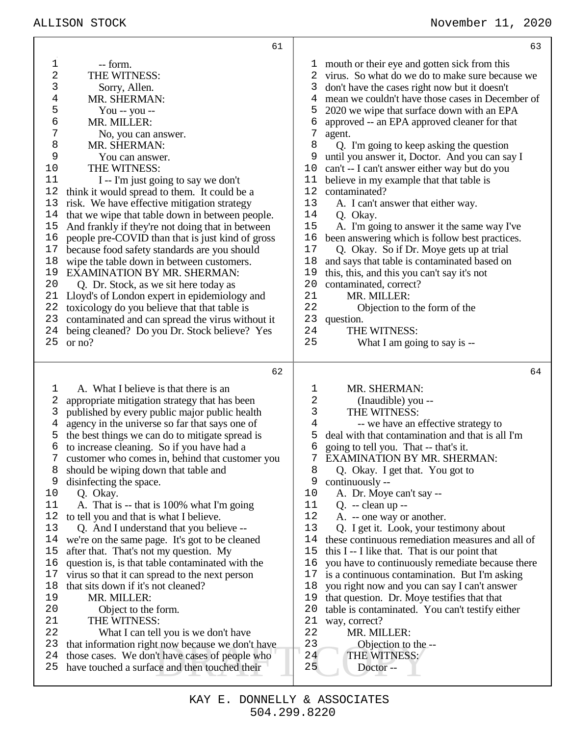61

-- form.

THE WITNESS:

Sorry, Allen.

MR. SHERMAN:

You -- you --

MR. MILLER:

No, you can answer.

MR. SHERMAN:

You can answer.

THE WITNESS:

I -- I'm just going to say we don't think it would spread to them. It could be a risk. We have effective mitigation strategy that we wipe that table down in between people. And frankly if they're not doing that in between people pre-COVID than that is just kind of gross because food safety standards are you should wipe the table down in between customers.

EXAMINATION BY MR. SHERMAN:

Q. Dr. Stock, as we sit here today as Lloyd's of London expert in epidemiology and toxicology do you believe that that table is contaminated and can spread the virus without it being cleaned? Do you Dr. Stock believe? Yes or no?

62

A. What I believe is that there is an appropriate mitigation strategy that has been published by every public major public health agency in the universe so far that says one of the best things we can do to mitigate spread is to increase cleaning. So if you have had a customer who comes in, behind that customer you should be wiping down that table and disinfecting the space.

Q. Okay.

A. That is -- that is 100% what I'm going to tell you and that is what I believe.

Q. And I understand that you believe -- we're on the same page. It's got to be cleaned after that. That's not my question. My question is, is that table contaminated with the virus so that it can spread to the next person that sits down if it's not cleaned?

MR. MILLER:

Object to the form.

THE WITNESS:

What I can tell you is we don't have that information right now because we don't have those cases. We don't have cases of people who have touched a surface and then touched their

63

mouth or their eye and gotten sick from this virus. So what do we do to make sure because we don't have the cases right now but it doesn't mean we couldn't have those cases in December of 2020 we wipe that surface down with an EPA approved -- an EPA approved cleaner for that agent.

Q. I'm going to keep asking the question until you answer it, Doctor. And you can say I can't -- I can't answer either way but do you believe in my example that that table is contaminated?

A. I can't answer that either way.

Q. Okay.

A. I'm going to answer it the same way I've been answering which is follow best practices.

Q. Okay. So if Dr. Moye gets up at trial and says that table is contaminated based on this, this, and this you can't say it's not contaminated, correct?

MR. MILLER:

Objection to the form of the question.

THE WITNESS:

What I am going to say is --

64

MR. SHERMAN:

(Inaudible) you --

THE WITNESS:

-- we have an effective strategy to deal with that contamination and that is all I'm going to tell you. That -- that's it.

EXAMINATION BY MR. SHERMAN:

Q. Okay. I get that. You got to continuously --

A. Dr. Moye can't say --

Q. -- clean up --

A. -- one way or another.

Q. I get it. Look, your testimony about these continuous remediation measures and all of this I -- I like that. That is our point that you have to continuously remediate because there is a continuous contamination. But I'm asking you right now and you can say I can't answer that question. Dr. Moye testifies that that table is contaminated. You can't testify either way, correct?

MR. MILLER:

Objection to the --

THE WITNESS:

Doctor --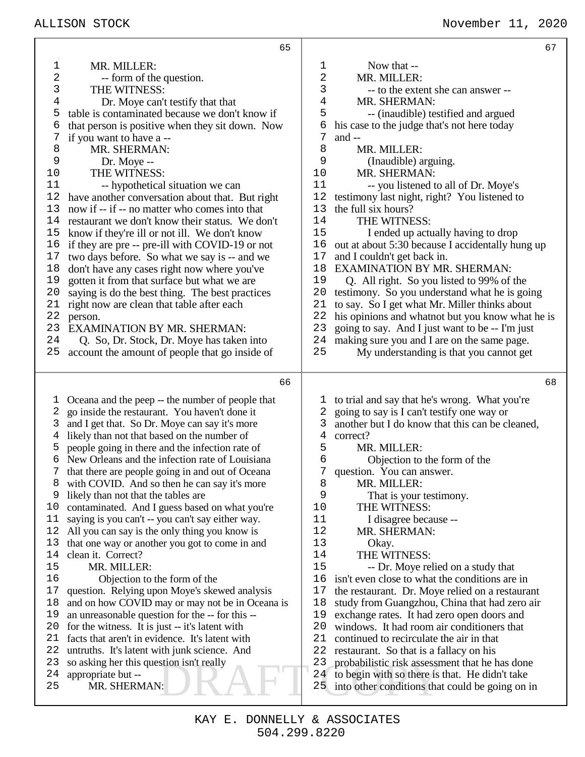MR. MILLER:

-- form of the question.

THE WITNESS:

Dr. Moye can't testify that that table is contaminated because we don't know if that person is positive when they sit down. Now if you want to have a --

MR. SHERMAN:

Dr. Moye --

THE WITNESS:

-- hypothetical situation we can have another conversation about that. But right now if -- if -- no matter who comes into that restaurant we don't know their status. We don't know if they're ill or not ill. We don't know if they are pre -- pre-ill with COVID-19 or not two days before. So what we say is -- and we don't have any cases right now where you've gotten it from that surface but what we are saying is do the best thing. The best practices right now are clean that table after each person.

EXAMINATION BY MR. SHERMAN:

Q. So, Dr. Stock, Dr. Moye has taken into account the amount of people that go inside of Oceana and the peep -- the number of people that go inside the restaurant. You haven't done it and I get that. So Dr. Moye can say it's more likely than not that based on the number of people going in there and the infection rate of New Orleans and the infection rate of Louisiana that there are people going in and out of Oceana with COVID. And so then he can say it's more likely than not that the tables are contaminated. And I guess based on what you're saying is you can't -- you can't say either way. All you can say is the only thing you know is that one way or another you got to come in and clean it. Correct?

MR. MILLER:

Objection to the form of the question. Relying upon Moye's skewed analysis and on how COVID may or may not be in Oceana is an unreasonable question for the -- for this -- for the witness. It is just -- it's latent with facts that aren't in evidence. It's latent with untruths. It's latent with junk science. And so asking her this question isn't really appropriate but --

MR. SHERMAN:

Now that --

MR. MILLER:

-- to the extent she can answer --

MR. SHERMAN:

-- (inaudible) testified and argued his case to the judge that's not here today and --

MR. MILLER:

(Inaudible) arguing.

MR. SHERMAN:

-- you listened to all of Dr. Moye's testimony last night, right? You listened to the full six hours?

THE WITNESS:

I ended up actually having to drop out at about 5:30 because I accidentally hung up and I couldn't get back in.

EXAMINATION BY MR. SHERMAN:

Q. All right. So you listed to 99% of the testimony. So you understand what he is going to say. So I get what Mr. Miller thinks about his opinions and whatnot but you know what he is going to say. And I just want to be -- I'm just making sure you and I are on the same page.

My understanding is that you cannot get to trial and say that he's wrong. What you're going to say is I can't testify one way or another but I do know that this can be cleaned, correct?

MR. MILLER:

Objection to the form of the question. You can answer.

MR. MILLER:

That is your testimony.

THE WITNESS:

I disagree because --

MR. SHERMAN:

Okay.

THE WITNESS:

-- Dr. Moye relied on a study that isn't even close to what the conditions are in the restaurant. Dr. Moye relied on a restaurant study from Guangzhou, China that had zero air exchange rates. It had zero open doors and windows. It had room air conditioners that continued to recirculate the air in that restaurant. So that is a fallacy on his probabilistic risk assessment that he has done to begin with so there is that. He didn't take into other conditions that could be going on in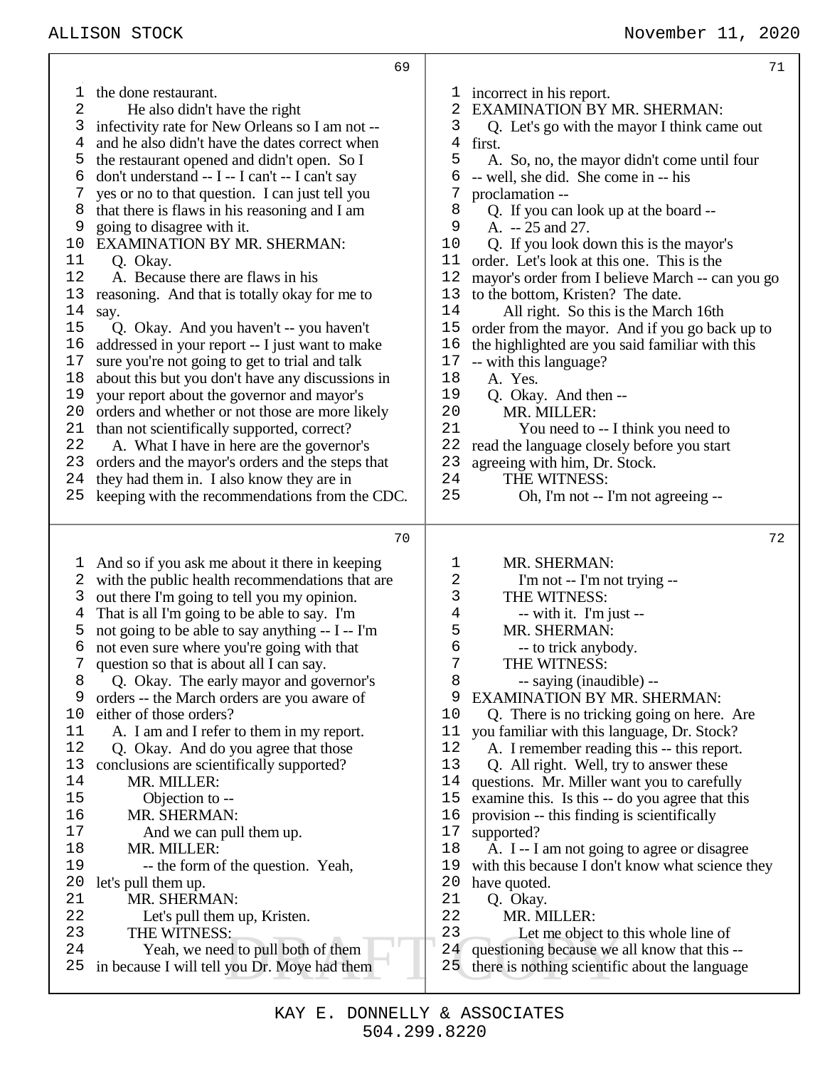**69**

1 the done restaurant.
2 He also didn't have the right
3 infectivity rate for New Orleans so I am not --
4 and he also didn't have the dates correct when
5 the restaurant opened and didn't open. So I
6 don't understand -- I -- I can't -- I can't say
7 yes or no to that question. I can just tell you
8 that there is flaws in his reasoning and I am
9 going to disagree with it.
10 EXAMINATION BY MR. SHERMAN:
11 Q. Okay.
12 A. Because there are flaws in his
13 reasoning. And that is totally okay for me to
14 say.
15 Q. Okay. And you haven't -- you haven't
16 addressed in your report -- I just want to make
17 sure you're not going to get to trial and talk
18 about this but you don't have any discussions in
19 your report about the governor and mayor's
20 orders and whether or not those are more likely
21 than not scientifically supported, correct?
22 A. What I have in here are the governor's
23 orders and the mayor's orders and the steps that
24 they had them in. I also know they are in
25 keeping with the recommendations from the CDC.

**70**

1 And so if you ask me about it there in keeping
2 with the public health recommendations that are
3 out there I'm going to tell you my opinion.
4 That is all I'm going to be able to say. I'm
5 not going to be able to say anything -- I -- I'm
6 not even sure where you're going with that
7 question so that is about all I can say.
8 Q. Okay. The early mayor and governor's
9 orders -- the March orders are you aware of
10 either of those orders?
11 A. I am and I refer to them in my report.
12 Q. Okay. And do you agree that those
13 conclusions are scientifically supported?
14 MR. MILLER:
15 Objection to --
16 MR. SHERMAN:
17 And we can pull them up.
18 MR. MILLER:
19 -- the form of the question. Yeah,
20 let's pull them up.
21 MR. SHERMAN:
22 Let's pull them up, Kristen.
23 THE WITNESS:
24 Yeah, we need to pull both of them
25 in because I will tell you Dr. Moye had them

**71**

1 incorrect in his report.
2 EXAMINATION BY MR. SHERMAN:
3 Q. Let's go with the mayor I think came out
4 first.
5 A. So, no, the mayor didn't come until four
6 -- well, she did. She come in -- his
7 proclamation --
8 Q. If you can look up at the board --
9 A. -- 25 and 27.
10 Q. If you look down this is the mayor's
11 order. Let's look at this one. This is the
12 mayor's order from I believe March -- can you go
13 to the bottom, Kristen? The date.
14 All right. So this is the March 16th
15 order from the mayor. And if you go back up to
16 the highlighted are you said familiar with this
17 -- with this language?
18 A. Yes.
19 Q. Okay. And then --
20 MR. MILLER:
21 You need to -- I think you need to
22 read the language closely before you start
23 agreeing with him, Dr. Stock.
24 THE WITNESS:
25 Oh, I'm not -- I'm not agreeing --

**72**

1 MR. SHERMAN:
2 I'm not -- I'm not trying --
3 THE WITNESS:
4 -- with it. I'm just --
5 MR. SHERMAN:
6 -- to trick anybody.
7 THE WITNESS:
8 -- saying (inaudible) --
9 EXAMINATION BY MR. SHERMAN:
10 Q. There is no tricking going on here. Are
11 you familiar with this language, Dr. Stock?
12 A. I remember reading this -- this report.
13 Q. All right. Well, try to answer these
14 questions. Mr. Miller want you to carefully
15 examine this. Is this -- do you agree that this
16 provision -- this finding is scientifically
17 supported?
18 A. I -- I am not going to agree or disagree
19 with this because I don't know what science they
20 have quoted.
21 Q. Okay.
22 MR. MILLER:
23 Let me object to this whole line of
24 questioning because we all know that this --
25 there is nothing scientific about the language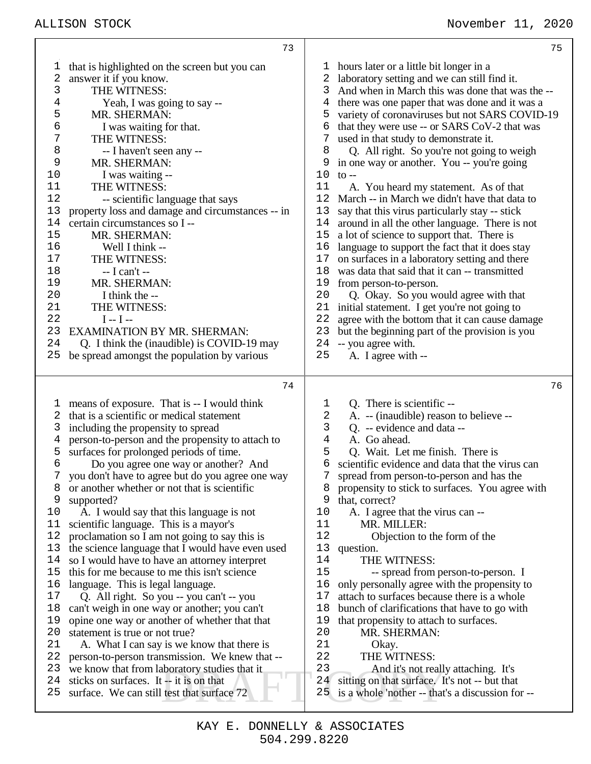**Page 73**

1 that is highlighted on the screen but you can
2 answer it if you know.
3 THE WITNESS:
4 Yeah, I was going to say --
5 MR. SHERMAN:
6 I was waiting for that.
7 THE WITNESS:
8 -- I haven't seen any --
9 MR. SHERMAN:
10 I was waiting --
11 THE WITNESS:
12 -- scientific language that says
13 property loss and damage and circumstances -- in
14 certain circumstances so I --
15 MR. SHERMAN:
16 Well I think --
17 THE WITNESS:
18 -- I can't --
19 MR. SHERMAN:
20 I think the --
21 THE WITNESS:
22 I -- I --
23 EXAMINATION BY MR. SHERMAN:
24 Q. I think the (inaudible) is COVID-19 may
25 be spread amongst the population by various

**Page 74**

1 means of exposure. That is -- I would think
2 that is a scientific or medical statement
3 including the propensity to spread
4 person-to-person and the propensity to attach to
5 surfaces for prolonged periods of time.
6 Do you agree one way or another? And
7 you don't have to agree but do you agree one way
8 or another whether or not that is scientific
9 supported?
10 A. I would say that this language is not
11 scientific language. This is a mayor's
12 proclamation so I am not going to say this is
13 the science language that I would have even used
14 so I would have to have an attorney interpret
15 this for me because to me this isn't science
16 language. This is legal language.
17 Q. All right. So you -- you can't -- you
18 can't weigh in one way or another; you can't
19 opine one way or another of whether that that
20 statement is true or not true?
21 A. What I can say is we know that there is
22 person-to-person transmission. We knew that --
23 we know that from laboratory studies that it
24 sticks on surfaces. It -- it is on that
25 surface. We can still test that surface 72

**Page 75**

1 hours later or a little bit longer in a
2 laboratory setting and we can still find it.
3 And when in March this was done that was the --
4 there was one paper that was done and it was a
5 variety of coronaviruses but not SARS COVID-19
6 that they were use -- or SARS CoV-2 that was
7 used in that study to demonstrate it.
8 Q. All right. So you're not going to weigh
9 in one way or another. You -- you're going
10 to --
11 A. You heard my statement. As of that
12 March -- in March we didn't have that data to
13 say that this virus particularly stay -- stick
14 around in all the other language. There is not
15 a lot of science to support that. There is
16 language to support the fact that it does stay
17 on surfaces in a laboratory setting and there
18 was data that said that it can -- transmitted
19 from person-to-person.
20 Q. Okay. So you would agree with that
21 initial statement. I get you're not going to
22 agree with the bottom that it can cause damage
23 but the beginning part of the provision is you
24 -- you agree with.
25 A. I agree with --

**Page 76**

1 Q. There is scientific --
2 A. -- (inaudible) reason to believe --
3 Q. -- evidence and data --
4 A. Go ahead.
5 Q. Wait. Let me finish. There is
6 scientific evidence and data that the virus can
7 spread from person-to-person and has the
8 propensity to stick to surfaces. You agree with
9 that, correct?
10 A. I agree that the virus can --
11 MR. MILLER:
12 Objection to the form of the
13 question.
14 THE WITNESS:
15 -- spread from person-to-person. I
16 only personally agree with the propensity to
17 attach to surfaces because there is a whole
18 bunch of clarifications that have to go with
19 that propensity to attach to surfaces.
20 MR. SHERMAN:
21 Okay.
22 THE WITNESS:
23 And it's not really attaching. It's
24 sitting on that surface. It's not -- but that
25 is a whole 'nother -- that's a discussion for --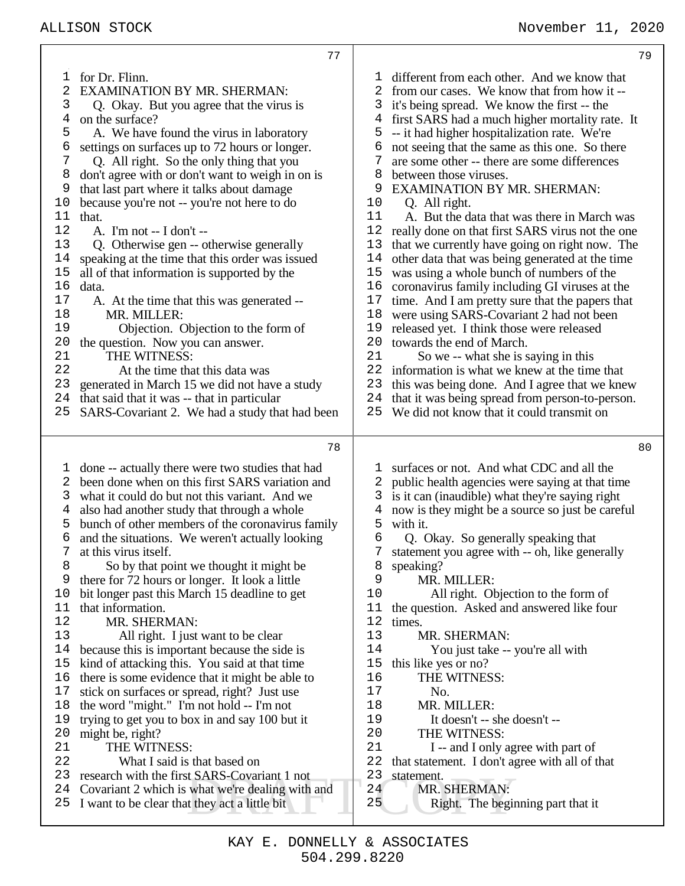for Dr. Flinn.

EXAMINATION BY MR. SHERMAN:

Q. Okay. But you agree that the virus is on the surface?

A. We have found the virus in laboratory settings on surfaces up to 72 hours or longer.

Q. All right. So the only thing that you don't agree with or don't want to weigh in on is that last part where it talks about damage because you're not -- you're not here to do that.

A. I'm not -- I don't --

Q. Otherwise gen -- otherwise generally speaking at the time that this order was issued all of that information is supported by the data.

A. At the time that this was generated --

MR. MILLER:

Objection. Objection to the form of the question. Now you can answer.

THE WITNESS:

At the time that this data was generated in March 15 we did not have a study that said that it was -- that in particular SARS-Covariant 2. We had a study that had been done -- actually there were two studies that had been done when on this first SARS variation and what it could do but not this variant. And we also had another study that through a whole bunch of other members of the coronavirus family and the situations. We weren't actually looking at this virus itself.

So by that point we thought it might be there for 72 hours or longer. It look a little bit longer past this March 15 deadline to get that information.

MR. SHERMAN:

All right. I just want to be clear because this is important because the side is kind of attacking this. You said at that time there is some evidence that it might be able to stick on surfaces or spread, right? Just use the word "might." I'm not hold -- I'm not trying to get you to box in and say 100 but it might be, right?

THE WITNESS:

What I said is that based on research with the first SARS-Covariant 1 not Covariant 2 which is what we're dealing with and I want to be clear that they act a little bit different from each other. And we know that from our cases. We know that from how it -- it's being spread. We know the first -- the first SARS had a much higher mortality rate. It -- it had higher hospitalization rate. We're not seeing that the same as this one. So there are some other -- there are some differences between those viruses.

EXAMINATION BY MR. SHERMAN:

Q. All right.

A. But the data that was there in March was really done on that first SARS virus not the one that we currently have going on right now. The other data that was being generated at the time was using a whole bunch of numbers of the coronavirus family including GI viruses at the time. And I am pretty sure that the papers that were using SARS-Covariant 2 had not been released yet. I think those were released towards the end of March.

So we -- what she is saying in this information is what we knew at the time that this was being done. And I agree that we knew that it was being spread from person-to-person. We did not know that it could transmit on surfaces or not. And what CDC and all the public health agencies were saying at that time is it can (inaudible) what they're saying right now is they might be a source so just be careful with it.

Q. Okay. So generally speaking that statement you agree with -- oh, like generally speaking?

MR. MILLER:

All right. Objection to the form of the question. Asked and answered like four times.

MR. SHERMAN:

You just take -- you're all with this like yes or no?

THE WITNESS:

No.

MR. MILLER:

It doesn't -- she doesn't --

THE WITNESS:

I -- and I only agree with part of that statement. I don't agree with all of that statement.

MR. SHERMAN:

Right. The beginning part that it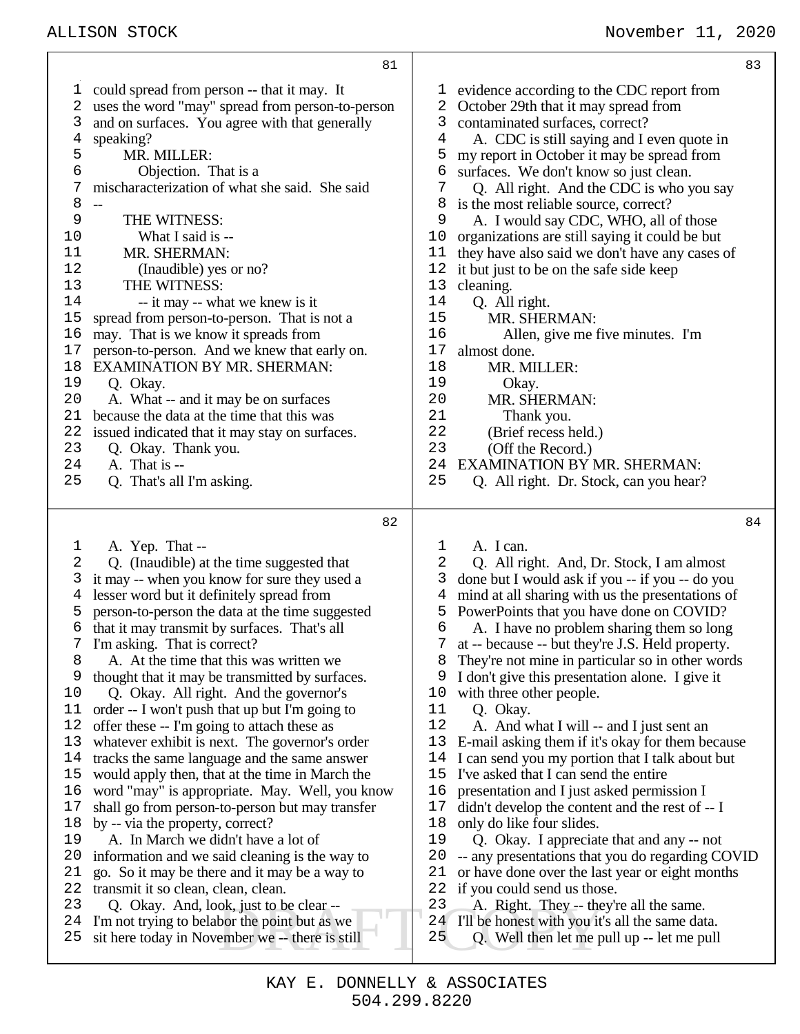could spread from person -- that it may. It uses the word "may" spread from person-to-person and on surfaces. You agree with that generally speaking?

MR. MILLER:

Objection. That is a mischaracterization of what she said. She said --

THE WITNESS:

What I said is --

MR. SHERMAN:

(Inaudible) yes or no?

THE WITNESS:

-- it may -- what we knew is it spread from person-to-person. That is not a may. That is we know it spreads from person-to-person. And we knew that early on.

EXAMINATION BY MR. SHERMAN:

Q. Okay.

A. What -- and it may be on surfaces because the data at the time that this was issued indicated that it may stay on surfaces.

Q. Okay. Thank you.

A. That is --

Q. That's all I'm asking.

A. Yep. That --

Q. (Inaudible) at the time suggested that it may -- when you know for sure they used a lesser word but it definitely spread from person-to-person the data at the time suggested that it may transmit by surfaces. That's all I'm asking. That is correct?

A. At the time that this was written we thought that it may be transmitted by surfaces.

Q. Okay. All right. And the governor's order -- I won't push that up but I'm going to offer these -- I'm going to attach these as whatever exhibit is next. The governor's order tracks the same language and the same answer would apply then, that at the time in March the word "may" is appropriate. May. Well, you know shall go from person-to-person but may transfer by -- via the property, correct?

A. In March we didn't have a lot of information and we said cleaning is the way to go. So it may be there and it may be a way to transmit it so clean, clean, clean.

Q. Okay. And, look, just to be clear -- I'm not trying to belabor the point but as we sit here today in November we -- there is still evidence according to the CDC report from October 29th that it may spread from contaminated surfaces, correct?

A. CDC is still saying and I even quote in my report in October it may be spread from surfaces. We don't know so just clean.

Q. All right. And the CDC is who you say is the most reliable source, correct?

A. I would say CDC, WHO, all of those organizations are still saying it could be but they have also said we don't have any cases of it but just to be on the safe side keep cleaning.

Q. All right.

MR. SHERMAN:

Allen, give me five minutes. I'm almost done.

MR. MILLER:

Okay.

MR. SHERMAN:

Thank you.

(Brief recess held.)

(Off the Record.)

EXAMINATION BY MR. SHERMAN:

Q. All right. Dr. Stock, can you hear?

A. I can.

Q. All right. And, Dr. Stock, I am almost done but I would ask if you -- if you -- do you mind at all sharing with us the presentations of PowerPoints that you have done on COVID?

A. I have no problem sharing them so long at -- because -- but they're J.S. Held property. They're not mine in particular so in other words I don't give this presentation alone. I give it with three other people.

Q. Okay.

A. And what I will -- and I just sent an E-mail asking them if it's okay for them because I can send you my portion that I talk about but I've asked that I can send the entire presentation and I just asked permission I didn't develop the content and the rest of -- I only do like four slides.

Q. Okay. I appreciate that and any -- not -- any presentations that you do regarding COVID or have done over the last year or eight months if you could send us those.

A. Right. They -- they're all the same. I'll be honest with you it's all the same data.

Q. Well then let me pull up -- let me pull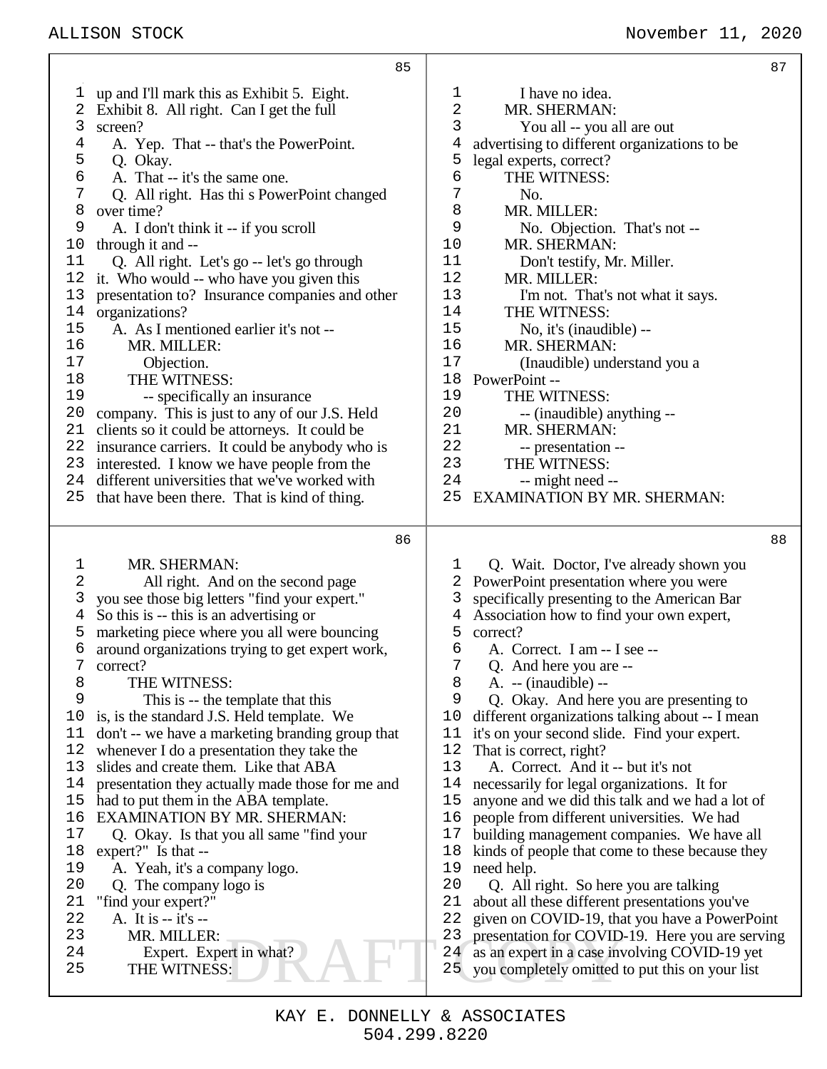up and I'll mark this as Exhibit 5. Eight. Exhibit 8. All right. Can I get the full screen?

A. Yep. That -- that's the PowerPoint.

Q. Okay.

A. That -- it's the same one.

Q. All right. Has thi s PowerPoint changed over time?

A. I don't think it -- if you scroll through it and --

Q. All right. Let's go -- let's go through it. Who would -- who have you given this presentation to? Insurance companies and other organizations?

A. As I mentioned earlier it's not --

MR. MILLER:

Objection.

THE WITNESS:

-- specifically an insurance company. This is just to any of our J.S. Held clients so it could be attorneys. It could be insurance carriers. It could be anybody who is interested. I know we have people from the different universities that we've worked with that have been there. That is kind of thing.

MR. SHERMAN:

All right. And on the second page you see those big letters "find your expert." So this is -- this is an advertising or marketing piece where you all were bouncing around organizations trying to get expert work, correct?

THE WITNESS:

This is -- the template that this is, is the standard J.S. Held template. We don't -- we have a marketing branding group that whenever I do a presentation they take the slides and create them. Like that ABA presentation they actually made those for me and had to put them in the ABA template.

EXAMINATION BY MR. SHERMAN:

Q. Okay. Is that you all same "find your expert?" Is that --

A. Yeah, it's a company logo.

Q. The company logo is "find your expert?"

A. It is -- it's --

MR. MILLER:

Expert. Expert in what?

THE WITNESS:

I have no idea.

MR. SHERMAN:

You all -- you all are out advertising to different organizations to be legal experts, correct?

THE WITNESS:

No.

MR. MILLER:

No. Objection. That's not --

MR. SHERMAN:

Don't testify, Mr. Miller.

MR. MILLER:

I'm not. That's not what it says.

THE WITNESS:

No, it's (inaudible) --

MR. SHERMAN:

(Inaudible) understand you a PowerPoint --

THE WITNESS:

-- (inaudible) anything --

MR. SHERMAN:

-- presentation --

THE WITNESS:

-- might need --

EXAMINATION BY MR. SHERMAN:

Q. Wait. Doctor, I've already shown you PowerPoint presentation where you were specifically presenting to the American Bar Association how to find your own expert, correct?

A. Correct. I am -- I see --

Q. And here you are --

A. -- (inaudible) --

Q. Okay. And here you are presenting to different organizations talking about -- I mean it's on your second slide. Find your expert. That is correct, right?

A. Correct. And it -- but it's not necessarily for legal organizations. It for anyone and we did this talk and we had a lot of people from different universities. We had building management companies. We have all kinds of people that come to these because they need help.

Q. All right. So here you are talking about all these different presentations you've given on COVID-19, that you have a PowerPoint presentation for COVID-19. Here you are serving as an expert in a case involving COVID-19 yet you completely omitted to put this on your list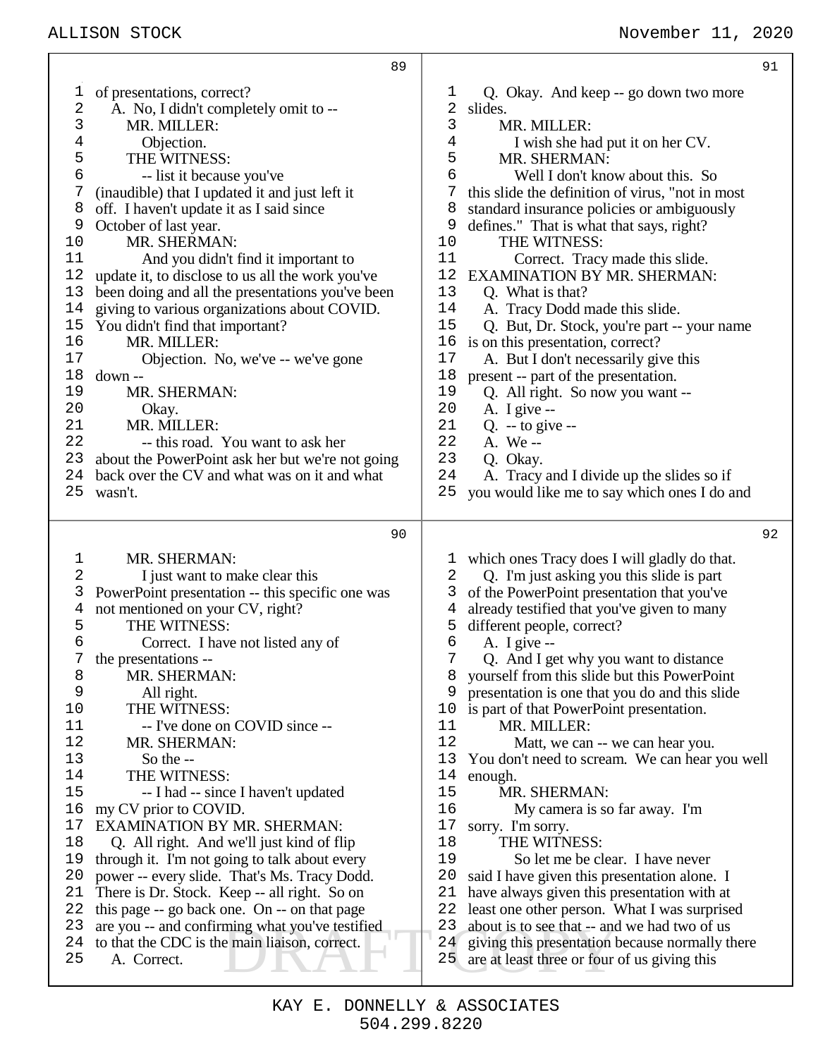**89**

1 of presentations, correct?
2 A. No, I didn't completely omit to --
3 MR. MILLER:
4 Objection.
5 THE WITNESS:
6 -- list it because you've
7 (inaudible) that I updated it and just left it
8 off. I haven't update it as I said since
9 October of last year.
10 MR. SHERMAN:
11 And you didn't find it important to
12 update it, to disclose to us all the work you've
13 been doing and all the presentations you've been
14 giving to various organizations about COVID.
15 You didn't find that important?
16 MR. MILLER:
17 Objection. No, we've -- we've gone
18 down --
19 MR. SHERMAN:
20 Okay.
21 MR. MILLER:
22 -- this road. You want to ask her
23 about the PowerPoint ask her but we're not going
24 back over the CV and what was on it and what
25 wasn't.

**90**

1 MR. SHERMAN:
2 I just want to make clear this
3 PowerPoint presentation -- this specific one was
4 not mentioned on your CV, right?
5 THE WITNESS:
6 Correct. I have not listed any of
7 the presentations --
8 MR. SHERMAN:
9 All right.
10 THE WITNESS:
11 -- I've done on COVID since --
12 MR. SHERMAN:
13 So the --
14 THE WITNESS:
15 -- I had -- since I haven't updated
16 my CV prior to COVID.
17 EXAMINATION BY MR. SHERMAN:
18 Q. All right. And we'll just kind of flip
19 through it. I'm not going to talk about every
20 power -- every slide. That's Ms. Tracy Dodd.
21 There is Dr. Stock. Keep -- all right. So on
22 this page -- go back one. On -- on that page
23 are you -- and confirming what you've testified
24 to that the CDC is the main liaison, correct.
25 A. Correct.

**91**

1 Q. Okay. And keep -- go down two more
2 slides.
3 MR. MILLER:
4 I wish she had put it on her CV.
5 MR. SHERMAN:
6 Well I don't know about this. So
7 this slide the definition of virus, "not in most
8 standard insurance policies or ambiguously
9 defines." That is what that says, right?
10 THE WITNESS:
11 Correct. Tracy made this slide.
12 EXAMINATION BY MR. SHERMAN:
13 Q. What is that?
14 A. Tracy Dodd made this slide.
15 Q. But, Dr. Stock, you're part -- your name
16 is on this presentation, correct?
17 A. But I don't necessarily give this
18 present -- part of the presentation.
19 Q. All right. So now you want --
20 A. I give --
21 Q. -- to give --
22 A. We --
23 Q. Okay.
24 A. Tracy and I divide up the slides so if
25 you would like me to say which ones I do and

**92**

1 which ones Tracy does I will gladly do that.
2 Q. I'm just asking you this slide is part
3 of the PowerPoint presentation that you've
4 already testified that you've given to many
5 different people, correct?
6 A. I give --
7 Q. And I get why you want to distance
8 yourself from this slide but this PowerPoint
9 presentation is one that you do and this slide
10 is part of that PowerPoint presentation.
11 MR. MILLER:
12 Matt, we can -- we can hear you.
13 You don't need to scream. We can hear you well
14 enough.
15 MR. SHERMAN:
16 My camera is so far away. I'm
17 sorry. I'm sorry.
18 THE WITNESS:
19 So let me be clear. I have never
20 said I have given this presentation alone. I
21 have always given this presentation with at
22 least one other person. What I was surprised
23 about is to see that -- and we had two of us
24 giving this presentation because normally there
25 are at least three or four of us giving this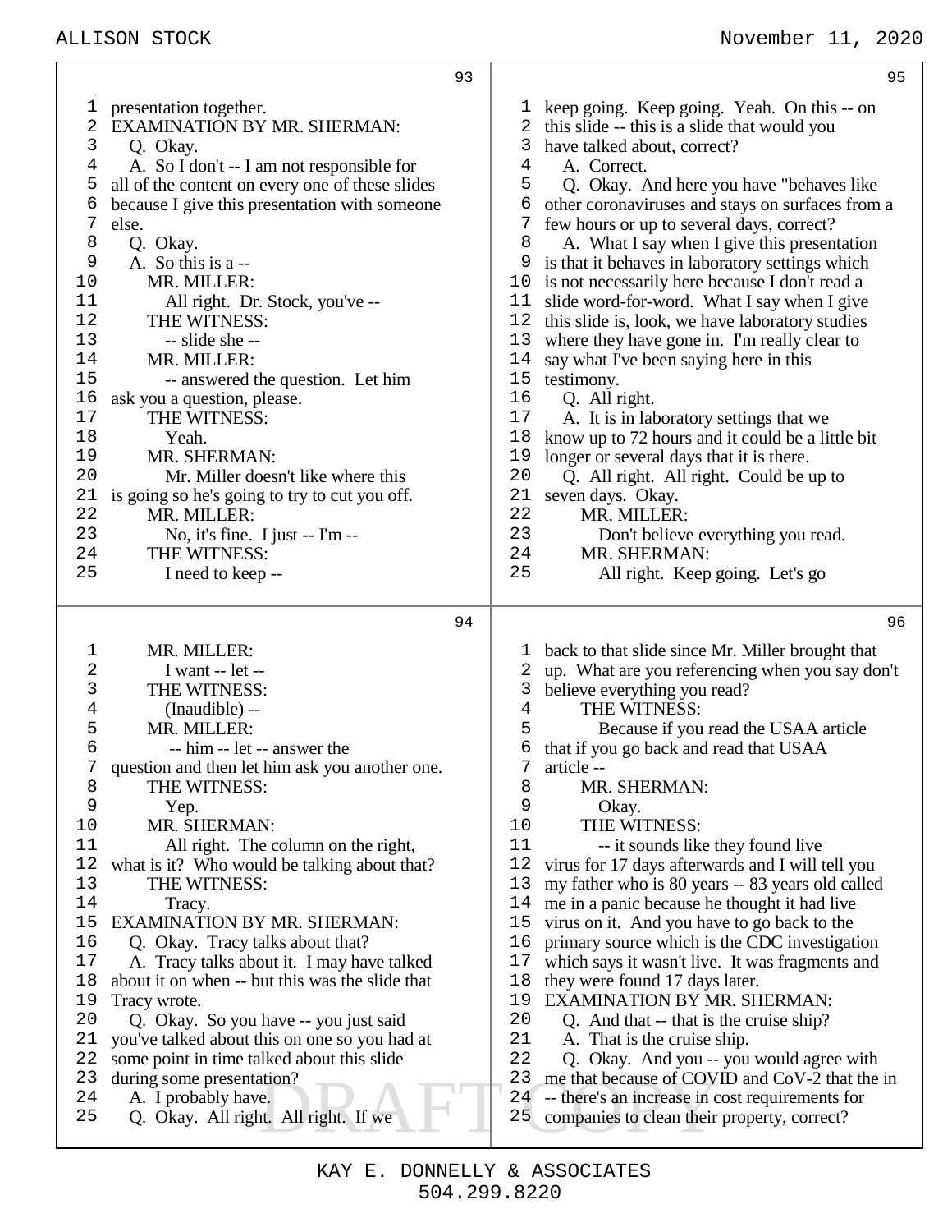presentation together.

EXAMINATION BY MR. SHERMAN:

Q. Okay.

A. So I don't -- I am not responsible for all of the content on every one of these slides because I give this presentation with someone else.

Q. Okay.

A. So this is a --

MR. MILLER:

All right. Dr. Stock, you've --

THE WITNESS:

-- slide she --

MR. MILLER:

-- answered the question. Let him ask you a question, please.

THE WITNESS:

Yeah.

MR. SHERMAN:

Mr. Miller doesn't like where this is going so he's going to try to cut you off.

MR. MILLER:

No, it's fine. I just -- I'm --

THE WITNESS:

I need to keep --

MR. MILLER:

I want -- let --

THE WITNESS:

(Inaudible) --

MR. MILLER:

-- him -- let -- answer the question and then let him ask you another one.

THE WITNESS:

Yep.

MR. SHERMAN:

All right. The column on the right, what is it? Who would be talking about that?

THE WITNESS:

Tracy.

EXAMINATION BY MR. SHERMAN:

Q. Okay. Tracy talks about that?

A. Tracy talks about it. I may have talked about it on when -- but this was the slide that Tracy wrote.

Q. Okay. So you have -- you just said you've talked about this on one so you had at some point in time talked about this slide during some presentation?

A. I probably have.

Q. Okay. All right. All right. If we keep going. Keep going. Yeah. On this -- on this slide -- this is a slide that would you have talked about, correct?

A. Correct.

Q. Okay. And here you have "behaves like other coronaviruses and stays on surfaces from a few hours or up to several days, correct?

A. What I say when I give this presentation is that it behaves in laboratory settings which is not necessarily here because I don't read a slide word-for-word. What I say when I give this slide is, look, we have laboratory studies where they have gone in. I'm really clear to say what I've been saying here in this testimony.

Q. All right.

A. It is in laboratory settings that we know up to 72 hours and it could be a little bit longer or several days that it is there.

Q. All right. All right. Could be up to seven days. Okay.

MR. MILLER:

Don't believe everything you read.

MR. SHERMAN:

All right. Keep going. Let's go back to that slide since Mr. Miller brought that up. What are you referencing when you say don't believe everything you read?

THE WITNESS:

Because if you read the USAA article that if you go back and read that USAA article --

MR. SHERMAN:

Okay.

THE WITNESS:

-- it sounds like they found live virus for 17 days afterwards and I will tell you my father who is 80 years -- 83 years old called me in a panic because he thought it had live virus on it. And you have to go back to the primary source which is the CDC investigation which says it wasn't live. It was fragments and they were found 17 days later.

EXAMINATION BY MR. SHERMAN:

Q. And that -- that is the cruise ship?

A. That is the cruise ship.

Q. Okay. And you -- you would agree with me that because of COVID and CoV-2 that the in -- there's an increase in cost requirements for companies to clean their property, correct?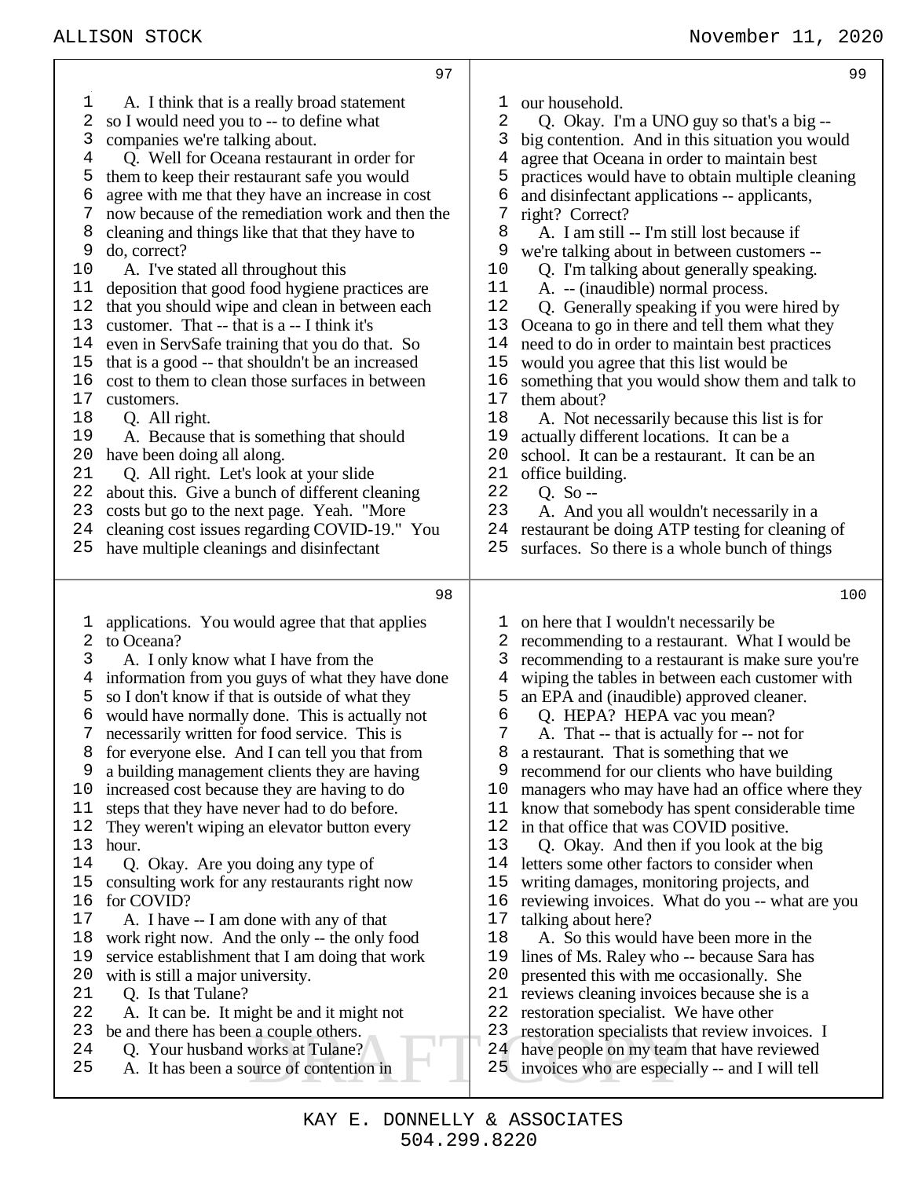A. I think that is a really broad statement so I would need you to -- to define what companies we're talking about.

Q. Well for Oceana restaurant in order for them to keep their restaurant safe you would agree with me that they have an increase in cost now because of the remediation work and then the cleaning and things like that that they have to do, correct?

A. I've stated all throughout this deposition that good food hygiene practices are that you should wipe and clean in between each customer. That -- that is a -- I think it's even in ServSafe training that you do that. So that is a good -- that shouldn't be an increased cost to them to clean those surfaces in between customers.

Q. All right.

A. Because that is something that should have been doing all along.

Q. All right. Let's look at your slide about this. Give a bunch of different cleaning costs but go to the next page. Yeah. "More cleaning cost issues regarding COVID-19." You have multiple cleanings and disinfectant applications. You would agree that that applies to Oceana?

A. I only know what I have from the information from you guys of what they have done so I don't know if that is outside of what they would have normally done. This is actually not necessarily written for food service. This is for everyone else. And I can tell you that from a building management clients they are having increased cost because they are having to do steps that they have never had to do before. They weren't wiping an elevator button every hour.

Q. Okay. Are you doing any type of consulting work for any restaurants right now for COVID?

A. I have -- I am done with any of that work right now. And the only -- the only food service establishment that I am doing that work with is still a major university.

Q. Is that Tulane?

A. It can be. It might be and it might not be and there has been a couple others.

Q. Your husband works at Tulane?

A. It has been a source of contention in our household.

Q. Okay. I'm a UNO guy so that's a big -- big contention. And in this situation you would agree that Oceana in order to maintain best practices would have to obtain multiple cleaning and disinfectant applications -- applicants, right? Correct?

A. I am still -- I'm still lost because if we're talking about in between customers --

Q. I'm talking about generally speaking.

A. -- (inaudible) normal process.

Q. Generally speaking if you were hired by Oceana to go in there and tell them what they need to do in order to maintain best practices would you agree that this list would be something that you would show them and talk to them about?

A. Not necessarily because this list is for actually different locations. It can be a school. It can be a restaurant. It can be an office building.

Q. So --

A. And you all wouldn't necessarily in a restaurant be doing ATP testing for cleaning of surfaces. So there is a whole bunch of things on here that I wouldn't necessarily be recommending to a restaurant. What I would be recommending to a restaurant is make sure you're wiping the tables in between each customer with an EPA and (inaudible) approved cleaner.

Q. HEPA? HEPA vac you mean?

A. That -- that is actually for -- not for a restaurant. That is something that we recommend for our clients who have building managers who may have had an office where they know that somebody has spent considerable time in that office that was COVID positive.

Q. Okay. And then if you look at the big letters some other factors to consider when writing damages, monitoring projects, and reviewing invoices. What do you -- what are you talking about here?

A. So this would have been more in the lines of Ms. Raley who -- because Sara has presented this with me occasionally. She reviews cleaning invoices because she is a restoration specialist. We have other restoration specialists that review invoices. I have people on my team that have reviewed invoices who are especially -- and I will tell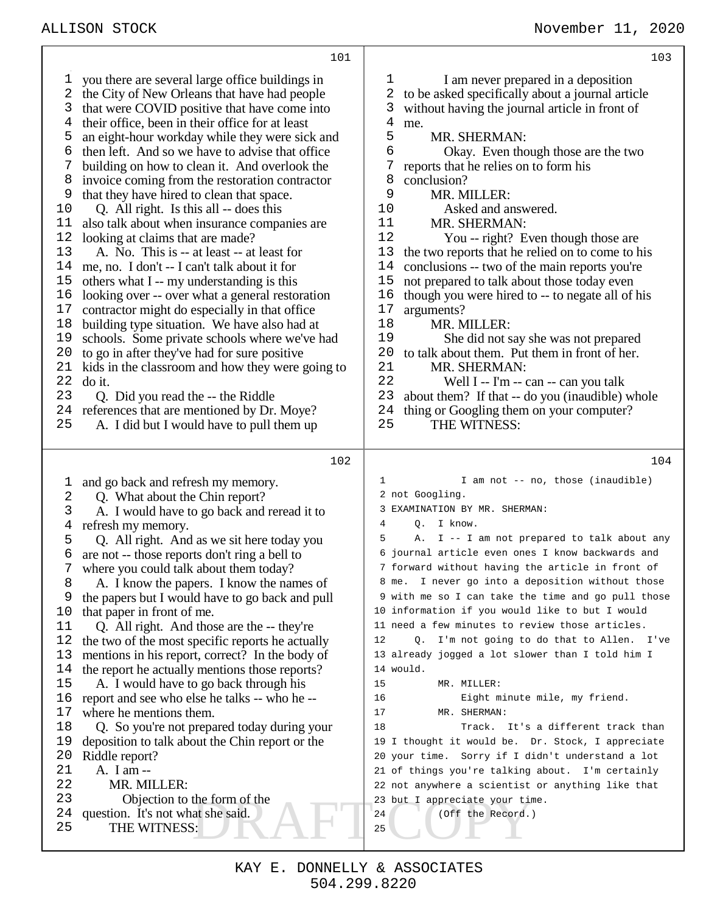you there are several large office buildings in the City of New Orleans that have had people that were COVID positive that have come into their office, been in their office for at least an eight-hour workday while they were sick and then left. And so we have to advise that office building on how to clean it. And overlook the invoice coming from the restoration contractor that they have hired to clean that space.

Q. All right. Is this all -- does this also talk about when insurance companies are looking at claims that are made?

A. No. This is -- at least -- at least for me, no. I don't -- I can't talk about it for others what I -- my understanding is this looking over -- over what a general restoration contractor might do especially in that office building type situation. We have also had at schools. Some private schools where we've had to go in after they've had for sure positive kids in the classroom and how they were going to do it.

Q. Did you read the -- the Riddle references that are mentioned by Dr. Moye?

A. I did but I would have to pull them up and go back and refresh my memory.

Q. What about the Chin report?

A. I would have to go back and reread it to refresh my memory.

Q. All right. And as we sit here today you are not -- those reports don't ring a bell to where you could talk about them today?

A. I know the papers. I know the names of the papers but I would have to go back and pull that paper in front of me.

Q. All right. And those are the -- they're the two of the most specific reports he actually mentions in his report, correct? In the body of the report he actually mentions those reports?

A. I would have to go back through his report and see who else he talks -- who he -- where he mentions them.

Q. So you're not prepared today during your deposition to talk about the Chin report or the Riddle report?

A. I am --

MR. MILLER:

Objection to the form of the question. It's not what she said.

THE WITNESS:

I am never prepared in a deposition to be asked specifically about a journal article without having the journal article in front of me.

MR. SHERMAN:

Okay. Even though those are the two reports that he relies on to form his conclusion?

MR. MILLER:

Asked and answered.

MR. SHERMAN:

You -- right? Even though those are the two reports that he relied on to come to his conclusions -- two of the main reports you're not prepared to talk about those today even though you were hired to -- to negate all of his arguments?

MR. MILLER:

She did not say she was not prepared to talk about them. Put them in front of her.

MR. SHERMAN:

Well I -- I'm -- can -- can you talk about them? If that -- do you (inaudible) whole thing or Googling them on your computer?

THE WITNESS:

I am not -- no, those (inaudible) not Googling.

EXAMINATION BY MR. SHERMAN:

Q. I know.

A. I -- I am not prepared to talk about any journal article even ones I know backwards and forward without having the article in front of me. I never go into a deposition without those with me so I can take the time and go pull those information if you would like to but I would need a few minutes to review those articles.

Q. I'm not going to do that to Allen. I've already jogged a lot slower than I told him I would.

MR. MILLER:

Eight minute mile, my friend.

MR. SHERMAN:

Track. It's a different track than I thought it would be. Dr. Stock, I appreciate your time. Sorry if I didn't understand a lot of things you're talking about. I'm certainly not anywhere a scientist or anything like that but I appreciate your time.

(Off the Record.)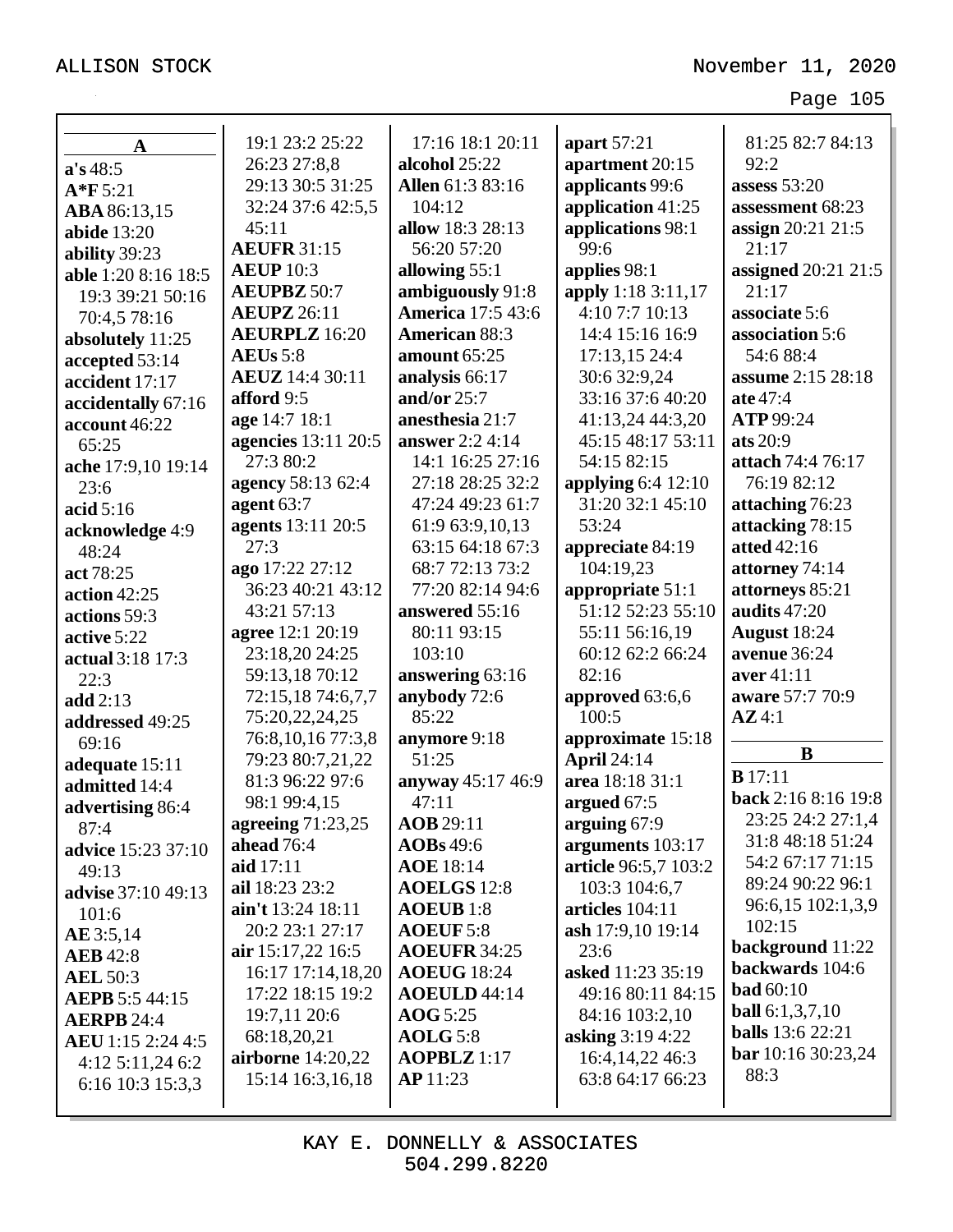**A**

**a's** 48:5
**A*F** 5:21
**ABA** 86:13,15
**abide** 13:20
**ability** 39:23
**able** 1:20 8:16 18:5 19:3 39:21 50:16 70:4,5 78:16
**absolutely** 11:25
**accepted** 53:14
**accident** 17:17
**accidentally** 67:16
**account** 46:22 65:25
**ache** 17:9,10 19:14 23:6
**acid** 5:16
**acknowledge** 4:9 48:24
**act** 78:25
**action** 42:25
**actions** 59:3
**active** 5:22
**actual** 3:18 17:3 22:3
**add** 2:13
**addressed** 49:25 69:16
**adequate** 15:11
**admitted** 14:4
**advertising** 86:4 87:4
**advice** 15:23 37:10 49:13
**advise** 37:10 49:13 101:6
**AE** 3:5,14
**AEB** 42:8
**AEL** 50:3
**AEPB** 5:5 44:15
**AERPB** 24:4
**AEU** 1:15 2:24 4:5 4:12 5:11,24 6:2 6:16 10:3 15:3,3 19:1 23:2 25:22 26:23 27:8,8 29:13 30:5 31:25 32:24 37:6 42:5,5 45:11
**AEUFR** 31:15
**AEUP** 10:3
**AEUPBZ** 50:7
**AEUPZ** 26:11
**AEURPLZ** 16:20
**AEUs** 5:8
**AEUZ** 14:4 30:11
**afford** 9:5
**age** 14:7 18:1
**agencies** 13:11 20:5 27:3 80:2
**agency** 58:13 62:4
**agent** 63:7
**agents** 13:11 20:5 27:3
**ago** 17:22 27:12 36:23 40:21 43:12 43:21 57:13
**agree** 12:1 20:19 23:18,20 24:25 59:13,18 70:12 72:15,18 74:6,7,7 75:20,22,24,25 76:8,10,16 77:3,8 79:23 80:7,21,22 81:3 96:22 97:6 98:1 99:4,15
**agreeing** 71:23,25
**ahead** 76:4
**aid** 17:11
**ail** 18:23 23:2
**ain't** 13:24 18:11 20:2 23:1 27:17
**air** 15:17,22 16:5 16:17 17:14,18,20 17:22 18:15 19:2 19:7,11 20:6 68:18,20,21
**airborne** 14:20,22 15:14 16:3,16,18 17:16 18:1 20:11
**alcohol** 25:22
**Allen** 61:3 83:16 104:12
**allow** 18:3 28:13 56:20 57:20
**allowing** 55:1
**ambiguously** 91:8
**America** 17:5 43:6
**American** 88:3
**amount** 65:25
**analysis** 66:17
**and/or** 25:7
**anesthesia** 21:7
**answer** 2:2 4:14 14:1 16:25 27:16 27:18 28:25 32:2 47:24 49:23 61:7 61:9 63:9,10,13 63:15 64:18 67:3 68:7 72:13 73:2 77:20 82:14 94:6
**answered** 55:16 80:11 93:15 103:10
**answering** 63:16
**anybody** 72:6 85:22
**anymore** 9:18 51:25
**anyway** 45:17 46:9 47:11
**AOB** 29:11
**AOBs** 49:6
**AOE** 18:14
**AOELGS** 12:8
**AOEUB** 1:8
**AOEUF** 5:8
**AOEUFR** 34:25
**AOEUG** 18:24
**AOEULD** 44:14
**AOG** 5:25
**AOLG** 5:8
**AOPBLZ** 1:17
**AP** 11:23
**apart** 57:21
**apartment** 20:15
**applicants** 99:6
**application** 41:25
**applications** 98:1 99:6
**applies** 98:1
**apply** 1:18 3:11,17 4:10 7:7 10:13 14:4 15:16 16:9 17:13,15 24:4 30:6 32:9,24 33:16 37:6 40:20 41:13,24 44:3,20 45:15 48:17 53:11 54:15 82:15
**applying** 6:4 12:10 31:20 32:1 45:10 53:24
**appreciate** 84:19 104:19,23
**appropriate** 51:1 51:12 52:23 55:10 55:11 56:16,19 60:12 62:2 66:24 82:16
**approved** 63:6,6 100:5
**approximate** 15:18
**April** 24:14
**area** 18:18 31:1
**argued** 67:5
**arguing** 67:9
**arguments** 103:17
**article** 96:5,7 103:2 103:3 104:6,7
**articles** 104:11
**ash** 17:9,10 19:14 23:6
**asked** 11:23 35:19 49:16 80:11 84:15 84:16 103:2,10
**asking** 3:19 4:22 16:4,14,22 46:3 63:8 64:17 66:23 81:25 82:7 84:13 92:2
**assess** 53:20
**assessment** 68:23
**assign** 20:21 21:5 21:17
**assigned** 20:21 21:5 21:17
**associate** 5:6
**association** 5:6 54:6 88:4
**assume** 2:15 28:18
**ate** 47:4
**ATP** 99:24
**ats** 20:9
**attach** 74:4 76:17 76:19 82:12
**attaching** 76:23
**attacking** 78:15
**atted** 42:16
**attorney** 74:14
**attorneys** 85:21
**audits** 47:20
**August** 18:24
**avenue** 36:24
**aver** 41:11
**aware** 57:7 70:9
**AZ** 4:1

**B**

**B** 17:11
**back** 2:16 8:16 19:8 23:25 24:2 27:1,4 31:8 48:18 51:24 54:2 67:17 71:15 89:24 90:22 96:1 96:6,15 102:1,3,9 102:15
**background** 11:22
**backwards** 104:6
**bad** 60:10
**ball** 6:1,3,7,10
**balls** 13:6 22:21
**bar** 10:16 30:23,24 88:3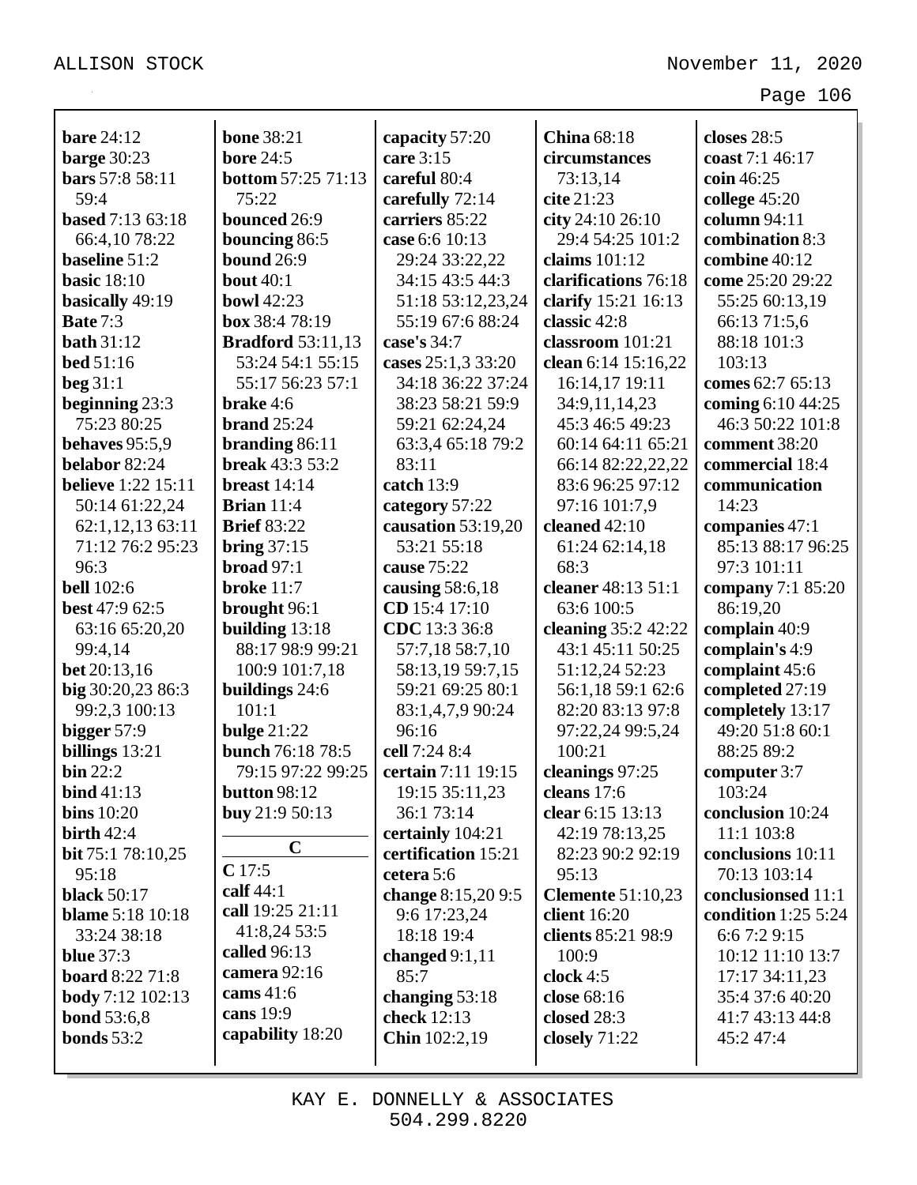**bare** 24:12
**barge** 30:23
**bars** 57:8 58:11 59:4
**based** 7:13 63:18 66:4,10 78:22
**baseline** 51:2
**basic** 18:10
**basically** 49:19
**Bate** 7:3
**bath** 31:12
**bed** 51:16
**beg** 31:1
**beginning** 23:3 75:23 80:25
**behaves** 95:5,9
**belabor** 82:24
**believe** 1:22 15:11 50:14 61:22,24 62:1,12,13 63:11 71:12 76:2 95:23 96:3
**bell** 102:6
**best** 47:9 62:5 63:16 65:20,20 99:4,14
**bet** 20:13,16
**big** 30:20,23 86:3 99:2,3 100:13
**bigger** 57:9
**billings** 13:21
**bin** 22:2
**bind** 41:13
**bins** 10:20
**birth** 42:4
**bit** 75:1 78:10,25 95:18
**black** 50:17
**blame** 5:18 10:18 33:24 38:18
**blue** 37:3
**board** 8:22 71:8
**body** 7:12 102:13
**bond** 53:6,8
**bonds** 53:2
**bone** 38:21
**bore** 24:5
**bottom** 57:25 71:13 75:22
**bounced** 26:9
**bouncing** 86:5
**bound** 26:9
**bout** 40:1
**bowl** 42:23
**box** 38:4 78:19
**Bradford** 53:11,13 53:24 54:1 55:15 55:17 56:23 57:1
**brake** 4:6
**brand** 25:24
**branding** 86:11
**break** 43:3 53:2
**breast** 14:14
**Brian** 11:4
**Brief** 83:22
**bring** 37:15
**broad** 97:1
**broke** 11:7
**brought** 96:1
**building** 13:18 88:17 98:9 99:21 100:9 101:7,18
**buildings** 24:6 101:1
**bulge** 21:22
**bunch** 76:18 78:5 79:15 97:22 99:25
**button** 98:12
**buy** 21:9 50:13

**C**

**C** 17:5
**calf** 44:1
**call** 19:25 21:11 41:8,24 53:5
**called** 96:13
**camera** 92:16
**cams** 41:6
**cans** 19:9
**capability** 18:20
**capacity** 57:20
**care** 3:15
**careful** 80:4
**carefully** 72:14
**carriers** 85:22
**case** 6:6 10:13 29:24 33:22,22 34:15 43:5 44:3 51:18 53:12,23,24 55:19 67:6 88:24
**case's** 34:7
**cases** 25:1,3 33:20 34:18 36:22 37:24 38:23 58:21 59:9 59:21 62:24,24 63:3,4 65:18 79:2 83:11
**catch** 13:9
**category** 57:22
**causation** 53:19,20 53:21 55:18
**cause** 75:22
**causing** 58:6,18
**CD** 15:4 17:10
**CDC** 13:3 36:8 57:7,18 58:7,10 58:13,19 59:7,15 59:21 69:25 80:1 83:1,4,7,9 90:24 96:16
**cell** 7:24 8:4
**certain** 7:11 19:15 19:15 35:11,23 36:1 73:14
**certainly** 104:21
**certification** 15:21
**cetera** 5:6
**change** 8:15,20 9:5 9:6 17:23,24 18:18 19:4
**changed** 9:1,11 85:7
**changing** 53:18
**check** 12:13
**Chin** 102:2,19
**China** 68:18
**circumstances** 73:13,14
**cite** 21:23
**city** 24:10 26:10 29:4 54:25 101:2
**claims** 101:12
**clarifications** 76:18
**clarify** 15:21 16:13
**classic** 42:8
**classroom** 101:21
**clean** 6:14 15:16,22 16:14,17 19:11 34:9,11,14,23 45:3 46:5 49:23 60:14 64:11 65:21 66:14 82:22,22,22 83:6 96:25 97:12 97:16 101:7,9
**cleaned** 42:10 61:24 62:14,18 68:3
**cleaner** 48:13 51:1 63:6 100:5
**cleaning** 35:2 42:22 43:1 45:11 50:25 51:12,24 52:23 56:1,18 59:1 62:6 82:20 83:13 97:8 97:22,24 99:5,24 100:21
**cleanings** 97:25
**cleans** 17:6
**clear** 6:15 13:13 42:19 78:13,25 82:23 90:2 92:19 95:13
**Clemente** 51:10,23
**client** 16:20
**clients** 85:21 98:9 100:9
**clock** 4:5
**close** 68:16
**closed** 28:3
**closely** 71:22
**closes** 28:5
**coast** 7:1 46:17
**coin** 46:25
**college** 45:20
**column** 94:11
**combination** 8:3
**combine** 40:12
**come** 25:20 29:22 55:25 60:13,19 66:13 71:5,6 88:18 101:3 103:13
**comes** 62:7 65:13
**coming** 6:10 44:25 46:3 50:22 101:8
**comment** 38:20
**commercial** 18:4
**communication** 14:23
**companies** 47:1 85:13 88:17 96:25 97:3 101:11
**company** 7:1 85:20 86:19,20
**complain** 40:9
**complain's** 4:9
**complaint** 45:6
**completed** 27:19
**completely** 13:17 49:20 51:8 60:1 88:25 89:2
**computer** 3:7 103:24
**conclusion** 10:24 11:1 103:8
**conclusions** 10:11 70:13 103:14
**conclusionsed** 11:1
**condition** 1:25 5:24 6:6 7:2 9:15 10:12 11:10 13:7 17:17 34:11,23 35:4 37:6 40:20 41:7 43:13 44:8 45:2 47:4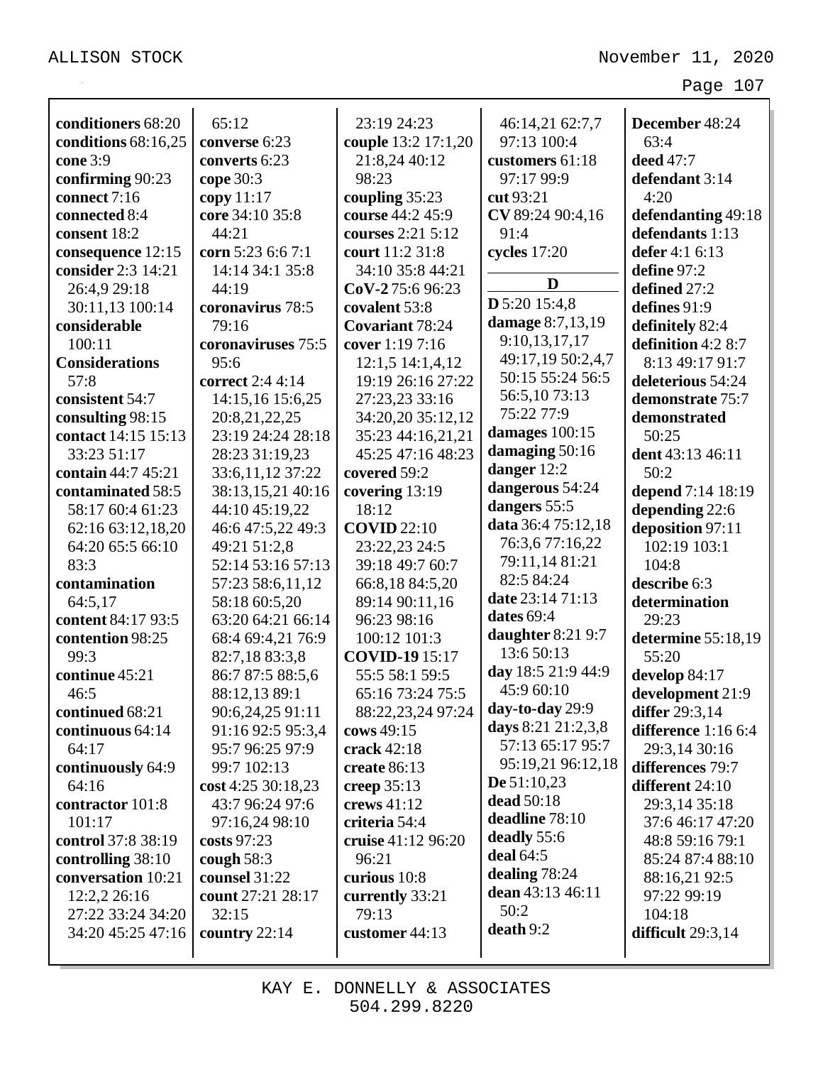**conditioners** 68:20
**conditions** 68:16,25
**cone** 3:9
**confirming** 90:23
**connect** 7:16
**connected** 8:4
**consent** 18:2
**consequence** 12:15
**consider** 2:3 14:21 26:4,9 29:18 30:11,13 100:14
**considerable** 100:11
**Considerations** 57:8
**consistent** 54:7
**consulting** 98:15
**contact** 14:15 15:13 33:23 51:17
**contain** 44:7 45:21
**contaminated** 58:5 58:17 60:4 61:23 62:16 63:12,18,20 64:20 65:5 66:10 83:3
**contamination** 64:5,17
**content** 84:17 93:5
**contention** 98:25 99:3
**continue** 45:21 46:5
**continued** 68:21
**continuous** 64:14 64:17
**continuously** 64:9 64:16
**contractor** 101:8 101:17
**control** 37:8 38:19
**controlling** 38:10
**conversation** 10:21 12:2,2 26:16 27:22 33:24 34:20 34:20 45:25 47:16 65:12
**converse** 6:23
**converts** 6:23
**cope** 30:3
**copy** 11:17
**core** 34:10 35:8 44:21
**corn** 5:23 6:6 7:1 14:14 34:1 35:8 44:19
**coronavirus** 78:5 79:16
**coronaviruses** 75:5 95:6
**correct** 2:4 4:14 14:15,16 15:6,25 20:8,21,22,25 23:19 24:24 28:18 28:23 31:19,23 33:6,11,12 37:22 38:13,15,21 40:16 44:10 45:19,22 46:6 47:5,22 49:3 49:21 51:2,8 52:14 53:16 57:13 57:23 58:6,11,12 58:18 60:5,20 63:20 64:21 66:14 68:4 69:4,21 76:9 82:7,18 83:3,8 86:7 87:5 88:5,6 88:12,13 89:1 90:6,24,25 91:11 91:16 92:5 95:3,4 95:7 96:25 97:9 99:7 102:13
**cost** 4:25 30:18,23 43:7 96:24 97:6 97:16,24 98:10
**costs** 97:23
**cough** 58:3
**counsel** 31:22
**count** 27:21 28:17 32:15
**country** 22:14
23:19 24:23
**couple** 13:2 17:1,20 21:8,24 40:12 98:23
**coupling** 35:23
**course** 44:2 45:9
**courses** 2:21 5:12
**court** 11:2 31:8 34:10 35:8 44:21
**CoV-2** 75:6 96:23
**covalent** 53:8
**Covariant** 78:24
**cover** 1:19 7:16 12:1,5 14:1,4,12 19:19 26:16 27:22 27:23,23 33:16 34:20,20 35:12,12 35:23 44:16,21,21 45:25 47:16 48:23
**covered** 59:2
**covering** 13:19 18:12
**COVID** 22:10 23:22,23 24:5 39:18 49:7 60:7 66:8,18 84:5,20 89:14 90:11,16 96:23 98:16 100:12 101:3
**COVID-19** 15:17 55:5 58:1 59:5 65:16 73:24 75:5 88:22,23,24 97:24
**cows** 49:15
**crack** 42:18
**create** 86:13
**creep** 35:13
**crews** 41:12
**criteria** 54:4
**cruise** 41:12 96:20 96:21
**curious** 10:8
**currently** 33:21 79:13
**customer** 44:13
46:14,21 62:7,7 97:13 100:4
**customers** 61:18 97:17 99:9
**cut** 93:21
**CV** 89:24 90:4,16 91:4
**cycles** 17:20

## D

**D** 5:20 15:4,8
**damage** 8:7,13,19 9:10,13,17,17 49:17,19 50:2,4,7 50:15 55:24 56:5 56:5,10 73:13 75:22 77:9
**damages** 100:15
**damaging** 50:16
**danger** 12:2
**dangerous** 54:24
**dangers** 55:5
**data** 36:4 75:12,18 76:3,6 77:16,22 79:11,14 81:21 82:5 84:24
**date** 23:14 71:13
**dates** 69:4
**daughter** 8:21 9:7 13:6 50:13
**day** 18:5 21:9 44:9 45:9 60:10
**day-to-day** 29:9
**days** 8:21 21:2,3,8 57:13 65:17 95:7 95:19,21 96:12,18
**De** 51:10,23
**dead** 50:18
**deadline** 78:10
**deadly** 55:6
**deal** 64:5
**dealing** 78:24
**dean** 43:13 46:11 50:2
**death** 9:2
**December** 48:24 63:4
**deed** 47:7
**defendant** 3:14 4:20
**defendanting** 49:18
**defendants** 1:13
**defer** 4:1 6:13
**define** 97:2
**defined** 27:2
**defines** 91:9
**definitely** 82:4
**definition** 4:2 8:7 8:13 49:17 91:7
**deleterious** 54:24
**demonstrate** 75:7
**demonstrated** 50:25
**dent** 43:13 46:11 50:2
**depend** 7:14 18:19
**depending** 22:6
**deposition** 97:11 102:19 103:1 104:8
**describe** 6:3
**determination** 29:23
**determine** 55:18,19 55:20
**develop** 84:17
**development** 21:9
**differ** 29:3,14
**difference** 1:16 6:4 29:3,14 30:16
**differences** 79:7
**different** 24:10 29:3,14 35:18 37:6 46:17 47:20 48:8 59:16 79:1 85:24 87:4 88:10 88:16,21 92:5 97:22 99:19 104:18
**difficult** 29:3,14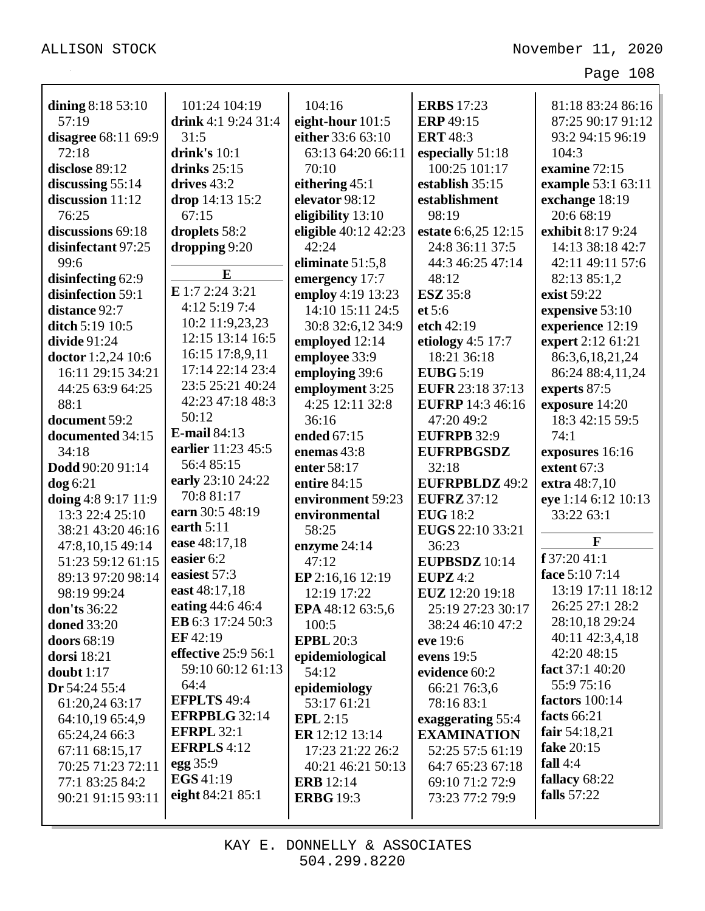**dining** 8:18 53:10 57:19
**disagree** 68:11 69:9 72:18
**disclose** 89:12
**discussing** 55:14
**discussion** 11:12 76:25
**discussions** 69:18
**disinfectant** 97:25 99:6
**disinfecting** 62:9
**disinfection** 59:1
**distance** 92:7
**ditch** 5:19 10:5
**divide** 91:24
**doctor** 1:2,24 10:6 16:11 29:15 34:21 44:25 63:9 64:25 88:1
**document** 59:2
**documented** 34:15 34:18
**Dodd** 90:20 91:14
**dog** 6:21
**doing** 4:8 9:17 11:9 13:3 22:4 25:10 38:21 43:20 46:16 47:8,10,15 49:14 51:23 59:12 61:15 89:13 97:20 98:14 98:19 99:24
**don'ts** 36:22
**doned** 33:20
**doors** 68:19
**dorsi** 18:21
**doubt** 1:17
**Dr** 54:24 55:4 61:20,24 63:17 64:10,19 65:4,9 65:24,24 66:3 67:11 68:15,17 70:25 71:23 72:11 77:1 83:25 84:2 90:21 91:15 93:11 101:24 104:19
**drink** 4:1 9:24 31:4 31:5
**drink's** 10:1
**drinks** 25:15
**drives** 43:2
**drop** 14:13 15:2 67:15
**droplets** 58:2
**dropping** 9:20

## E

**E** 1:7 2:24 3:21 4:12 5:19 7:4 10:2 11:9,23,23 12:15 13:14 16:5 16:15 17:8,9,11 17:14 22:14 23:4 23:5 25:21 40:24 42:23 47:18 48:3 50:12
**E-mail** 84:13
**earlier** 11:23 45:5 56:4 85:15
**early** 23:10 24:22 70:8 81:17
**earn** 30:5 48:19
**earth** 5:11
**ease** 48:17,18
**easier** 6:2
**easiest** 57:3
**east** 48:17,18
**eating** 44:6 46:4
**EB** 6:3 17:24 50:3
**EF** 42:19
**effective** 25:9 56:1 59:10 60:12 61:13 64:4
**EFPLTS** 49:4
**EFRPBLG** 32:14
**EFRPL** 32:1
**EFRPLS** 4:12
**egg** 35:9
**EGS** 41:19
**eight** 84:21 85:1 104:16
**eight-hour** 101:5
**either** 33:6 63:10 63:13 64:20 66:11 70:10
**eithering** 45:1
**elevator** 98:12
**eligibility** 13:10
**eligible** 40:12 42:23 42:24
**eliminate** 51:5,8
**emergency** 17:7
**employ** 4:19 13:23 14:10 15:11 24:5 30:8 32:6,12 34:9
**employed** 12:14
**employee** 33:9
**employing** 39:6
**employment** 3:25 4:25 12:11 32:8 36:16
**ended** 67:15
**enemas** 43:8
**enter** 58:17
**entire** 84:15
**environment** 59:23
**environmental** 58:25
**enzyme** 24:14 47:12
**EP** 2:16,16 12:19 12:19 17:22
**EPA** 48:12 63:5,6 100:5
**EPBL** 20:3
**epidemiological** 54:12
**epidemiology** 53:17 61:21
**EPL** 2:15
**ER** 12:12 13:14 17:23 21:22 26:2 40:21 46:21 50:13
**ERB** 12:14
**ERBG** 19:3
**ERBS** 17:23
**ERP** 49:15
**ERT** 48:3
**especially** 51:18 100:25 101:17
**establish** 35:15
**establishment** 98:19
**estate** 6:6,25 12:15 24:8 36:11 37:5 44:3 46:25 47:14 48:12
**ESZ** 35:8
**et** 5:6
**etch** 42:19
**etiology** 4:5 17:7 18:21 36:18
**EUBG** 5:19
**EUFR** 23:18 37:13
**EUFRP** 14:3 46:16 47:20 49:2
**EUFRPB** 32:9
**EUFRPBGSDZ** 32:18
**EUFRPBLDZ** 49:2
**EUFRZ** 37:12
**EUG** 18:2
**EUGS** 22:10 33:21 36:23
**EUPBSDZ** 10:14
**EUPZ** 4:2
**EUZ** 12:20 19:18 25:19 27:23 30:17 38:24 46:10 47:2
**eve** 19:6
**evens** 19:5
**evidence** 60:2 66:21 76:3,6 78:16 83:1
**exaggerating** 55:4
**EXAMINATION** 52:25 57:5 61:19 64:7 65:23 67:18 69:10 71:2 72:9 73:23 77:2 79:9 81:18 83:24 86:16 87:25 90:17 91:12 93:2 94:15 96:19 104:3
**examine** 72:15
**example** 53:1 63:11
**exchange** 18:19 20:6 68:19
**exhibit** 8:17 9:24 14:13 38:18 42:7 42:11 49:11 57:6 82:13 85:1,2
**exist** 59:22
**expensive** 53:10
**experience** 12:19
**expert** 2:12 61:21 86:3,6,18,21,24 86:24 88:4,11,24
**experts** 87:5
**exposure** 14:20 18:3 42:15 59:5 74:1
**exposures** 16:16
**extent** 67:3
**extra** 48:7,10
**eye** 1:14 6:12 10:13 33:22 63:1

## F

**f** 37:20 41:1
**face** 5:10 7:14 13:19 17:11 18:12 26:25 27:1 28:2 28:10,18 29:24 40:11 42:3,4,18 42:20 48:15
**fact** 37:1 40:20 55:9 75:16
**factors** 100:14
**facts** 66:21
**fair** 54:18,21
**fake** 20:15
**fall** 4:4
**fallacy** 68:22
**falls** 57:22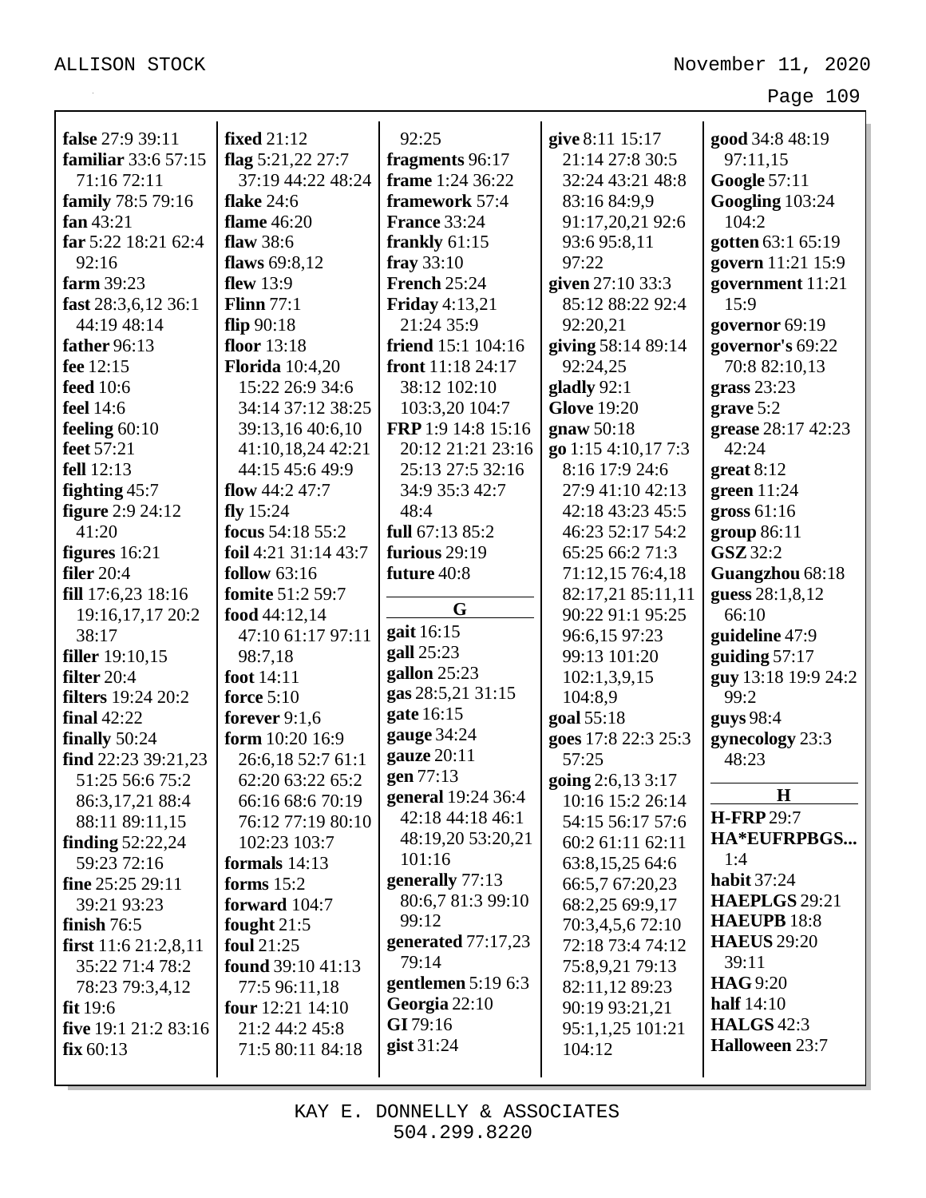**false** 27:9 39:11
**familiar** 33:6 57:15 71:16 72:11
**family** 78:5 79:16
**fan** 43:21
**far** 5:22 18:21 62:4 92:16
**farm** 39:23
**fast** 28:3,6,12 36:1 44:19 48:14
**father** 96:13
**fee** 12:15
**feed** 10:6
**feel** 14:6
**feeling** 60:10
**feet** 57:21
**fell** 12:13
**fighting** 45:7
**figure** 2:9 24:12 41:20
**figures** 16:21
**filer** 20:4
**fill** 17:6,23 18:16 19:16,17,17 20:2 38:17
**filler** 19:10,15
**filter** 20:4
**filters** 19:24 20:2
**final** 42:22
**finally** 50:24
**find** 22:23 39:21,23 51:25 56:6 75:2 86:3,17,21 88:4 88:11 89:11,15
**finding** 52:22,24 59:23 72:16
**fine** 25:25 29:11 39:21 93:23
**finish** 76:5
**first** 11:6 21:2,8,11 35:22 71:4 78:2 78:23 79:3,4,12
**fit** 19:6
**five** 19:1 21:2 83:16
**fix** 60:13
**fixed** 21:12
**flag** 5:21,22 27:7 37:19 44:22 48:24
**flake** 24:6
**flame** 46:20
**flaw** 38:6
**flaws** 69:8,12
**flew** 13:9
**Flinn** 77:1
**flip** 90:18
**floor** 13:18
**Florida** 10:4,20 15:22 26:9 34:6 34:14 37:12 38:25 39:13,16 40:6,10 41:10,18,24 42:21 44:15 45:6 49:9
**flow** 44:2 47:7
**fly** 15:24
**focus** 54:18 55:2
**foil** 4:21 31:14 43:7
**follow** 63:16
**fomite** 51:2 59:7
**food** 44:12,14 47:10 61:17 97:11 98:7,18
**foot** 14:11
**force** 5:10
**forever** 9:1,6
**form** 10:20 16:9 26:6,18 52:7 61:1 62:20 63:22 65:2 66:16 68:6 70:19 76:12 77:19 80:10 102:23 103:7
**formals** 14:13
**forms** 15:2
**forward** 104:7
**fought** 21:5
**foul** 21:25
**found** 39:10 41:13 77:5 96:11,18
**four** 12:21 14:10 21:2 44:2 45:8 71:5 80:11 84:18 92:25
**fragments** 96:17
**frame** 1:24 36:22
**framework** 57:4
**France** 33:24
**frankly** 61:15
**fray** 33:10
**French** 25:24
**Friday** 4:13,21 21:24 35:9
**friend** 15:1 104:16
**front** 11:18 24:17 38:12 102:10 103:3,20 104:7
**FRP** 1:9 14:8 15:16 20:12 21:21 23:16 25:13 27:5 32:16 34:9 35:3 42:7 48:4
**full** 67:13 85:2
**furious** 29:19
**future** 40:8

**G**

**gait** 16:15
**gall** 25:23
**gallon** 25:23
**gas** 28:5,21 31:15
**gate** 16:15
**gauge** 34:24
**gauze** 20:11
**gen** 77:13
**general** 19:24 36:4 42:18 44:18 46:1 48:19,20 53:20,21 101:16
**generally** 77:13 80:6,7 81:3 99:10 99:12
**generated** 77:17,23 79:14
**gentlemen** 5:19 6:3
**Georgia** 22:10
**GI** 79:16
**gist** 31:24
**give** 8:11 15:17 21:14 27:8 30:5 32:24 43:21 48:8 83:16 84:9,9 91:17,20,21 92:6 93:6 95:8,11 97:22
**given** 27:10 33:3 85:12 88:22 92:4 92:20,21
**giving** 58:14 89:14 92:24,25
**gladly** 92:1
**Glove** 19:20
**gnaw** 50:18
**go** 1:15 4:10,17 7:3 8:16 17:9 24:6 27:9 41:10 42:13 42:18 43:23 45:5 46:23 52:17 54:2 65:25 66:2 71:3 71:12,15 76:4,18 82:17,21 85:11,11 90:22 91:1 95:25 96:6,15 97:23 99:13 101:20 102:1,3,9,15 104:8,9
**goal** 55:18
**goes** 17:8 22:3 25:3 57:25
**going** 2:6,13 3:17 10:16 15:2 26:14 54:15 56:17 57:6 60:2 61:11 62:11 63:8,15,25 64:6 66:5,7 67:20,23 68:2,25 69:9,17 70:3,4,5,6 72:10 72:18 73:4 74:12 75:8,9,21 79:13 82:11,12 89:23 90:19 93:21,21 95:1,1,25 101:21 104:12
**good** 34:8 48:19 97:11,15
**Google** 57:11
**Googling** 103:24 104:2
**gotten** 63:1 65:19
**govern** 11:21 15:9
**government** 11:21 15:9
**governor** 69:19
**governor's** 69:22 70:8 82:10,13
**grass** 23:23
**grave** 5:2
**grease** 28:17 42:23 42:24
**great** 8:12
**green** 11:24
**gross** 61:16
**group** 86:11
**GSZ** 32:2
**Guangzhou** 68:18
**guess** 28:1,8,12 66:10
**guideline** 47:9
**guiding** 57:17
**guy** 13:18 19:9 24:2 99:2
**guys** 98:4
**gynecology** 23:3 48:23

**H**

**H-FRP** 29:7
**HA*EUFRPBGS...** 1:4
**habit** 37:24
**HAEPLGS** 29:21
**HAEUPB** 18:8
**HAEUS** 29:20 39:11
**HAG** 9:20
**half** 14:10
**HALGS** 42:3
**Halloween** 23:7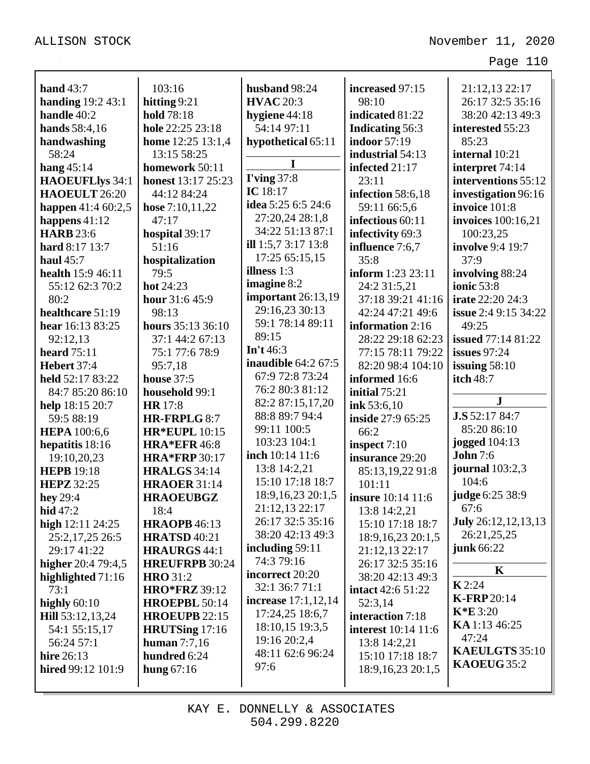**hand** 43:7
**handing** 19:2 43:1
**handle** 40:2
**hands** 58:4,16
**handwashing** 58:24
**hang** 45:14
**HAOEUFLlys** 34:1
**HAOEULT** 26:20
**happen** 41:4 60:2,5
**happens** 41:12
**HARB** 23:6
**hard** 8:17 13:7
**haul** 45:7
**health** 15:9 46:11 55:12 62:3 70:2 80:2
**healthcare** 51:19
**hear** 16:13 83:25 92:12,13
**heard** 75:11
**Hebert** 37:4
**held** 52:17 83:22 84:7 85:20 86:10
**help** 18:15 20:7 59:5 88:19
**HEPA** 100:6,6
**hepatitis** 18:16 19:10,20,23
**HEPB** 19:18
**HEPZ** 32:25
**hey** 29:4
**hid** 47:2
**high** 12:11 24:25 25:2,17,25 26:5 29:17 41:22
**higher** 20:4 79:4,5
**highlighted** 71:16 73:1
**highly** 60:10
**Hill** 53:12,13,24 54:1 55:15,17 56:24 57:1
**hire** 26:13
**hired** 99:12 101:9
103:16
**hitting** 9:21
**hold** 78:18
**hole** 22:25 23:18
**home** 12:25 13:1,4 13:15 58:25
**homework** 50:11
**honest** 13:17 25:23 44:12 84:24
**hose** 7:10,11,22 47:17
**hospital** 39:17 51:16
**hospitalization** 79:5
**hot** 24:23
**hour** 31:6 45:9 98:13
**hours** 35:13 36:10 37:1 44:2 67:13 75:1 77:6 78:9 95:7,18
**house** 37:5
**household** 99:1
**HR** 17:8
**HR-FRPLG** 8:7
**HR*EUPL** 10:15
**HRA*EFR** 46:8
**HRA*FRP** 30:17
**HRALGS** 34:14
**HRAOER** 31:14
**HRAOEUBGZ** 18:4
**HRAOPB** 46:13
**HRATSD** 40:21
**HRAURGS** 44:1
**HREUFRPB** 30:24
**HRO** 31:2
**HRO*FRZ** 39:12
**HROEPBL** 50:14
**HROEUPB** 22:15
**HRUTSing** 17:16
**human** 7:7,16
**hundred** 6:24
**hung** 67:16
**husband** 98:24
**HVAC** 20:3
**hygiene** 44:18 54:14 97:11
**hypothetical** 65:11

**I**

**I'ving** 37:8
**IC** 18:17
**idea** 5:25 6:5 24:6 27:20,24 28:1,8 34:22 51:13 87:1
**ill** 1:5,7 3:17 13:8 17:25 65:15,15
**illness** 1:3
**imagine** 8:2
**important** 26:13,19 29:16,23 30:13 59:1 78:14 89:11 89:15
**In't** 46:3
**inaudible** 64:2 67:5 67:9 72:8 73:24 76:2 80:3 81:12 82:2 87:15,17,20 88:8 89:7 94:4 99:11 100:5 103:23 104:1
**inch** 10:14 11:6 13:8 14:2,21 15:10 17:18 18:7 18:9,16,23 20:1,5 21:12,13 22:17 26:17 32:5 35:16 38:20 42:13 49:3
**including** 59:11 74:3 79:16
**incorrect** 20:20 32:1 36:7 71:1
**increase** 17:1,12,14 17:24,25 18:6,7 18:10,15 19:3,5 19:16 20:2,4 48:11 62:6 96:24 97:6
**increased** 97:15 98:10
**indicated** 81:22
**Indicating** 56:3
**indoor** 57:19
**industrial** 54:13
**infected** 21:17 23:11
**infection** 58:6,18 59:11 66:5,6
**infectious** 60:11
**infectivity** 69:3
**influence** 7:6,7 35:8
**inform** 1:23 23:11 24:2 31:5,21 37:18 39:21 41:16 42:24 47:21 49:6
**information** 2:16 28:22 29:18 62:23 77:15 78:11 79:22 82:20 98:4 104:10
**informed** 16:6
**initial** 75:21
**ink** 53:6,10
**inside** 27:9 65:25 66:2
**inspect** 7:10
**insurance** 29:20 85:13,19,22 91:8 101:11
**insure** 10:14 11:6 13:8 14:2,21 15:10 17:18 18:7 18:9,16,23 20:1,5 21:12,13 22:17 26:17 32:5 35:16 38:20 42:13 49:3
**intact** 42:6 51:22 52:3,14
**interaction** 7:18
**interest** 10:14 11:6 13:8 14:2,21 15:10 17:18 18:7 18:9,16,23 20:1,5 21:12,13 22:17 26:17 32:5 35:16 38:20 42:13 49:3
**interested** 55:23 85:23
**internal** 10:21
**interpret** 74:14
**interventions** 55:12
**investigation** 96:16
**invoice** 101:8
**invoices** 100:16,21 100:23,25
**involve** 9:4 19:7 37:9
**involving** 88:24
**ionic** 53:8
**irate** 22:20 24:3
**issue** 2:4 9:15 34:22 49:25
**issued** 77:14 81:22
**issues** 97:24
**issuing** 58:10
**itch** 48:7

**J**

**J.S** 52:17 84:7 85:20 86:10
**jogged** 104:13
**John** 7:6
**journal** 103:2,3 104:6
**judge** 6:25 38:9 67:6
**July** 26:12,12,13,13 26:21,25,25
**junk** 66:22

**K**

**K** 2:24
**K-FRP** 20:14
**K*E** 3:20
**KA** 1:13 46:25 47:24
**KAEULGTS** 35:10
**KAOEUG** 35:2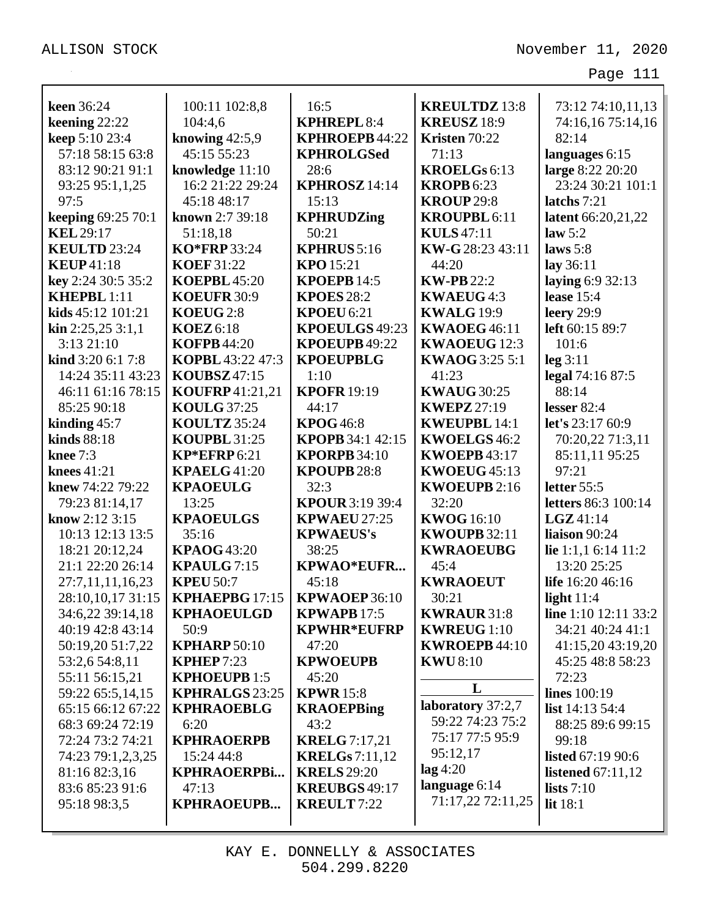**keen** 36:24
**keening** 22:22
**keep** 5:10 23:4 57:18 58:15 63:8 83:12 90:21 91:1 93:25 95:1,1,25 97:5
**keeping** 69:25 70:1
**KEL** 29:17
**KEULTD** 23:24
**KEUP** 41:18
**key** 2:24 30:5 35:2
**KHEPBL** 1:11
**kids** 45:12 101:21
**kin** 2:25,25 3:1,1 3:13 21:10
**kind** 3:20 6:1 7:8 14:24 35:11 43:23 46:11 61:16 78:15 85:25 90:18
**kinding** 45:7
**kinds** 88:18
**knee** 7:3
**knees** 41:21
**knew** 74:22 79:22 79:23 81:14,17
**know** 2:12 3:15 10:13 12:13 13:5 18:21 20:12,24 21:1 22:20 26:14 27:7,11,11,16,23 28:10,10,17 31:15 34:6,22 39:14,18 40:19 42:8 43:14 50:19,20 51:7,22 53:2,6 54:8,11 55:11 56:15,21 59:22 65:5,14,15 65:15 66:12 67:22 68:3 69:24 72:19 72:24 73:2 74:21 74:23 79:1,2,3,25 81:16 82:3,16 83:6 85:23 91:6 95:18 98:3,5 100:11 102:8,8 104:4,6
**knowing** 42:5,9 45:15 55:23
**knowledge** 11:10 16:2 21:22 29:24 45:18 48:17
**known** 2:7 39:18 51:18,18
**KO*FRP** 33:24
**KOEF** 31:22
**KOEPBL** 45:20
**KOEUFR** 30:9
**KOEUG** 2:8
**KOEZ** 6:18
**KOFPB** 44:20
**KOPBL** 43:22 47:3
**KOUBSZ** 47:15
**KOUFRP** 41:21,21
**KOULG** 37:25
**KOULTZ** 35:24
**KOUPBL** 31:25
**KP*EFRP** 6:21
**KPAELG** 41:20
**KPAOEULG** 13:25
**KPAOEULGS** 35:16
**KPAOG** 43:20
**KPAULG** 7:15
**KPEU** 50:7
**KPHAEPBG** 17:15
**KPHAOEULGD** 50:9
**KPHARP** 50:10
**KPHEP** 7:23
**KPHOEUPB** 1:5
**KPHRALGS** 23:25
**KPHRAOEBLG** 6:20
**KPHRAOERPB** 15:24 44:8
**KPHRAOERPBi...** 47:13
**KPHRAOEUPB...** 16:5
**KPHREPL** 8:4
**KPHROEPB** 44:22
**KPHROLGSed** 28:6
**KPHROSZ** 14:14 15:13
**KPHRUDZing** 50:21
**KPHRUS** 5:16
**KPO** 15:21
**KPOEPB** 14:5
**KPOES** 28:2
**KPOEU** 6:21
**KPOEULGS** 49:23
**KPOEUPB** 49:22
**KPOEUPBLG** 1:10
**KPOFR** 19:19 44:17
**KPOG** 46:8
**KPOPB** 34:1 42:15
**KPORPB** 34:10
**KPOUPB** 28:8 32:3
**KPOUR** 3:19 39:4
**KPWAEU** 27:25
**KPWAEUS's** 38:25
**KPWAO*EUFR...** 45:18
**KPWAOEP** 36:10
**KPWAPB** 17:5
**KPWHR*EUFRP** 47:20
**KPWOEUPB** 45:20
**KPWR** 15:8
**KRAOEPBing** 43:2
**KRELG** 7:17,21
**KRELGs** 7:11,12
**KRELS** 29:20
**KREUBGS** 49:17
**KREULT** 7:22
**KREULTDZ** 13:8
**KREUSZ** 18:9
**Kristen** 70:22 71:13
**KROELGs** 6:13
**KROPB** 6:23
**KROUP** 29:8
**KROUPBL** 6:11
**KULS** 47:11
**KW-G** 28:23 43:11 44:20
**KW-PB** 22:2
**KWAEUG** 4:3
**KWALG** 19:9
**KWAOEG** 46:11
**KWAOEUG** 12:3
**KWAOG** 3:25 5:1 41:23
**KWAUG** 30:25
**KWEPZ** 27:19
**KWEUPBL** 14:1
**KWOELGS** 46:2
**KWOEPB** 43:17
**KWOEUG** 45:13
**KWOEUPB** 2:16 32:20
**KWOG** 16:10
**KWOUPB** 32:11
**KWRAOEUBG** 45:4
**KWRAOEUT** 30:21
**KWRAUR** 31:8
**KWREUG** 1:10
**KWROEPB** 44:10
**KWU** 8:10

## L

**laboratory** 37:2,7 59:22 74:23 75:2 75:17 77:5 95:9 95:12,17
**lag** 4:20
**language** 6:14 71:17,22 72:11,25 73:12 74:10,11,13 74:16,16 75:14,16 82:14
**languages** 6:15
**large** 8:22 20:20 23:24 30:21 101:1
**latchs** 7:21
**latent** 66:20,21,22
**law** 5:2
**laws** 5:8
**lay** 36:11
**laying** 6:9 32:13
**lease** 15:4
**leery** 29:9
**left** 60:15 89:7 101:6
**leg** 3:11
**legal** 74:16 87:5 88:14
**lesser** 82:4
**let's** 23:17 60:9 70:20,22 71:3,11 85:11,11 95:25 97:21
**letter** 55:5
**letters** 86:3 100:14
**LGZ** 41:14
**liaison** 90:24
**lie** 1:1,1 6:14 11:2 13:20 25:25
**life** 16:20 46:16
**light** 11:4
**line** 1:10 12:11 33:2 34:21 40:24 41:1 41:15,20 43:19,20 45:25 48:8 58:23 72:23
**lines** 100:19
**list** 14:13 54:4 88:25 89:6 99:15 99:18
**listed** 67:19 90:6
**listened** 67:11,12
**lists** 7:10
**lit** 18:1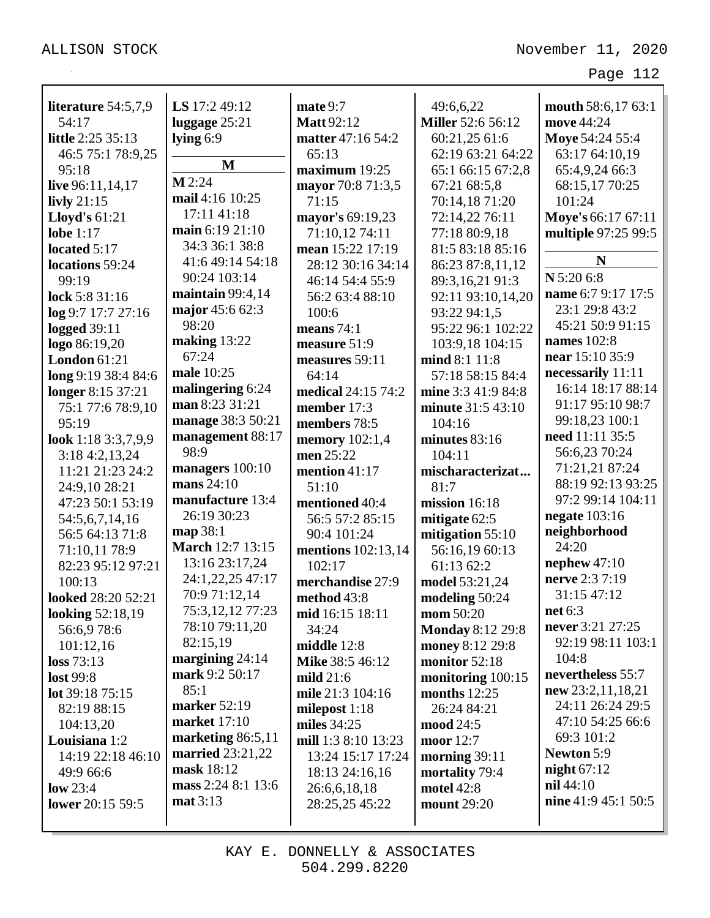**literature** 54:5,7,9 54:17
**little** 2:25 35:13 46:5 75:1 78:9,25 95:18
**live** 96:11,14,17
**livly** 21:15
**Lloyd's** 61:21
**lobe** 1:17
**located** 5:17
**locations** 59:24 99:19
**lock** 5:8 31:16
**log** 9:7 17:7 27:16
**logged** 39:11
**logo** 86:19,20
**London** 61:21
**long** 9:19 38:4 84:6
**longer** 8:15 37:21 75:1 77:6 78:9,10 95:19
**look** 1:18 3:3,7,9,9 3:18 4:2,13,24 11:21 21:23 24:2 24:9,10 28:21 47:23 50:1 53:19 54:5,6,7,14,16 56:5 64:13 71:8 71:10,11 78:9 82:23 95:12 97:21 100:13
**looked** 28:20 52:21
**looking** 52:18,19 56:6,9 78:6 101:12,16
**loss** 73:13
**lost** 99:8
**lot** 39:18 75:15 82:19 88:15 104:13,20
**Louisiana** 1:2 14:19 22:18 46:10 49:9 66:6
**low** 23:4
**lower** 20:15 59:5
**LS** 17:2 49:12
**luggage** 25:21
**lying** 6:9

## M

**M** 2:24
**mail** 4:16 10:25 17:11 41:18
**main** 6:19 21:10 34:3 36:1 38:8 41:6 49:14 54:18 90:24 103:14
**maintain** 99:4,14
**major** 45:6 62:3 98:20
**making** 13:22 67:24
**male** 10:25
**malingering** 6:24
**man** 8:23 31:21
**manage** 38:3 50:21
**management** 88:17 98:9
**managers** 100:10
**mans** 24:10
**manufacture** 13:4 26:19 30:23
**map** 38:1
**March** 12:7 13:15 13:16 23:17,24 24:1,22,25 47:17 70:9 71:12,14 75:3,12,12 77:23 78:10 79:11,20 82:15,19
**margining** 24:14
**mark** 9:2 50:17 85:1
**marker** 52:19
**market** 17:10
**marketing** 86:5,11
**married** 23:21,22
**mask** 18:12
**mass** 2:24 8:1 13:6
**mat** 3:13
**mate** 9:7
**Matt** 92:12
**matter** 47:16 54:2 65:13
**maximum** 19:25
**mayor** 70:8 71:3,5 71:15
**mayor's** 69:19,23 71:10,12 74:11
**mean** 15:22 17:19 28:12 30:16 34:14 46:14 54:4 55:9 56:2 63:4 88:10 100:6
**means** 74:1
**measure** 51:9
**measures** 59:11 64:14
**medical** 24:15 74:2
**member** 17:3
**members** 78:5
**memory** 102:1,4
**men** 25:22
**mention** 41:17 51:10
**mentioned** 40:4 56:5 57:2 85:15 90:4 101:24
**mentions** 102:13,14 102:17
**merchandise** 27:9
**method** 43:8
**mid** 16:15 18:11 34:24
**middle** 12:8
**Mike** 38:5 46:12
**mild** 21:6
**mile** 21:3 104:16
**milepost** 1:18
**miles** 34:25
**mill** 1:3 8:10 13:23 13:24 15:17 17:24 18:13 24:16,16 26:6,6,18,18 28:25,25 45:22 49:6,6,22
**Miller** 52:6 56:12 60:21,25 61:6 62:19 63:21 64:22 65:1 66:15 67:2,8 67:21 68:5,8 70:14,18 71:20 72:14,22 76:11 77:18 80:9,18 81:5 83:18 85:16 86:23 87:8,11,12 89:3,16,21 91:3 92:11 93:10,14,20 93:22 94:1,5 95:22 96:1 102:22 103:9,18 104:15
**mind** 8:1 11:8 57:18 58:15 84:4
**mine** 3:3 41:9 84:8
**minute** 31:5 43:10 104:16
**minutes** 83:16 104:11
**mischaracterizat...** 81:7
**mission** 16:18
**mitigate** 62:5
**mitigation** 55:10 56:16,19 60:13 61:13 62:2
**model** 53:21,24
**modeling** 50:24
**mom** 50:20
**Monday** 8:12 29:8
**money** 8:12 29:8
**monitor** 52:18
**monitoring** 100:15
**months** 12:25 26:24 84:21
**mood** 24:5
**moor** 12:7
**morning** 39:11
**mortality** 79:4
**motel** 42:8
**mount** 29:20
**mouth** 58:6,17 63:1
**move** 44:24
**Moye** 54:24 55:4 63:17 64:10,19 65:4,9,24 66:3 68:15,17 70:25 101:24
**Moye's** 66:17 67:11
**multiple** 97:25 99:5

## N

**N** 5:20 6:8
**name** 6:7 9:17 17:5 23:1 29:8 43:2 45:21 50:9 91:15
**names** 102:8
**near** 15:10 35:9
**necessarily** 11:11 16:14 18:17 88:14 91:17 95:10 98:7 99:18,23 100:1
**need** 11:11 35:5 56:6,23 70:24 71:21,21 87:24 88:19 92:13 93:25 97:2 99:14 104:11
**negate** 103:16
**neighborhood** 24:20
**nephew** 47:10
**nerve** 2:3 7:19 31:15 47:12
**net** 6:3
**never** 3:21 27:25 92:19 98:11 103:1 104:8
**nevertheless** 55:7
**new** 23:2,11,18,21 24:11 26:24 29:5 47:10 54:25 66:6 69:3 101:2
**Newton** 5:9
**night** 67:12
**nil** 44:10
**nine** 41:9 45:1 50:5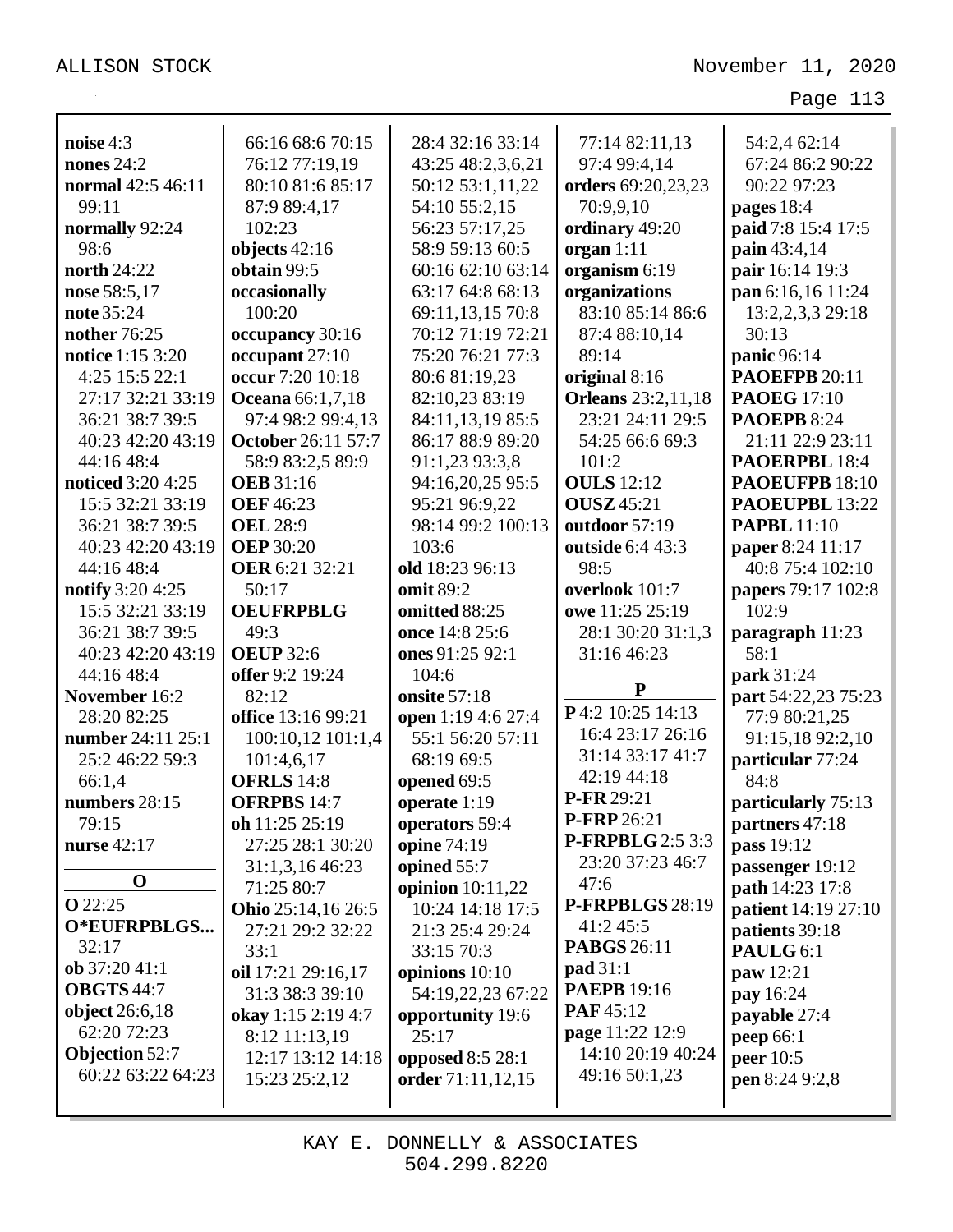**noise** 4:3
**nones** 24:2
**normal** 42:5 46:11 99:11
**normally** 92:24 98:6
**north** 24:22
**nose** 58:5,17
**note** 35:24
**nother** 76:25
**notice** 1:15 3:20 4:25 15:5 22:1 27:17 32:21 33:19 36:21 38:7 39:5 40:23 42:20 43:19 44:16 48:4
**noticed** 3:20 4:25 15:5 32:21 33:19 36:21 38:7 39:5 40:23 42:20 43:19 44:16 48:4
**notify** 3:20 4:25 15:5 32:21 33:19 36:21 38:7 39:5 40:23 42:20 43:19 44:16 48:4
**November** 16:2 28:20 82:25
**number** 24:11 25:1 25:2 46:22 59:3 66:1,4
**numbers** 28:15 79:15
**nurse** 42:17

**O**

**O** 22:25
**O*EUFRPBLGS...** 32:17
**ob** 37:20 41:1
**OBGTS** 44:7
**object** 26:6,18 62:20 72:23
**Objection** 52:7 60:22 63:22 64:23 66:16 68:6 70:15 76:12 77:19,19 80:10 81:6 85:17 87:9 89:4,17 102:23
**objects** 42:16
**obtain** 99:5
**occasionally** 100:20
**occupancy** 30:16
**occupant** 27:10
**occur** 7:20 10:18
**Oceana** 66:1,7,18 97:4 98:2 99:4,13
**October** 26:11 57:7 58:9 83:2,5 89:9
**OEB** 31:16
**OEF** 46:23
**OEL** 28:9
**OEP** 30:20
**OER** 6:21 32:21 50:17
**OEUFRPBLG** 49:3
**OEUP** 32:6
**offer** 9:2 19:24 82:12
**office** 13:16 99:21 100:10,12 101:1,4 101:4,6,17
**OFRLS** 14:8
**OFRPBS** 14:7
**oh** 11:25 25:19 27:25 28:1 30:20 31:1,3,16 46:23 71:25 80:7
**Ohio** 25:14,16 26:5 27:21 29:2 32:22 33:1
**oil** 17:21 29:16,17 31:3 38:3 39:10
**okay** 1:15 2:19 4:7 8:12 11:13,19 12:17 13:12 14:18 15:23 25:2,12 28:4 32:16 33:14 43:25 48:2,3,6,21 50:12 53:1,11,22 54:10 55:2,15 56:23 57:17,25 58:9 59:13 60:5 60:16 62:10 63:14 63:17 64:8 68:13 69:11,13,15 70:8 70:12 71:19 72:21 75:20 76:21 77:3 80:6 81:19,23 82:10,23 83:19 84:11,13,19 85:5 86:17 88:9 89:20 91:1,23 93:3,8 94:16,20,25 95:5 95:21 96:9,22 98:14 99:2 100:13 103:6
**old** 18:23 96:13
**omit** 89:2
**omitted** 88:25
**once** 14:8 25:6
**ones** 91:25 92:1 104:6
**onsite** 57:18
**open** 1:19 4:6 27:4 55:1 56:20 57:11 68:19 69:5
**opened** 69:5
**operate** 1:19
**operators** 59:4
**opine** 74:19
**opined** 55:7
**opinion** 10:11,22 10:24 14:18 17:5 21:3 25:4 29:24 33:15 70:3
**opinions** 10:10 54:19,22,23 67:22
**opportunity** 19:6 25:17
**opposed** 8:5 28:1
**order** 71:11,12,15 77:14 82:11,13 97:4 99:4,14
**orders** 69:20,23,23 70:9,9,10
**ordinary** 49:20
**organ** 1:11
**organism** 6:19
**organizations** 83:10 85:14 86:6 87:4 88:10,14 89:14
**original** 8:16
**Orleans** 23:2,11,18 23:21 24:11 29:5 54:25 66:6 69:3 101:2
**OULS** 12:12
**OUSZ** 45:21
**outdoor** 57:19
**outside** 6:4 43:3 98:5
**overlook** 101:7
**owe** 11:25 25:19 28:1 30:20 31:1,3 31:16 46:23

**P**

**P** 4:2 10:25 14:13 16:4 23:17 26:16 31:14 33:17 41:7 42:19 44:18
**P-FR** 29:21
**P-FRP** 26:21
**P-FRPBLG** 2:5 3:3 23:20 37:23 46:7 47:6
**P-FRPBLGS** 28:19 41:2 45:5
**PABGS** 26:11
**pad** 31:1
**PAEPB** 19:16
**PAF** 45:12
**page** 11:22 12:9 14:10 20:19 40:24 49:16 50:1,23 54:2,4 62:14 67:24 86:2 90:22 90:22 97:23
**pages** 18:4
**paid** 7:8 15:4 17:5
**pain** 43:4,14
**pair** 16:14 19:3
**pan** 6:16,16 11:24 13:2,2,3,3 29:18 30:13
**panic** 96:14
**PAOEFPB** 20:11
**PAOEG** 17:10
**PAOEPB** 8:24 21:11 22:9 23:11
**PAOERPBL** 18:4
**PAOEUFPB** 18:10
**PAOEUPBL** 13:22
**PAPBL** 11:10
**paper** 8:24 11:17 40:8 75:4 102:10
**papers** 79:17 102:8 102:9
**paragraph** 11:23 58:1
**park** 31:24
**part** 54:22,23 75:23 77:9 80:21,25 91:15,18 92:2,10
**particular** 77:24 84:8
**particularly** 75:13
**partners** 47:18
**pass** 19:12
**passenger** 19:12
**path** 14:23 17:8
**patient** 14:19 27:10
**patients** 39:18
**PAULG** 6:1
**paw** 12:21
**pay** 16:24
**payable** 27:4
**peep** 66:1
**peer** 10:5
**pen** 8:24 9:2,8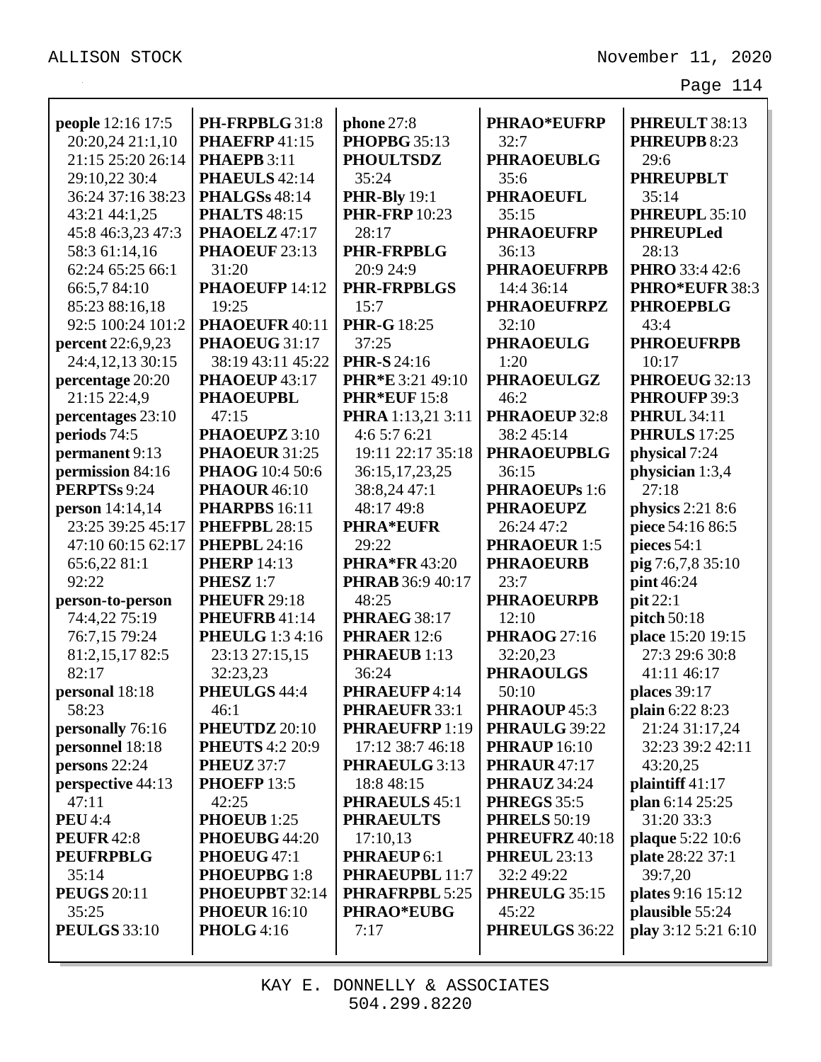**people** 12:16 17:5 20:20,24 21:1,10 21:15 25:20 26:14 29:10,22 30:4 36:24 37:16 38:23 43:21 44:1,25 45:8 46:3,23 47:3 58:3 61:14,16 62:24 65:25 66:1 66:5,7 84:10 85:23 88:16,18 92:5 100:24 101:2
**percent** 22:6,9,23 24:4,12,13 30:15
**percentage** 20:20 21:15 22:4,9
**percentages** 23:10
**periods** 74:5
**permanent** 9:13
**permission** 84:16
**PERPTSs** 9:24
**person** 14:14,14 23:25 39:25 45:17 47:10 60:15 62:17 65:6,22 81:1 92:22
**person-to-person** 74:4,22 75:19 76:7,15 79:24 81:2,15,17 82:5 82:17
**personal** 18:18 58:23
**personally** 76:16
**personnel** 18:18
**persons** 22:24
**perspective** 44:13 47:11
**PEU** 4:4
**PEUFR** 42:8
**PEUFRPBLG** 35:14
**PEUGS** 20:11 35:25
**PEULGS** 33:10
**PH-FRPBLG** 31:8
**PHAEFRP** 41:15
**PHAEPB** 3:11
**PHAEULS** 42:14
**PHALGSs** 48:14
**PHALTS** 48:15
**PHAOELZ** 47:17
**PHAOEUF** 23:13 31:20
**PHAOEUFP** 14:12 19:25
**PHAOEUFR** 40:11
**PHAOEUG** 31:17 38:19 43:11 45:22
**PHAOEUP** 43:17
**PHAOEUPBL** 47:15
**PHAOEUPZ** 3:10
**PHAOEUR** 31:25
**PHAOG** 10:4 50:6
**PHAOUR** 46:10
**PHARPBS** 16:11
**PHEFPBL** 28:15
**PHEPBL** 24:16
**PHERP** 14:13
**PHESZ** 1:7
**PHEUFR** 29:18
**PHEUFRB** 41:14
**PHEULG** 1:3 4:16 23:13 27:15,15 32:23,23
**PHEULGS** 44:4 46:1
**PHEUTDZ** 20:10
**PHEUTS** 4:2 20:9
**PHEUZ** 37:7
**PHOEFP** 13:5 42:25
**PHOEUB** 1:25
**PHOEUBG** 44:20
**PHOEUG** 47:1
**PHOEUPBG** 1:8
**PHOEUPBT** 32:14
**PHOEUR** 16:10
**PHOLG** 4:16
**phone** 27:8
**PHOPBG** 35:13
**PHOULTSDZ** 35:24
**PHR-Bly** 19:1
**PHR-FRP** 10:23 28:17
**PHR-FRPBLG** 20:9 24:9
**PHR-FRPBLGS** 15:7
**PHR-G** 18:25 37:25
**PHR-S** 24:16
**PHR*E** 3:21 49:10
**PHR*EUF** 15:8
**PHRA** 1:13,21 3:11 4:6 5:7 6:21 19:11 22:17 35:18 36:15,17,23,25 38:8,24 47:1 48:17 49:8
**PHRA*EUFR** 29:22
**PHRA*FR** 43:20
**PHRAB** 36:9 40:17 48:25
**PHRAEG** 38:17
**PHRAER** 12:6
**PHRAEUB** 1:13 36:24
**PHRAEUFP** 4:14
**PHRAEUFR** 33:1
**PHRAEUFRP** 1:19 17:12 38:7 46:18
**PHRAEULG** 3:13 18:8 48:15
**PHRAEULS** 45:1
**PHRAEULTS** 17:10,13
**PHRAEUP** 6:1
**PHRAEUPBL** 11:7
**PHRAFRPBL** 5:25
**PHRAO*EUBG** 7:17
**PHRAO*EUFRP** 32:7
**PHRAOEUBLG** 35:6
**PHRAOEUFL** 35:15
**PHRAOEUFRP** 36:13
**PHRAOEUFRPB** 14:4 36:14
**PHRAOEUFRPZ** 32:10
**PHRAOEULG** 1:20
**PHRAOEULGZ** 46:2
**PHRAOEUP** 32:8 38:2 45:14
**PHRAOEUPBLG** 36:15
**PHRAOEUPs** 1:6
**PHRAOEUPZ** 26:24 47:2
**PHRAOEUR** 1:5
**PHRAOEURB** 23:7
**PHRAOEURPB** 12:10
**PHRAOG** 27:16 32:20,23
**PHRAOULGS** 50:10
**PHRAOUP** 45:3
**PHRAULG** 39:22
**PHRAUP** 16:10
**PHRAUR** 47:17
**PHRAUZ** 34:24
**PHREGS** 35:5
**PHRELS** 50:19
**PHREUFRZ** 40:18
**PHREUL** 23:13 32:2 49:22
**PHREULG** 35:15 45:22
**PHREULGS** 36:22
**PHREULT** 38:13
**PHREUPB** 8:23 29:6
**PHREUPBLT** 35:14
**PHREUPL** 35:10
**PHREUPLed** 28:13
**PHRO** 33:4 42:6
**PHRO*EUFR** 38:3
**PHROEPBLG** 43:4
**PHROEUFRPB** 10:17
**PHROEUG** 32:13
**PHROUFP** 39:3
**PHRUL** 34:11
**PHRULS** 17:25
**physical** 7:24
**physician** 1:3,4 27:18
**physics** 2:21 8:6
**piece** 54:16 86:5
**pieces** 54:1
**pig** 7:6,7,8 35:10
**pint** 46:24
**pit** 22:1
**pitch** 50:18
**place** 15:20 19:15 27:3 29:6 30:8 41:11 46:17
**places** 39:17
**plain** 6:22 8:23 21:24 31:17,24 32:23 39:2 42:11 43:20,25
**plaintiff** 41:17
**plan** 6:14 25:25 31:20 33:3
**plaque** 5:22 10:6
**plate** 28:22 37:1 39:7,20
**plates** 9:16 15:12
**plausible** 55:24
**play** 3:12 5:21 6:10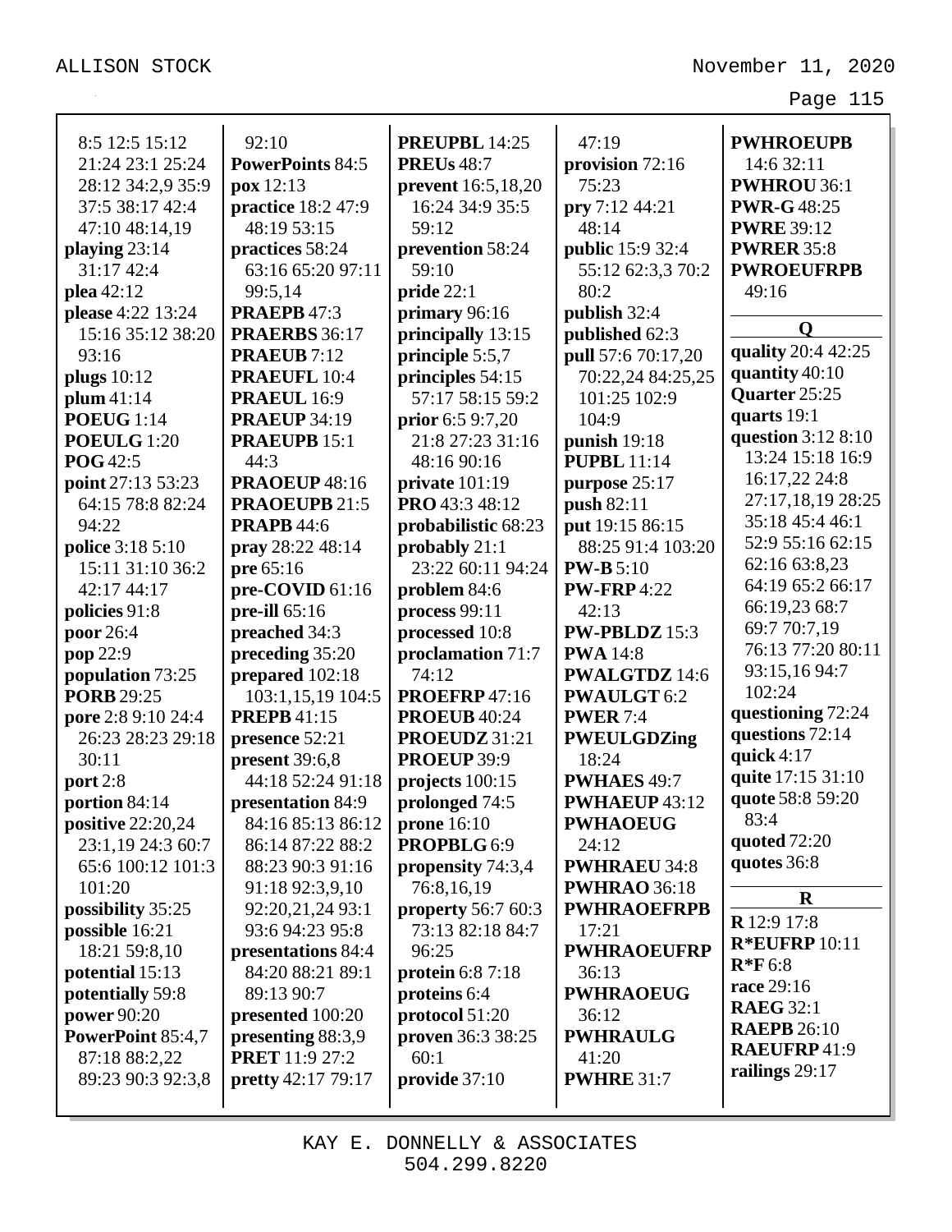8:5 12:5 15:12 21:24 23:1 25:24 28:12 34:2,9 35:9 37:5 38:17 42:4 47:10 48:14,19
**playing** 23:14 31:17 42:4
**plea** 42:12
**please** 4:22 13:24 15:16 35:12 38:20 93:16
**plugs** 10:12
**plum** 41:14
**POEUG** 1:14
**POEULG** 1:20
**POG** 42:5
**point** 27:13 53:23 64:15 78:8 82:24 94:22
**police** 3:18 5:10 15:11 31:10 36:2 42:17 44:17
**policies** 91:8
**poor** 26:4
**pop** 22:9
**population** 73:25
**PORB** 29:25
**pore** 2:8 9:10 24:4 26:23 28:23 29:18 30:11
**port** 2:8
**portion** 84:14
**positive** 22:20,24 23:1,19 24:3 60:7 65:6 100:12 101:3 101:20
**possibility** 35:25
**possible** 16:21 18:21 59:8,10
**potential** 15:13
**potentially** 59:8
**power** 90:20
**PowerPoint** 85:4,7 87:18 88:2,22 89:23 90:3 92:3,8 92:10
**PowerPoints** 84:5
**pox** 12:13
**practice** 18:2 47:9 48:19 53:15
**practices** 58:24 63:16 65:20 97:11 99:5,14
**PRAEPB** 47:3
**PRAERBS** 36:17
**PRAEUB** 7:12
**PRAEUFL** 10:4
**PRAEUL** 16:9
**PRAEUP** 34:19
**PRAEUPB** 15:1 44:3
**PRAOEUP** 48:16
**PRAOEUPB** 21:5
**PRAPB** 44:6
**pray** 28:22 48:14
**pre** 65:16
**pre-COVID** 61:16
**pre-ill** 65:16
**preached** 34:3
**preceding** 35:20
**prepared** 102:18 103:1,15,19 104:5
**PREPB** 41:15
**presence** 52:21
**present** 39:6,8 44:18 52:24 91:18
**presentation** 84:9 84:16 85:13 86:12 86:14 87:22 88:2 88:23 90:3 91:16 91:18 92:3,9,10 92:20,21,24 93:1 93:6 94:23 95:8
**presentations** 84:4 84:20 88:21 89:1 89:13 90:7
**presented** 100:20
**presenting** 88:3,9
**PRET** 11:9 27:2
**pretty** 42:17 79:17
**PREUPBL** 14:25
**PREUs** 48:7
**prevent** 16:5,18,20 16:24 34:9 35:5 59:12
**prevention** 58:24 59:10
**pride** 22:1
**primary** 96:16
**principally** 13:15
**principle** 5:5,7
**principles** 54:15 57:17 58:15 59:2
**prior** 6:5 9:7,20 21:8 27:23 31:16 48:16 90:16
**private** 101:19
**PRO** 43:3 48:12
**probabilistic** 68:23
**probably** 21:1 23:22 60:11 94:24
**problem** 84:6
**process** 99:11
**processed** 10:8
**proclamation** 71:7 74:12
**PROEFRP** 47:16
**PROEUB** 40:24
**PROEUDZ** 31:21
**PROEUP** 39:9
**projects** 100:15
**prolonged** 74:5
**prone** 16:10
**PROPBLG** 6:9
**propensity** 74:3,4 76:8,16,19
**property** 56:7 60:3 73:13 82:18 84:7 96:25
**protein** 6:8 7:18
**proteins** 6:4
**protocol** 51:20
**proven** 36:3 38:25 60:1
**provide** 37:10 47:19
**provision** 72:16 75:23
**pry** 7:12 44:21 48:14
**public** 15:9 32:4 55:12 62:3,3 70:2 80:2
**publish** 32:4
**published** 62:3
**pull** 57:6 70:17,20 70:22,24 84:25,25 101:25 102:9 104:9
**punish** 19:18
**PUPBL** 11:14
**purpose** 25:17
**push** 82:11
**put** 19:15 86:15 88:25 91:4 103:20
**PW-B** 5:10
**PW-FRP** 4:22 42:13
**PW-PBLDZ** 15:3
**PWA** 14:8
**PWALGTDZ** 14:6
**PWAULGT** 6:2
**PWER** 7:4
**PWEULGDZing** 18:24
**PWHAES** 49:7
**PWHAEUP** 43:12
**PWHAOEUG** 24:12
**PWHRAEU** 34:8
**PWHRAO** 36:18
**PWHRAOEFRPB** 17:21
**PWHRAOEUFRP** 36:13
**PWHRAOEUG** 36:12
**PWHRAULG** 41:20
**PWHRE** 31:7
**PWHROEUPB** 14:6 32:11
**PWHROU** 36:1
**PWR-G** 48:25
**PWRE** 39:12
**PWRER** 35:8
**PWROEUFRPB** 49:16

## Q

**quality** 20:4 42:25
**quantity** 40:10
**Quarter** 25:25
**quarts** 19:1
**question** 3:12 8:10 13:24 15:18 16:9 16:17,22 24:8 27:17,18,19 28:25 35:18 45:4 46:1 52:9 55:16 62:15 62:16 63:8,23 64:19 65:2 66:17 66:19,23 68:7 69:7 70:7,19 76:13 77:20 80:11 93:15,16 94:7 102:24
**questioning** 72:24
**questions** 72:14
**quick** 4:17
**quite** 17:15 31:10
**quote** 58:8 59:20 83:4
**quoted** 72:20
**quotes** 36:8

## R

**R** 12:9 17:8
**R*EUFRP** 10:11
**R*F** 6:8
**race** 29:16
**RAEG** 32:1
**RAEPB** 26:10
**RAEUFRP** 41:9
**railings** 29:17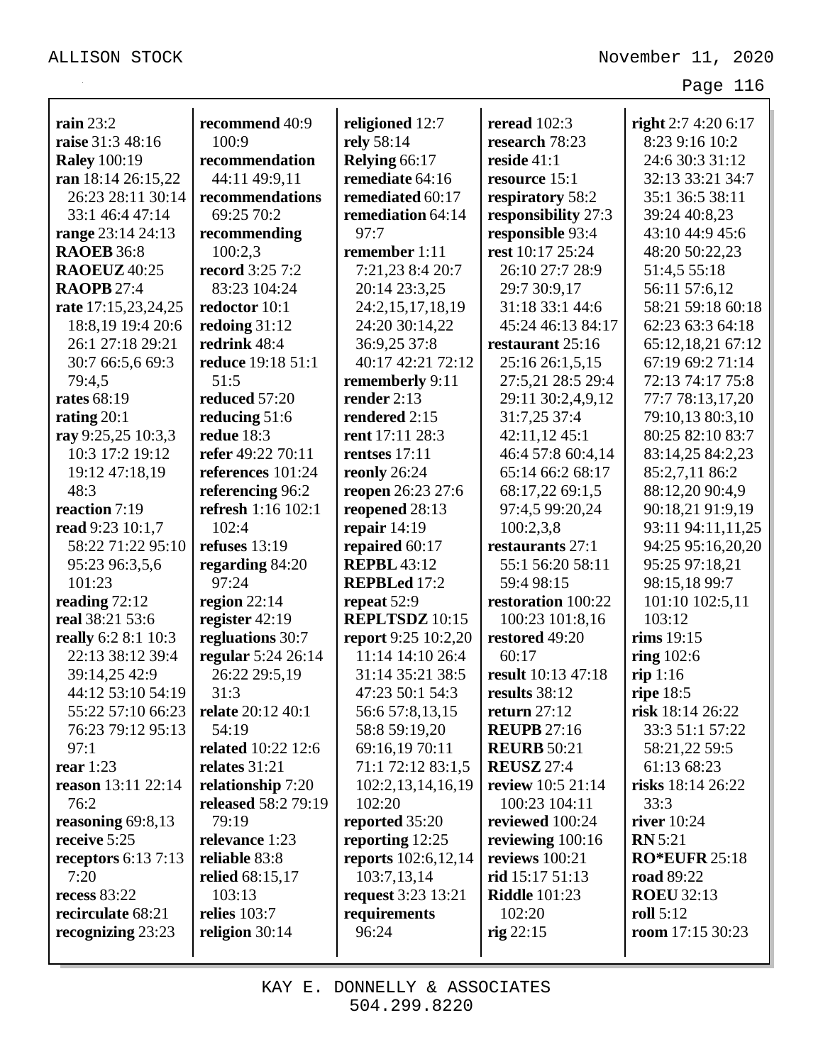**rain** 23:2
**raise** 31:3 48:16
**Raley** 100:19
**ran** 18:14 26:15,22 26:23 28:11 30:14 33:1 46:4 47:14
**range** 23:14 24:13
**RAOEB** 36:8
**RAOEUZ** 40:25
**RAOPB** 27:4
**rate** 17:15,23,24,25 18:8,19 19:4 20:6 26:1 27:18 29:21 30:7 66:5,6 69:3 79:4,5
**rates** 68:19
**rating** 20:1
**ray** 9:25,25 10:3,3 10:3 17:2 19:12 19:12 47:18,19 48:3
**reaction** 7:19
**read** 9:23 10:1,7 58:22 71:22 95:10 95:23 96:3,5,6 101:23
**reading** 72:12
**real** 38:21 53:6
**really** 6:2 8:1 10:3 22:13 38:12 39:4 39:14,25 42:9 44:12 53:10 54:19 55:22 57:10 66:23 76:23 79:12 95:13 97:1
**rear** 1:23
**reason** 13:11 22:14 76:2
**reasoning** 69:8,13
**receive** 5:25
**receptors** 6:13 7:13 7:20
**recess** 83:22
**recirculate** 68:21
**recognizing** 23:23

**recommend** 40:9 100:9
**recommendation** 44:11 49:9,11
**recommendations** 69:25 70:2
**recommending** 100:2,3
**record** 3:25 7:2 83:23 104:24
**redoctor** 10:1
**redoing** 31:12
**redrink** 48:4
**reduce** 19:18 51:1 51:5
**reduced** 57:20
**reducing** 51:6
**redue** 18:3
**refer** 49:22 70:11
**references** 101:24
**referencing** 96:2
**refresh** 1:16 102:1 102:4
**refuses** 13:19
**regarding** 84:20 97:24
**region** 22:14
**register** 42:19
**regluations** 30:7
**regular** 5:24 26:14 26:22 29:5,19 31:3
**relate** 20:12 40:1 54:19
**related** 10:22 12:6
**relates** 31:21
**relationship** 7:20
**released** 58:2 79:19 79:19
**relevance** 1:23
**reliable** 83:8
**relied** 68:15,17 103:13
**relies** 103:7
**religion** 30:14

**religioned** 12:7
**rely** 58:14
**Relying** 66:17
**remediate** 64:16
**remediated** 60:17
**remediation** 64:14 97:7
**remember** 1:11 7:21,23 8:4 20:7 20:14 23:3,25 24:2,15,17,18,19 24:20 30:14,22 36:9,25 37:8 40:17 42:21 72:12
**rememberly** 9:11
**render** 2:13
**rendered** 2:15
**rent** 17:11 28:3
**rentses** 17:11
**reonly** 26:24
**reopen** 26:23 27:6
**reopened** 28:13
**repair** 14:19
**repaired** 60:17
**REPBL** 43:12
**REPBLed** 17:2
**repeat** 52:9
**REPLTSDZ** 10:15
**report** 9:25 10:2,20 11:14 14:10 26:4 31:14 35:21 38:5 47:23 50:1 54:3 56:6 57:8,13,15 58:8 59:19,20 69:16,19 70:11 71:1 72:12 83:1,5 102:2,13,14,16,19 102:20
**reported** 35:20
**reporting** 12:25
**reports** 102:6,12,14 103:7,13,14
**request** 3:23 13:21
**requirements** 96:24

**reread** 102:3
**research** 78:23
**reside** 41:1
**resource** 15:1
**respiratory** 58:2
**responsibility** 27:3
**responsible** 93:4
**rest** 10:17 25:24 26:10 27:7 28:9 29:7 30:9,17 31:18 33:1 44:6 45:24 46:13 84:17
**restaurant** 25:16 25:16 26:1,5,15 27:5,21 28:5 29:4 29:11 30:2,4,9,12 31:7,25 37:4 42:11,12 45:1 46:4 57:8 60:4,14 65:14 66:2 68:17 68:17,22 69:1,5 97:4,5 99:20,24 100:2,3,8
**restaurants** 27:1 55:1 56:20 58:11 59:4 98:15
**restoration** 100:22 100:23 101:8,16
**restored** 49:20 60:17
**result** 10:13 47:18
**results** 38:12
**return** 27:12
**REUPB** 27:16
**REURB** 50:21
**REUSZ** 27:4
**review** 10:5 21:14 100:23 104:11
**reviewed** 100:24
**reviewing** 100:16
**reviews** 100:21
**rid** 15:17 51:13
**Riddle** 101:23 102:20
**rig** 22:15

**right** 2:7 4:20 6:17 8:23 9:16 10:2 24:6 30:3 31:12 32:13 33:21 34:7 35:1 36:5 38:11 39:24 40:8,23 43:10 44:9 45:6 48:20 50:22,23 51:4,5 55:18 56:11 57:6,12 58:21 59:18 60:18 62:23 63:3 64:18 65:12,18,21 67:12 67:19 69:2 71:14 72:13 74:17 75:8 77:7 78:13,17,20 79:10,13 80:3,10 80:25 82:10 83:7 83:14,25 84:2,23 85:2,7,11 86:2 88:12,20 90:4,9 90:18,21 91:9,19 93:11 94:11,11,25 94:25 95:16,20,20 95:25 97:18,21 98:15,18 99:7 101:10 102:5,11 103:12
**rims** 19:15
**ring** 102:6
**rip** 1:16
**ripe** 18:5
**risk** 18:14 26:22 33:3 51:1 57:22 58:21,22 59:5 61:13 68:23
**risks** 18:14 26:22 33:3
**river** 10:24
**RN** 5:21
**RO*EUFR** 25:18
**road** 89:22
**ROEU** 32:13
**roll** 5:12
**room** 17:15 30:23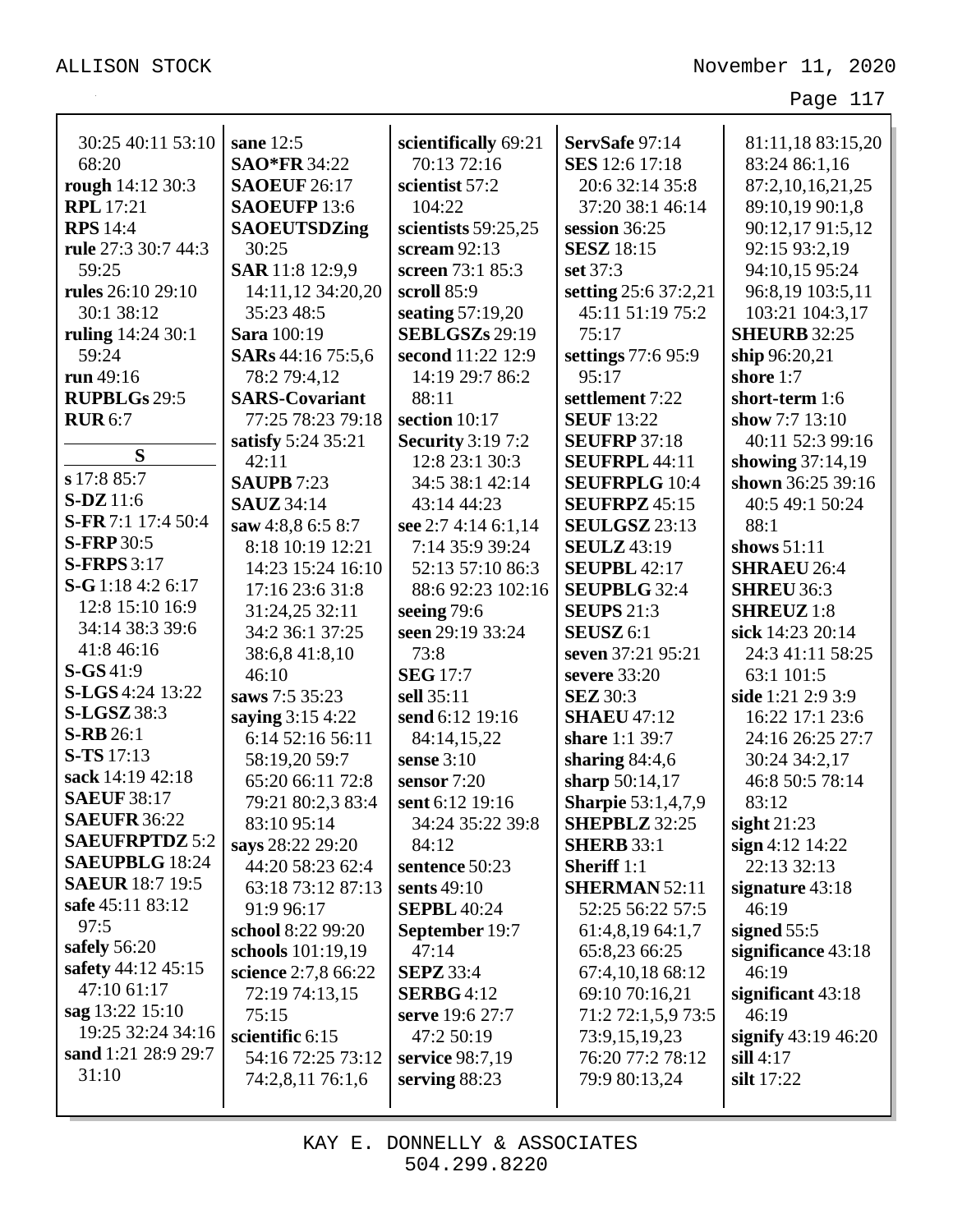30:25 40:11 53:10 68:20
**rough** 14:12 30:3
**RPL** 17:21
**RPS** 14:4
**rule** 27:3 30:7 44:3 59:25
**rules** 26:10 29:10 30:1 38:12
**ruling** 14:24 30:1 59:24
**run** 49:16
**RUPBLGs** 29:5
**RUR** 6:7

**S**

**s** 17:8 85:7
**S-DZ** 11:6
**S-FR** 7:1 17:4 50:4
**S-FRP** 30:5
**S-FRPS** 3:17
**S-G** 1:18 4:2 6:17 12:8 15:10 16:9 34:14 38:3 39:6 41:8 46:16
**S-GS** 41:9
**S-LGS** 4:24 13:22
**S-LGSZ** 38:3
**S-RB** 26:1
**S-TS** 17:13
**sack** 14:19 42:18
**SAEUF** 38:17
**SAEUFR** 36:22
**SAEUFRPTDZ** 5:2
**SAEUPBLG** 18:24
**SAEUR** 18:7 19:5
**safe** 45:11 83:12 97:5
**safely** 56:20
**safety** 44:12 45:15 47:10 61:17
**sag** 13:22 15:10 19:25 32:24 34:16
**sand** 1:21 28:9 29:7 31:10

**sane** 12:5
**SAO*FR** 34:22
**SAOEUF** 26:17
**SAOEUFP** 13:6
**SAOEUTSDZing** 30:25
**SAR** 11:8 12:9,9 14:11,12 34:20,20 35:23 48:5
**Sara** 100:19
**SARs** 44:16 75:5,6 78:2 79:4,12
**SARS-Covariant** 77:25 78:23 79:18
**satisfy** 5:24 35:21 42:11
**SAUPB** 7:23
**SAUZ** 34:14
**saw** 4:8,8 6:5 8:7 8:18 10:19 12:21 14:23 15:24 16:10 17:16 23:6 31:8 31:24,25 32:11 34:2 36:1 37:25 38:6,8 41:8,10 46:10
**saws** 7:5 35:23
**saying** 3:15 4:22 6:14 52:16 56:11 58:19,20 59:7 65:20 66:11 72:8 79:21 80:2,3 83:4 83:10 95:14
**says** 28:22 29:20 44:20 58:23 62:4 63:18 73:12 87:13 91:9 96:17
**school** 8:22 99:20
**schools** 101:19,19
**science** 2:7,8 66:22 72:19 74:13,15 75:15
**scientific** 6:15 54:16 72:25 73:12 74:2,8,11 76:1,6

**scientifically** 69:21 70:13 72:16
**scientist** 57:2 104:22
**scientists** 59:25,25
**scream** 92:13
**screen** 73:1 85:3
**scroll** 85:9
**seating** 57:19,20
**SEBLGSZs** 29:19
**second** 11:22 12:9 14:19 29:7 86:2 88:11
**section** 10:17
**Security** 3:19 7:2 12:8 23:1 30:3 34:5 38:1 42:14 43:14 44:23
**see** 2:7 4:14 6:1,14 7:14 35:9 39:24 52:13 57:10 86:3 88:6 92:23 102:16
**seeing** 79:6
**seen** 29:19 33:24 73:8
**SEG** 17:7
**sell** 35:11
**send** 6:12 19:16 84:14,15,22
**sense** 3:10
**sensor** 7:20
**sent** 6:12 19:16 34:24 35:22 39:8 84:12
**sentence** 50:23
**sents** 49:10
**SEPBL** 40:24
**September** 19:7 47:14
**SEPZ** 33:4
**SERBG** 4:12
**serve** 19:6 27:7 47:2 50:19
**service** 98:7,19
**serving** 88:23

**ServSafe** 97:14
**SES** 12:6 17:18 20:6 32:14 35:8 37:20 38:1 46:14
**session** 36:25
**SESZ** 18:15
**set** 37:3
**setting** 25:6 37:2,21 45:11 51:19 75:2 75:17
**settings** 77:6 95:9 95:17
**settlement** 7:22
**SEUF** 13:22
**SEUFRP** 37:18
**SEUFRPL** 44:11
**SEUFRPLG** 10:4
**SEUFRPZ** 45:15
**SEULGSZ** 23:13
**SEULZ** 43:19
**SEUPBL** 42:17
**SEUPBLG** 32:4
**SEUPS** 21:3
**SEUSZ** 6:1
**seven** 37:21 95:21
**severe** 33:20
**SEZ** 30:3
**SHAEU** 47:12
**share** 1:1 39:7
**sharing** 84:4,6
**sharp** 50:14,17
**Sharpie** 53:1,4,7,9
**SHEPBLZ** 32:25
**SHERB** 33:1
**Sheriff** 1:1
**SHERMAN** 52:11 52:25 56:22 57:5 61:4,8,19 64:1,7 65:8,23 66:25 67:4,10,18 68:12 69:10 70:16,21 71:2 72:1,5,9 73:5 73:9,15,19,23 76:20 77:2 78:12 79:9 80:13,24

81:11,18 83:15,20 83:24 86:1,16 87:2,10,16,21,25 89:10,19 90:1,8 90:12,17 91:5,12 92:15 93:2,19 94:10,15 95:24 96:8,19 103:5,11 103:21 104:3,17
**SHEURB** 32:25
**ship** 96:20,21
**shore** 1:7
**short-term** 1:6
**show** 7:7 13:10 40:11 52:3 99:16
**showing** 37:14,19
**shown** 36:25 39:16 40:5 49:1 50:24 88:1
**shows** 51:11
**SHRAEU** 26:4
**SHREU** 36:3
**SHREUZ** 1:8
**sick** 14:23 20:14 24:3 41:11 58:25 63:1 101:5
**side** 1:21 2:9 3:9 16:22 17:1 23:6 24:16 26:25 27:7 30:24 34:2,17 46:8 50:5 78:14 83:12
**sight** 21:23
**sign** 4:12 14:22 22:13 32:13
**signature** 43:18 46:19
**signed** 55:5
**significance** 43:18 46:19
**significant** 43:18 46:19
**signify** 43:19 46:20
**sill** 4:17
**silt** 17:22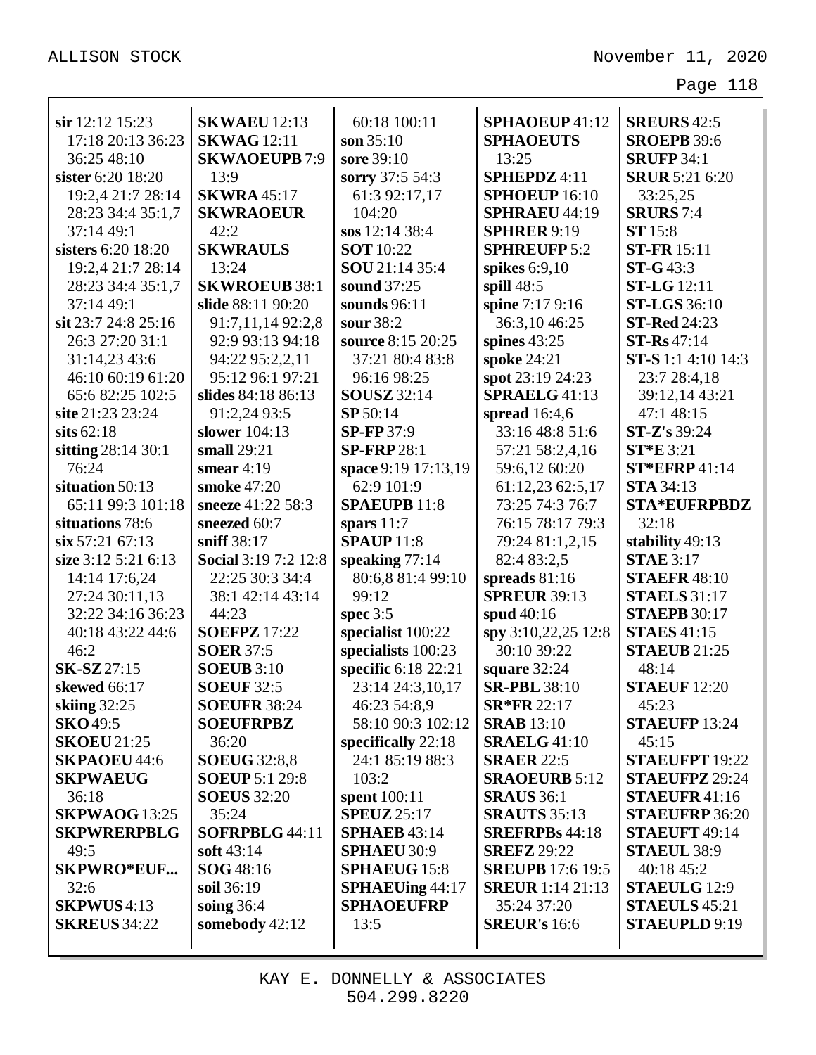**sir** 12:12 15:23 17:18 20:13 36:23 36:25 48:10
**sister** 6:20 18:20 19:2,4 21:7 28:14 28:23 34:4 35:1,7 37:14 49:1
**sisters** 6:20 18:20 19:2,4 21:7 28:14 28:23 34:4 35:1,7 37:14 49:1
**sit** 23:7 24:8 25:16 26:3 27:20 31:1 31:14,23 43:6 46:10 60:19 61:20 65:6 82:25 102:5
**site** 21:23 23:24
**sits** 62:18
**sitting** 28:14 30:1 76:24
**situation** 50:13 65:11 99:3 101:18
**situations** 78:6
**six** 57:21 67:13
**size** 3:12 5:21 6:13 14:14 17:6,24 27:24 30:11,13 32:22 34:16 36:23 40:18 43:22 44:6 46:2
**SK-SZ** 27:15
**skewed** 66:17
**skiing** 32:25
**SKO** 49:5
**SKOEU** 21:25
**SKPAOEU** 44:6
**SKPWAEUG** 36:18
**SKPWAOG** 13:25
**SKPWRERPBLG** 49:5
**SKPWRO*EUF...** 32:6
**SKPWUS** 4:13
**SKREUS** 34:22

**SKWAEU** 12:13
**SKWAG** 12:11
**SKWAOEUPB** 7:9 13:9
**SKWRA** 45:17
**SKWRAOEUR** 42:2
**SKWRAULS** 13:24
**SKWROEUB** 38:1
**slide** 88:11 90:20 91:7,11,14 92:2,8 92:9 93:13 94:18 94:22 95:2,2,11 95:12 96:1 97:21
**slides** 84:18 86:13 91:2,24 93:5
**slower** 104:13
**small** 29:21
**smear** 4:19
**smoke** 47:20
**sneeze** 41:22 58:3
**sneezed** 60:7
**sniff** 38:17
**Social** 3:19 7:2 12:8 22:25 30:3 34:4 38:1 42:14 43:14 44:23
**SOEFPZ** 17:22
**SOER** 37:5
**SOEUB** 3:10
**SOEUF** 32:5
**SOEUFR** 38:24
**SOEUFRPBZ** 36:20
**SOEUG** 32:8,8
**SOEUP** 5:1 29:8
**SOEUS** 32:20 35:24
**SOFRPBLG** 44:11
**soft** 43:14
**SOG** 48:16
**soil** 36:19
**soing** 36:4
**somebody** 42:12

60:18 100:11
**son** 35:10
**sore** 39:10
**sorry** 37:5 54:3 61:3 92:17,17 104:20
**sos** 12:14 38:4
**SOT** 10:22
**SOU** 21:14 35:4
**sound** 37:25
**sounds** 96:11
**sour** 38:2
**source** 8:15 20:25 37:21 80:4 83:8 96:16 98:25
**SOUSZ** 32:14
**SP** 50:14
**SP-FP** 37:9
**SP-FRP** 28:1
**space** 9:19 17:13,19 62:9 101:9
**SPAEUPB** 11:8
**spars** 11:7
**SPAUP** 11:8
**speaking** 77:14 80:6,8 81:4 99:10 99:12
**spec** 3:5
**specialist** 100:22
**specialists** 100:23
**specific** 6:18 22:21 23:14 24:3,10,17 46:23 54:8,9 58:10 90:3 102:12
**specifically** 22:18 24:1 85:19 88:3 103:2
**spent** 100:11
**SPEUZ** 25:17
**SPHAEB** 43:14
**SPHAEU** 30:9
**SPHAEUG** 15:8
**SPHAEUing** 44:17
**SPHAOEUFRP** 13:5

**SPHAOEUP** 41:12
**SPHAOEUTS** 13:25
**SPHEPDZ** 4:11
**SPHOEUP** 16:10
**SPHRAEU** 44:19
**SPHRER** 9:19
**SPHREUFP** 5:2
**spikes** 6:9,10
**spill** 48:5
**spine** 7:17 9:16 36:3,10 46:25
**spines** 43:25
**spoke** 24:21
**spot** 23:19 24:23
**SPRAELG** 41:13
**spread** 16:4,6 33:16 48:8 51:6 57:21 58:2,4,16 59:6,12 60:20 61:12,23 62:5,17 73:25 74:3 76:7 76:15 78:17 79:3 79:24 81:1,2,15 82:4 83:2,5
**spreads** 81:16
**SPREUR** 39:13
**spud** 40:16
**spy** 3:10,22,25 12:8 30:10 39:22
**square** 32:24
**SR-PBL** 38:10
**SR*FR** 22:17
**SRAB** 13:10
**SRAELG** 41:10
**SRAER** 22:5
**SRAOEURB** 5:12
**SRAUS** 36:1
**SRAUTS** 35:13
**SREFRPBs** 44:18
**SREFZ** 29:22
**SREUPB** 17:6 19:5
**SREUR** 1:14 21:13 35:24 37:20
**SREUR's** 16:6

**SREURS** 42:5
**SROEPB** 39:6
**SRUFP** 34:1
**SRUR** 5:21 6:20 33:25,25
**SRURS** 7:4
**ST** 15:8
**ST-FR** 15:11
**ST-G** 43:3
**ST-LG** 12:11
**ST-LGS** 36:10
**ST-Red** 24:23
**ST-Rs** 47:14
**ST-S** 1:1 4:10 14:3 23:7 28:4,18 39:12,14 43:21 47:1 48:15
**ST-Z's** 39:24
**ST*E** 3:21
**ST*EFRP** 41:14
**STA** 34:13
**STA*EUFRPBDZ** 32:18
**stability** 49:13
**STAE** 3:17
**STAEFR** 48:10
**STAELS** 31:17
**STAEPB** 30:17
**STAES** 41:15
**STAEUB** 21:25 48:14
**STAEUF** 12:20 45:23
**STAEUFP** 13:24 45:15
**STAEUFPT** 19:22
**STAEUFPZ** 29:24
**STAEUFR** 41:16
**STAEUFRP** 36:20
**STAEUFT** 49:14
**STAEUL** 38:9 40:18 45:2
**STAEULG** 12:9
**STAEULS** 45:21
**STAEUPLD** 9:19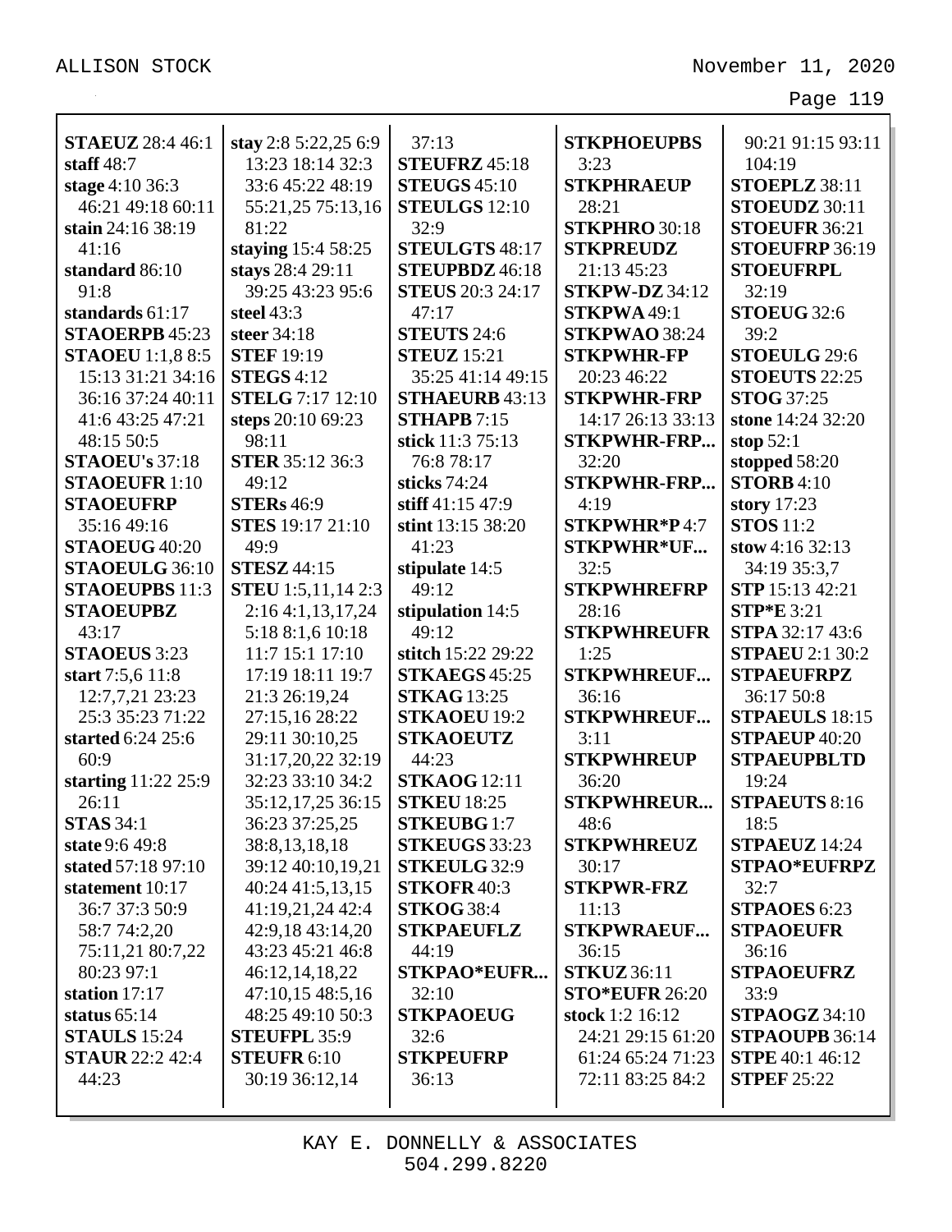**STAEUZ** 28:4 46:1
**staff** 48:7
**stage** 4:10 36:3 46:21 49:18 60:11
**stain** 24:16 38:19 41:16
**standard** 86:10 91:8
**standards** 61:17
**STAOERPB** 45:23
**STAOEU** 1:1,8 8:5 15:13 31:21 34:16 36:16 37:24 40:11 41:6 43:25 47:21 48:15 50:5
**STAOEU's** 37:18
**STAOEUFR** 1:10
**STAOEUFRP** 35:16 49:16
**STAOEUG** 40:20
**STAOEULG** 36:10
**STAOEUPBS** 11:3
**STAOEUPBZ** 43:17
**STAOEUS** 3:23
**start** 7:5,6 11:8 12:7,7,21 23:23 25:3 35:23 71:22
**started** 6:24 25:6 60:9
**starting** 11:22 25:9 26:11
**STAS** 34:1
**state** 9:6 49:8
**stated** 57:18 97:10
**statement** 10:17 36:7 37:3 50:9 58:7 74:2,20 75:11,21 80:7,22 80:23 97:1
**station** 17:17
**status** 65:14
**STAULS** 15:24
**STAUR** 22:2 42:4 44:23

**stay** 2:8 5:22,25 6:9 13:23 18:14 32:3 33:6 45:22 48:19 55:21,25 75:13,16 81:22
**staying** 15:4 58:25
**stays** 28:4 29:11 39:25 43:23 95:6
**steel** 43:3
**steer** 34:18
**STEF** 19:19
**STEGS** 4:12
**STELG** 7:17 12:10
**steps** 20:10 69:23 98:11
**STER** 35:12 36:3 49:12
**STERs** 46:9
**STES** 19:17 21:10 49:9
**STESZ** 44:15
**STEU** 1:5,11,14 2:3 2:16 4:1,13,17,24 5:18 8:1,6 10:18 11:7 15:1 17:10 17:19 18:11 19:7 21:3 26:19,24 27:15,16 28:22 29:11 30:10,25 31:17,20,22 32:19 32:23 33:10 34:2 35:12,17,25 36:15 36:23 37:25,25 38:8,13,18,18 39:12 40:10,19,21 40:24 41:5,13,15 41:19,21,24 42:4 42:9,18 43:14,20 43:23 45:21 46:8 46:12,14,18,22 47:10,15 48:5,16 48:25 49:10 50:3
**STEUFPL** 35:9
**STEUFR** 6:10 30:19 36:12,14

37:13
**STEUFRZ** 45:18
**STEUGS** 45:10
**STEULGS** 12:10 32:9
**STEULGTS** 48:17
**STEUPBDZ** 46:18
**STEUS** 20:3 24:17 47:17
**STEUTS** 24:6
**STEUZ** 15:21 35:25 41:14 49:15
**STHAEURB** 43:13
**STHAPB** 7:15
**stick** 11:3 75:13 76:8 78:17
**sticks** 74:24
**stiff** 41:15 47:9
**stint** 13:15 38:20 41:23
**stipulate** 14:5 49:12
**stipulation** 14:5 49:12
**stitch** 15:22 29:22
**STKAEGS** 45:25
**STKAG** 13:25
**STKAOEU** 19:2
**STKAOEUTZ** 44:23
**STKAOG** 12:11
**STKEU** 18:25
**STKEUBG** 1:7
**STKEUGS** 33:23
**STKEULG** 32:9
**STKOFR** 40:3
**STKOG** 38:4
**STKPAEUFLZ** 44:19
**STKPAO*EUFR...** 32:10
**STKPAOEUG** 32:6
**STKPEUFRP** 36:13

**STKPHOEUPBS** 3:23
**STKPHRAEUP** 28:21
**STKPHRO** 30:18
**STKPREUDZ** 21:13 45:23
**STKPW-DZ** 34:12
**STKPWA** 49:1
**STKPWAO** 38:24
**STKPWHR-FP** 20:23 46:22
**STKPWHR-FRP** 14:17 26:13 33:13
**STKPWHR-FRP...** 32:20
**STKPWHR-FRP...** 4:19
**STKPWHR*P** 4:7
**STKPWHR*UF...** 32:5
**STKPWHREFRP** 28:16
**STKPWHREUFR** 1:25
**STKPWHREUF...** 36:16
**STKPWHREUF...** 3:11
**STKPWHREUP** 36:20
**STKPWHREUR...** 48:6
**STKPWHREUZ** 30:17
**STKPWR-FRZ** 11:13
**STKPWRAEUF...** 36:15
**STKUZ** 36:11
**STO*EUFR** 26:20
**stock** 1:2 16:12 24:21 29:15 61:20 61:24 65:24 71:23 72:11 83:25 84:2

90:21 91:15 93:11 104:19
**STOEPLZ** 38:11
**STOEUDZ** 30:11
**STOEUFR** 36:21
**STOEUFRP** 36:19
**STOEUFRPL** 32:19
**STOEUG** 32:6 39:2
**STOEULG** 29:6
**STOEUTS** 22:25
**STOG** 37:25
**stone** 14:24 32:20
**stop** 52:1
**stopped** 58:20
**STORB** 4:10
**story** 17:23
**STOS** 11:2
**stow** 4:16 32:13 34:19 35:3,7
**STP** 15:13 42:21
**STP*E** 3:21
**STPA** 32:17 43:6
**STPAEU** 2:1 30:2
**STPAEUFRPZ** 36:17 50:8
**STPAEULS** 18:15
**STPAEUP** 40:20
**STPAEUPBLTD** 19:24
**STPAEUTS** 8:16 18:5
**STPAEUZ** 14:24
**STPAO*EUFRPZ** 32:7
**STPAOES** 6:23
**STPAOEUFR** 36:16
**STPAOEUFRZ** 33:9
**STPAOGZ** 34:10
**STPAOUPB** 36:14
**STPE** 40:1 46:12
**STPEF** 25:22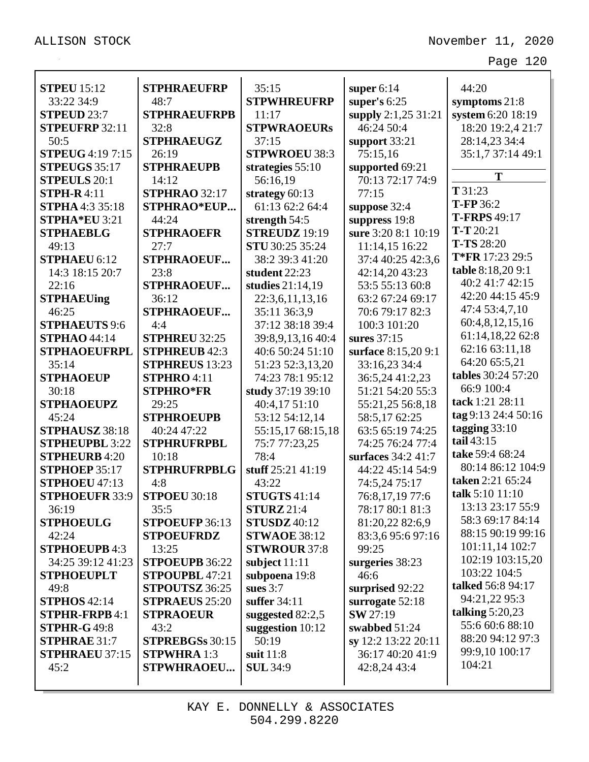**STPEU** 15:12 33:22 34:9
**STPEUD** 23:7
**STPEUFRP** 32:11 50:5
**STPEUG** 4:19 7:15
**STPEUGS** 35:17
**STPEULS** 20:1
**STPH-R** 4:11
**STPHA** 4:3 35:18
**STPHA*EU** 3:21
**STPHAEBLG** 49:13
**STPHAEU** 6:12 14:3 18:15 20:7 22:16
**STPHAEUing** 46:25
**STPHAEUTS** 9:6
**STPHAO** 44:14
**STPHAOEUFRPL** 35:14
**STPHAOEUP** 30:18
**STPHAOEUPZ** 45:24
**STPHAUSZ** 38:18
**STPHEUPBL** 3:22
**STPHEURB** 4:20
**STPHOEP** 35:17
**STPHOEU** 47:13
**STPHOEUFR** 33:9 36:19
**STPHOEULG** 42:24
**STPHOEUPB** 4:3 34:25 39:12 41:23
**STPHOEUPLT** 49:8
**STPHOS** 42:14
**STPHR-FRPB** 4:1
**STPHR-G** 49:8
**STPHRAE** 31:7
**STPHRAEU** 37:15 45:2
**STPHRAEUFRP** 48:7
**STPHRAEUFRPB** 32:8
**STPHRAEUGZ** 26:19
**STPHRAEUPB** 14:12
**STPHRAO** 32:17
**STPHRAO*EUP...** 44:24
**STPHRAOEFR** 27:7
**STPHRAOEUF...** 23:8
**STPHRAOEUF...** 36:12
**STPHRAOEUF...** 4:4
**STPHREU** 32:25
**STPHREUB** 42:3
**STPHREUS** 13:23
**STPHRO** 4:11
**STPHRO*FR** 29:25
**STPHROEUPB** 40:24 47:22
**STPHRUFRPBL** 10:18
**STPHRUFRPBLG** 4:8
**STPOEU** 30:18 35:5
**STPOEUFP** 36:13
**STPOEUFRDZ** 13:25
**STPOEUPB** 36:22
**STPOUPBL** 47:21
**STPOUTSZ** 36:25
**STPRAEUS** 25:20
**STPRAOEUR** 43:2
**STPREBGSs** 30:15
**STPWHRA** 1:3
**STPWHRAOEU...** 35:15
**STPWHREUFRP** 11:17
**STPWRAOEURs** 37:15
**STPWROEU** 38:3
**strategies** 55:10 56:16,19
**strategy** 60:13 61:13 62:2 64:4
**strength** 54:5
**STREUDZ** 19:19
**STU** 30:25 35:24 38:2 39:3 41:20
**student** 22:23
**studies** 21:14,19 22:3,6,11,13,16 35:11 36:3,9 37:12 38:18 39:4 39:8,9,13,16 40:4 40:6 50:24 51:10 51:23 52:3,13,20 74:23 78:1 95:12
**study** 37:19 39:10 40:4,17 51:10 53:12 54:12,14 55:15,17 68:15,18 75:7 77:23,25 78:4
**stuff** 25:21 41:19 43:22
**STUGTS** 41:14
**STURZ** 21:4
**STUSDZ** 40:12
**STWAOE** 38:12
**STWROUR** 37:8
**subject** 11:11
**subpoena** 19:8
**sues** 3:7
**suffer** 34:11
**suggested** 82:2,5
**suggestion** 10:12 50:19
**suit** 11:8
**SUL** 34:9
**super** 6:14
**super's** 6:25
**supply** 2:1,25 31:21 46:24 50:4
**support** 33:21 75:15,16
**supported** 69:21 70:13 72:17 74:9 77:15
**suppose** 32:4
**suppress** 19:8
**sure** 3:20 8:1 10:19 11:14,15 16:22 37:4 40:25 42:3,6 42:14,20 43:23 53:5 55:13 60:8 63:2 67:24 69:17 70:6 79:17 82:3 100:3 101:20
**sures** 37:15
**surface** 8:15,20 9:1 33:16,23 34:4 36:5,24 41:2,23 51:21 54:20 55:3 55:21,25 56:8,18 58:5,17 62:25 63:5 65:19 74:25 74:25 76:24 77:4
**surfaces** 34:2 41:7 44:22 45:14 54:9 74:5,24 75:17 76:8,17,19 77:6 78:17 80:1 81:3 81:20,22 82:6,9 83:3,6 95:6 97:16 99:25
**surgeries** 38:23 46:6
**surprised** 92:22
**surrogate** 52:18
**SW** 27:19
**swabbed** 51:24
**sy** 12:2 13:22 20:11 36:17 40:20 41:9 42:8,24 43:4 44:20
**symptoms** 21:8
**system** 6:20 18:19 18:20 19:2,4 21:7 28:14,23 34:4 35:1,7 37:14 49:1

## T

**T** 31:23
**T-FP** 36:2
**T-FRPS** 49:17
**T-T** 20:21
**T-TS** 28:20
**T*FR** 17:23 29:5
**table** 8:18,20 9:1 40:2 41:7 42:15 42:20 44:15 45:9 47:4 53:4,7,10 60:4,8,12,15,16 61:14,18,22 62:8 62:16 63:11,18 64:20 65:5,21
**tables** 30:24 57:20 66:9 100:4
**tack** 1:21 28:11
**tag** 9:13 24:4 50:16
**tagging** 33:10
**tail** 43:15
**take** 59:4 68:24 80:14 86:12 104:9
**taken** 2:21 65:24
**talk** 5:10 11:10 13:13 23:17 55:9 58:3 69:17 84:14 88:15 90:19 99:16 101:11,14 102:7 102:19 103:15,20 103:22 104:5
**talked** 56:8 94:17 94:21,22 95:3
**talking** 5:20,23 55:6 60:6 88:10 88:20 94:12 97:3 99:9,10 100:17 104:21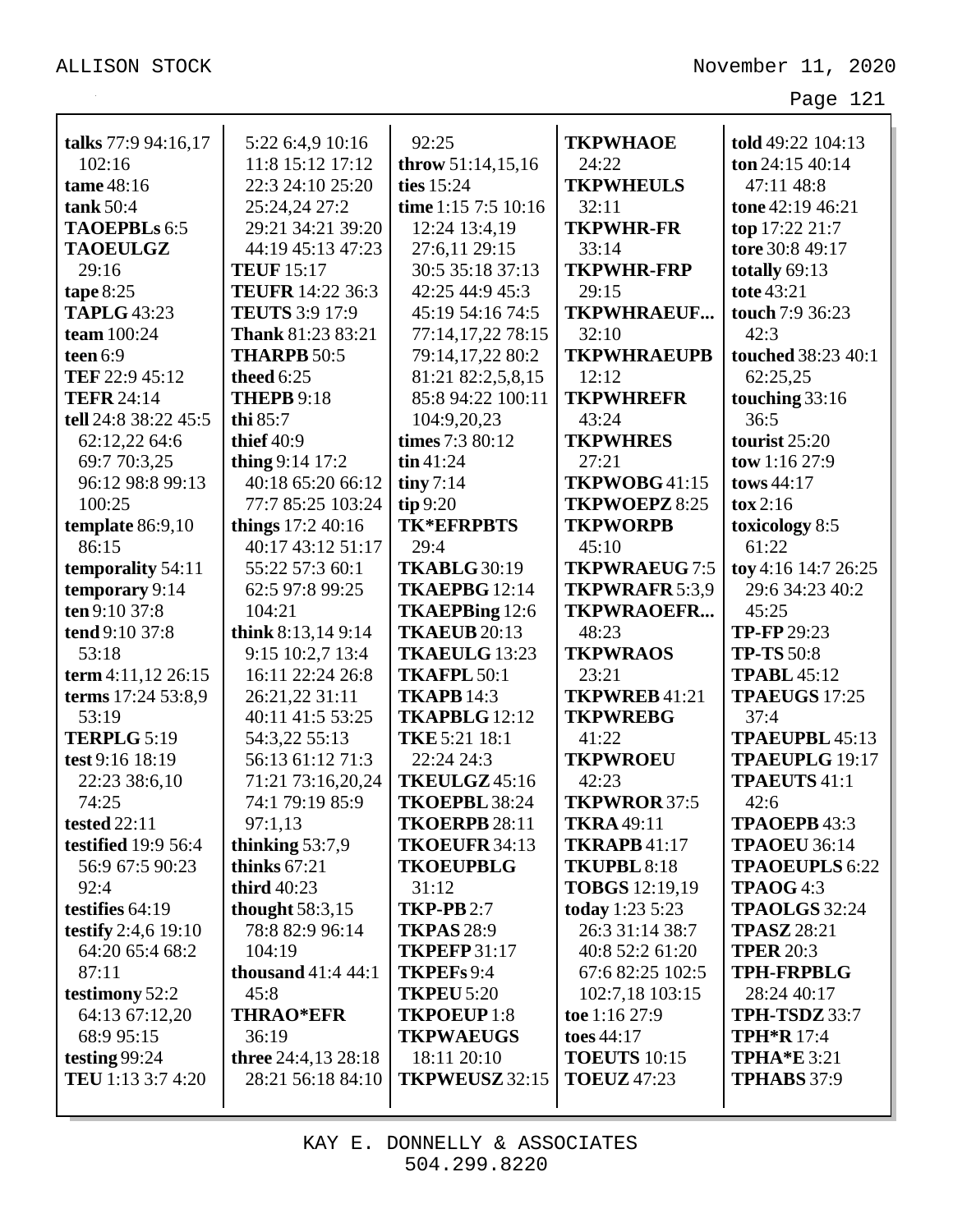**talks** 77:9 94:16,17 102:16
**tame** 48:16
**tank** 50:4
**TAOEPBLs** 6:5
**TAOEULGZ** 29:16
**tape** 8:25
**TAPLG** 43:23
**team** 100:24
**teen** 6:9
**TEF** 22:9 45:12
**TEFR** 24:14
**tell** 24:8 38:22 45:5 62:12,22 64:6 69:7 70:3,25 96:12 98:8 99:13 100:25
**template** 86:9,10 86:15
**temporality** 54:11
**temporary** 9:14
**ten** 9:10 37:8
**tend** 9:10 37:8 53:18
**term** 4:11,12 26:15
**terms** 17:24 53:8,9 53:19
**TERPLG** 5:19
**test** 9:16 18:19 22:23 38:6,10 74:25
**tested** 22:11
**testified** 19:9 56:4 56:9 67:5 90:23 92:4
**testifies** 64:19
**testify** 2:4,6 19:10 64:20 65:4 68:2 87:11
**testimony** 52:2 64:13 67:12,20 68:9 95:15
**testing** 99:24
**TEU** 1:13 3:7 4:20 5:22 6:4,9 10:16 11:8 15:12 17:12 22:3 24:10 25:20 25:24,24 27:2 29:21 34:21 39:20 44:19 45:13 47:23
**TEUF** 15:17
**TEUFR** 14:22 36:3
**TEUTS** 3:9 17:9
**Thank** 81:23 83:21
**THARPB** 50:5
**theed** 6:25
**THEPB** 9:18
**thi** 85:7
**thief** 40:9
**thing** 9:14 17:2 40:18 65:20 66:12 77:7 85:25 103:24
**things** 17:2 40:16 40:17 43:12 51:17 55:22 57:3 60:1 62:5 97:8 99:25 104:21
**think** 8:13,14 9:14 9:15 10:2,7 13:4 16:11 22:24 26:8 26:21,22 31:11 40:11 41:5 53:25 54:3,22 55:13 56:13 61:12 71:3 71:21 73:16,20,24 74:1 79:19 85:9 97:1,13
**thinking** 53:7,9
**thinks** 67:21
**third** 40:23
**thought** 58:3,15 78:8 82:9 96:14 104:19
**thousand** 41:4 44:1 45:8
**THRAO*EFR** 36:19
**three** 24:4,13 28:18 28:21 56:18 84:10 92:25
**throw** 51:14,15,16
**ties** 15:24
**time** 1:15 7:5 10:16 12:24 13:4,19 27:6,11 29:15 30:5 35:18 37:13 42:25 44:9 45:3 45:19 54:16 74:5 77:14,17,22 78:15 79:14,17,22 80:2 81:21 82:2,5,8,15 85:8 94:22 100:11 104:9,20,23
**times** 7:3 80:12
**tin** 41:24
**tiny** 7:14
**tip** 9:20
**TK*EFRPBTS** 29:4
**TKABLG** 30:19
**TKAEPBG** 12:14
**TKAEPBing** 12:6
**TKAEUB** 20:13
**TKAEULG** 13:23
**TKAFPL** 50:1
**TKAPB** 14:3
**TKAPBLG** 12:12
**TKE** 5:21 18:1 22:24 24:3
**TKEULGZ** 45:16
**TKOEPBL** 38:24
**TKOERPB** 28:11
**TKOEUFR** 34:13
**TKOEUPBLG** 31:12
**TKP-PB** 2:7
**TKPAS** 28:9
**TKPEFP** 31:17
**TKPEFs** 9:4
**TKPEU** 5:20
**TKPOEUP** 1:8
**TKPWAEUGS** 18:11 20:10
**TKPWEUSZ** 32:15
**TKPWHAOE** 24:22
**TKPWHEULS** 32:11
**TKPWHR-FR** 33:14
**TKPWHR-FRP** 29:15
**TKPWHRAEUF...** 32:10
**TKPWHRAEUPB** 12:12
**TKPWHREFR** 43:24
**TKPWHRES** 27:21
**TKPWOBG** 41:15
**TKPWOEPZ** 8:25
**TKPWORPB** 45:10
**TKPWRAEUG** 7:5
**TKPWRAFR** 5:3,9
**TKPWRAOEFR...** 48:23
**TKPWRAOS** 23:21
**TKPWREB** 41:21
**TKPWREBG** 41:22
**TKPWROEU** 42:23
**TKPWROR** 37:5
**TKRA** 49:11
**TKRAPB** 41:17
**TKUPBL** 8:18
**TOBGS** 12:19,19
**today** 1:23 5:23 26:3 31:14 38:7 40:8 52:2 61:20 67:6 82:25 102:5 102:7,18 103:15
**toe** 1:16 27:9
**toes** 44:17
**TOEUTS** 10:15
**TOEUZ** 47:23
**told** 49:22 104:13
**ton** 24:15 40:14 47:11 48:8
**tone** 42:19 46:21
**top** 17:22 21:7
**tore** 30:8 49:17
**totally** 69:13
**tote** 43:21
**touch** 7:9 36:23 42:3
**touched** 38:23 40:1 62:25,25
**touching** 33:16 36:5
**tourist** 25:20
**tow** 1:16 27:9
**tows** 44:17
**tox** 2:16
**toxicology** 8:5 61:22
**toy** 4:16 14:7 26:25 29:6 34:23 40:2 45:25
**TP-FP** 29:23
**TP-TS** 50:8
**TPABL** 45:12
**TPAEUGS** 17:25 37:4
**TPAEUPBL** 45:13
**TPAEUPLG** 19:17
**TPAEUTS** 41:1 42:6
**TPAOEPB** 43:3
**TPAOEU** 36:14
**TPAOEUPLS** 6:22
**TPAOG** 4:3
**TPAOLGS** 32:24
**TPASZ** 28:21
**TPER** 20:3
**TPH-FRPBLG** 28:24 40:17
**TPH-TSDZ** 33:7
**TPH*R** 17:4
**TPHA*E** 3:21
**TPHABS** 37:9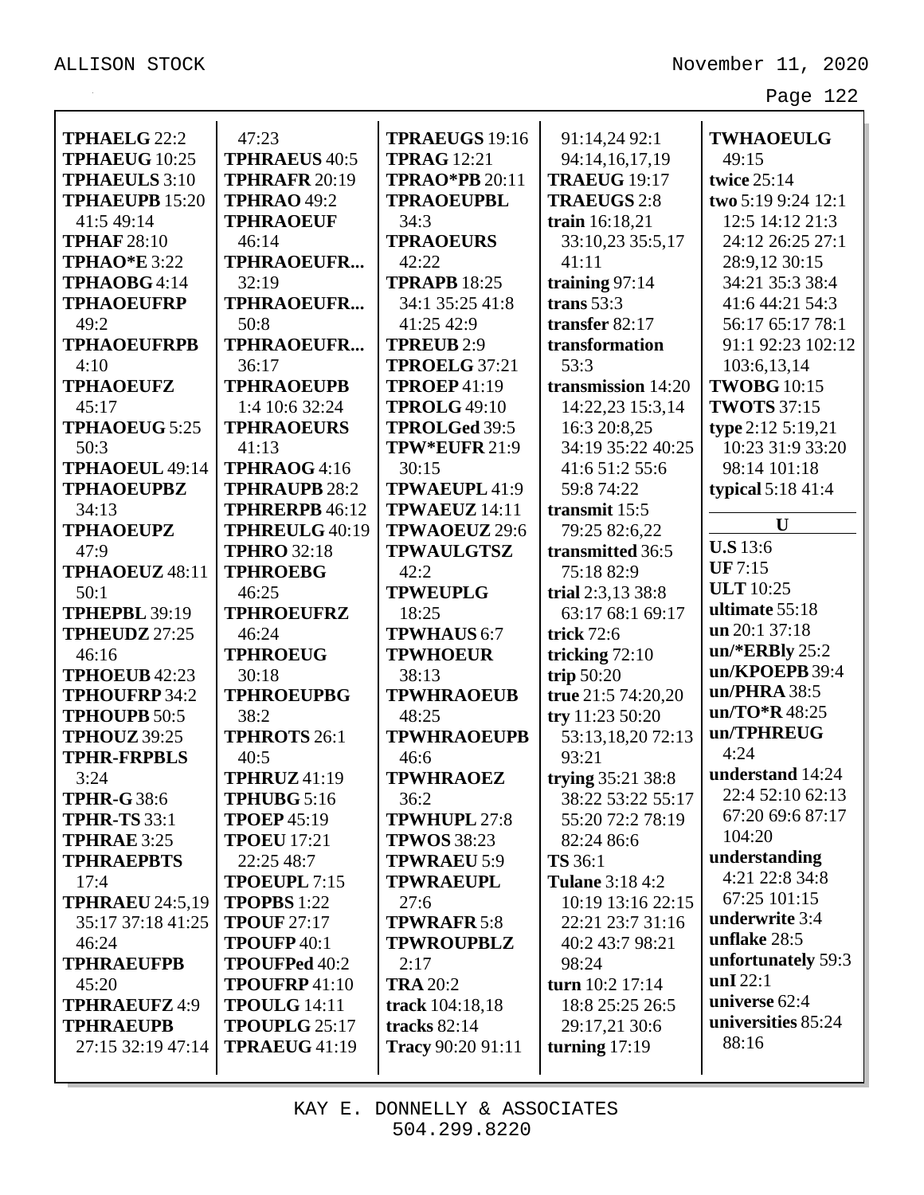**TPHAELG** 22:2
**TPHAEUG** 10:25
**TPHAEULS** 3:10
**TPHAEUPB** 15:20
41:5 49:14
**TPHAF** 28:10
**TPHAO*E** 3:22
**TPHAOBG** 4:14
**TPHAOEUFRP**
49:2
**TPHAOEUFRPB**
4:10
**TPHAOEUFZ**
45:17
**TPHAOEUG** 5:25
50:3
**TPHAOEUL** 49:14
**TPHAOEUPBZ**
34:13
**TPHAOEUPZ**
47:9
**TPHAOEUZ** 48:11
50:1
**TPHEPBL** 39:19
**TPHEUDZ** 27:25
46:16
**TPHOEUB** 42:23
**TPHOUFRP** 34:2
**TPHOUPB** 50:5
**TPHOUZ** 39:25
**TPHR-FRPBLS**
3:24
**TPHR-G** 38:6
**TPHR-TS** 33:1
**TPHRAE** 3:25
**TPHRAEPBTS**
17:4
**TPHRAEU** 24:5,19
35:17 37:18 41:25
46:24
**TPHRAEUFPB**
45:20
**TPHRAEUFZ** 4:9
**TPHRAEUPB**
27:15 32:19 47:14
47:23
**TPHRAEUS** 40:5
**TPHRAFR** 20:19
**TPHRAO** 49:2
**TPHRAOEUF**
46:14
**TPHRAOEUFR...**
32:19
**TPHRAOEUFR...**
50:8
**TPHRAOEUFR...**
36:17
**TPHRAOEUPB**
1:4 10:6 32:24
**TPHRAOEURS**
41:13
**TPHRAOG** 4:16
**TPHRAUPB** 28:2
**TPHRERPB** 46:12
**TPHREULG** 40:19
**TPHRO** 32:18
**TPHROEBG**
46:25
**TPHROEUFRZ**
46:24
**TPHROEUG**
30:18
**TPHROEUPBG**
38:2
**TPHROTS** 26:1
40:5
**TPHRUZ** 41:19
**TPHUBG** 5:16
**TPOEP** 45:19
**TPOEU** 17:21
22:25 48:7
**TPOEUPL** 7:15
**TPOPBS** 1:22
**TPOUF** 27:17
**TPOUFP** 40:1
**TPOUFPed** 40:2
**TPOUFRP** 41:10
**TPOULG** 14:11
**TPOUPLG** 25:17
**TPRAEUG** 41:19
**TPRAEUGS** 19:16
**TPRAG** 12:21
**TPRAO*PB** 20:11
**TPRAOEUPBL**
34:3
**TPRAOEURS**
42:22
**TPRAPB** 18:25
34:1 35:25 41:8
41:25 42:9
**TPREUB** 2:9
**TPROELG** 37:21
**TPROEP** 41:19
**TPROLG** 49:10
**TPROLGed** 39:5
**TPW*EUFR** 21:9
30:15
**TPWAEUPL** 41:9
**TPWAEUZ** 14:11
**TPWAOEUZ** 29:6
**TPWAULGTSZ**
42:2
**TPWEUPLG**
18:25
**TPWHAUS** 6:7
**TPWHOEUR**
38:13
**TPWHRAOEUB**
48:25
**TPWHRAOEUPB**
46:6
**TPWHRAOEZ**
36:2
**TPWHUPL** 27:8
**TPWOS** 38:23
**TPWRAEU** 5:9
**TPWRAEUPL**
27:6
**TPWRAFR** 5:8
**TPWROUPBLZ**
2:17
**TRA** 20:2
**track** 104:18,18
**tracks** 82:14
**Tracy** 90:20 91:11
91:14,24 92:1
94:14,16,17,19
**TRAEUG** 19:17
**TRAEUGS** 2:8
**train** 16:18,21
33:10,23 35:5,17
41:11
**training** 97:14
**trans** 53:3
**transfer** 82:17
**transformation**
53:3
**transmission** 14:20
14:22,23 15:3,14
16:3 20:8,25
34:19 35:22 40:25
41:6 51:2 55:6
59:8 74:22
**transmit** 15:5
79:25 82:6,22
**transmitted** 36:5
75:18 82:9
**trial** 2:3,13 38:8
63:17 68:1 69:17
**trick** 72:6
**tricking** 72:10
**trip** 50:20
**true** 21:5 74:20,20
**try** 11:23 50:20
53:13,18,20 72:13
93:21
**trying** 35:21 38:8
38:22 53:22 55:17
55:20 72:2 78:19
82:24 86:6
**TS** 36:1
**Tulane** 3:18 4:2
10:19 13:16 22:15
22:21 23:7 31:16
40:2 43:7 98:21
98:24
**turn** 10:2 17:14
18:8 25:25 26:5
29:17,21 30:6
**turning** 17:19
**TWHAOEULG**
49:15
**twice** 25:14
**two** 5:19 9:24 12:1
12:5 14:12 21:3
24:12 26:25 27:1
28:9,12 30:15
34:21 35:3 38:4
41:6 44:21 54:3
56:17 65:17 78:1
91:1 92:23 102:12
103:6,13,14
**TWOBG** 10:15
**TWOTS** 37:15
**type** 2:12 5:19,21
10:23 31:9 33:20
98:14 101:18
**typical** 5:18 41:4

**U**

**U.S** 13:6
**UF** 7:15
**ULT** 10:25
**ultimate** 55:18
**un** 20:1 37:18
**un/*ERBly** 25:2
**un/KPOEPB** 39:4
**un/PHRA** 38:5
**un/TO*R** 48:25
**un/TPHREUG**
4:24
**understand** 14:24
22:4 52:10 62:13
67:20 69:6 87:17
104:20
**understanding**
4:21 22:8 34:8
67:25 101:15
**underwrite** 3:4
**unflake** 28:5
**unfortunately** 59:3
**unI** 22:1
**universe** 62:4
**universities** 85:24
88:16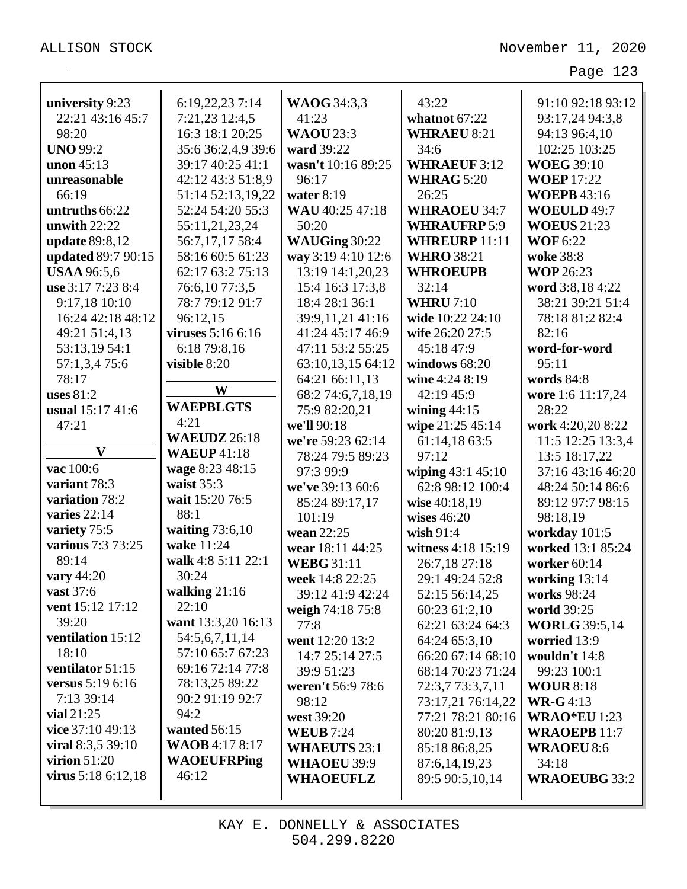**university** 9:23 22:21 43:16 45:7 98:20
**UNO** 99:2
**unon** 45:13
**unreasonable** 66:19
**untruths** 66:22
**unwith** 22:22
**update** 89:8,12
**updated** 89:7 90:15
**USAA** 96:5,6
**use** 3:17 7:23 8:4 9:17,18 10:10 16:24 42:18 48:12 49:21 51:4,13 53:13,19 54:1 57:1,3,4 75:6 78:17
**uses** 81:2
**usual** 15:17 41:6 47:21

## V

**vac** 100:6
**variant** 78:3
**variation** 78:2
**varies** 22:14
**variety** 75:5
**various** 7:3 73:25 89:14
**vary** 44:20
**vast** 37:6
**vent** 15:12 17:12 39:20
**ventilation** 15:12 18:10
**ventilator** 51:15
**versus** 5:19 6:16 7:13 39:14
**vial** 21:25
**vice** 37:10 49:13
**viral** 8:3,5 39:10
**virion** 51:20
**virus** 5:18 6:12,18 6:19,22,23 7:14 7:21,23 12:4,5 16:3 18:1 20:25 35:6 36:2,4,9 39:6 39:17 40:25 41:1 42:12 43:3 51:8,9 51:14 52:13,19,22 52:24 54:20 55:3 55:11,21,23,24 56:7,17,17 58:4 58:16 60:5 61:23 62:17 63:2 75:13 76:6,10 77:3,5 78:7 79:12 91:7 96:12,15
**viruses** 5:16 6:16 6:18 79:8,16
**visible** 8:20

## W

**WAEPBLGTS** 4:21
**WAEUDZ** 26:18
**WAEUP** 41:18
**wage** 8:23 48:15
**waist** 35:3
**wait** 15:20 76:5 88:1
**waiting** 73:6,10
**wake** 11:24
**walk** 4:8 5:11 22:1 30:24
**walking** 21:16 22:10
**want** 13:3,20 16:13 54:5,6,7,11,14 57:10 65:7 67:23 69:16 72:14 77:8 78:13,25 89:22 90:2 91:19 92:7 94:2
**wanted** 56:15
**WAOB** 4:17 8:17
**WAOEUFRPing** 46:12
**WAOG** 34:3,3 41:23
**WAOU** 23:3
**ward** 39:22
**wasn't** 10:16 89:25 96:17
**water** 8:19
**WAU** 40:25 47:18 50:20
**WAUGing** 30:22
**way** 3:19 4:10 12:6 13:19 14:1,20,23 15:4 16:3 17:3,8 18:4 28:1 36:1 39:9,11,21 41:16 41:24 45:17 46:9 47:11 53:2 55:25 63:10,13,15 64:12 64:21 66:11,13 68:2 74:6,7,18,19 75:9 82:20,21
**we'll** 90:18
**we're** 59:23 62:14 78:24 79:5 89:23 97:3 99:9
**we've** 39:13 60:6 85:24 89:17,17 101:19
**wean** 22:25
**wear** 18:11 44:25
**WEBG** 31:11
**week** 14:8 22:25 39:12 41:9 42:24
**weigh** 74:18 75:8 77:8
**went** 12:20 13:2 14:7 25:14 27:5 39:9 51:23
**weren't** 56:9 78:6 98:12
**west** 39:20
**WEUB** 7:24
**WHAEUTS** 23:1
**WHAOEU** 39:9
**WHAOEUFLZ** 43:22
**whatnot** 67:22
**WHRAEU** 8:21 34:6
**WHRAEUF** 3:12
**WHRAG** 5:20 26:25
**WHRAOEU** 34:7
**WHRAUFRP** 5:9
**WHREURP** 11:11
**WHRO** 38:21
**WHROEUPB** 32:14
**WHRU** 7:10
**wide** 10:22 24:10
**wife** 26:20 27:5 45:18 47:9
**windows** 68:20
**wine** 4:24 8:19 42:19 45:9
**wining** 44:15
**wipe** 21:25 45:14 61:14,18 63:5 97:12
**wiping** 43:1 45:10 62:8 98:12 100:4
**wise** 40:18,19
**wises** 46:20
**wish** 91:4
**witness** 4:18 15:19 26:7,18 27:18 29:1 49:24 52:8 52:15 56:14,25 60:23 61:2,10 62:21 63:24 64:3 64:24 65:3,10 66:20 67:14 68:10 68:14 70:23 71:24 72:3,7 73:3,7,11 73:17,21 76:14,22 77:21 78:21 80:16 80:20 81:9,13 85:18 86:8,25 87:6,14,19,23 89:5 90:5,10,14 91:10 92:18 93:12 93:17,24 94:3,8 94:13 96:4,10 102:25 103:25
**WOEG** 39:10
**WOEP** 17:22
**WOEPB** 43:16
**WOEULD** 49:7
**WOEUS** 21:23
**WOF** 6:22
**woke** 38:8
**WOP** 26:23
**word** 3:8,18 4:22 38:21 39:21 51:4 78:18 81:2 82:4 82:16
**word-for-word** 95:11
**words** 84:8
**wore** 1:6 11:17,24 28:22
**work** 4:20,20 8:22 11:5 12:25 13:3,4 13:5 18:17,22 37:16 43:16 46:20 48:24 50:14 86:6 89:12 97:7 98:15 98:18,19
**workday** 101:5
**worked** 13:1 85:24
**worker** 60:14
**working** 13:14
**works** 98:24
**world** 39:25
**WORLG** 39:5,14
**worried** 13:9
**wouldn't** 14:8 99:23 100:1
**WOUR** 8:18
**WR-G** 4:13
**WRAO*EU** 1:23
**WRAOEPB** 11:7
**WRAOEU** 8:6 34:18
**WRAOEUBG** 33:2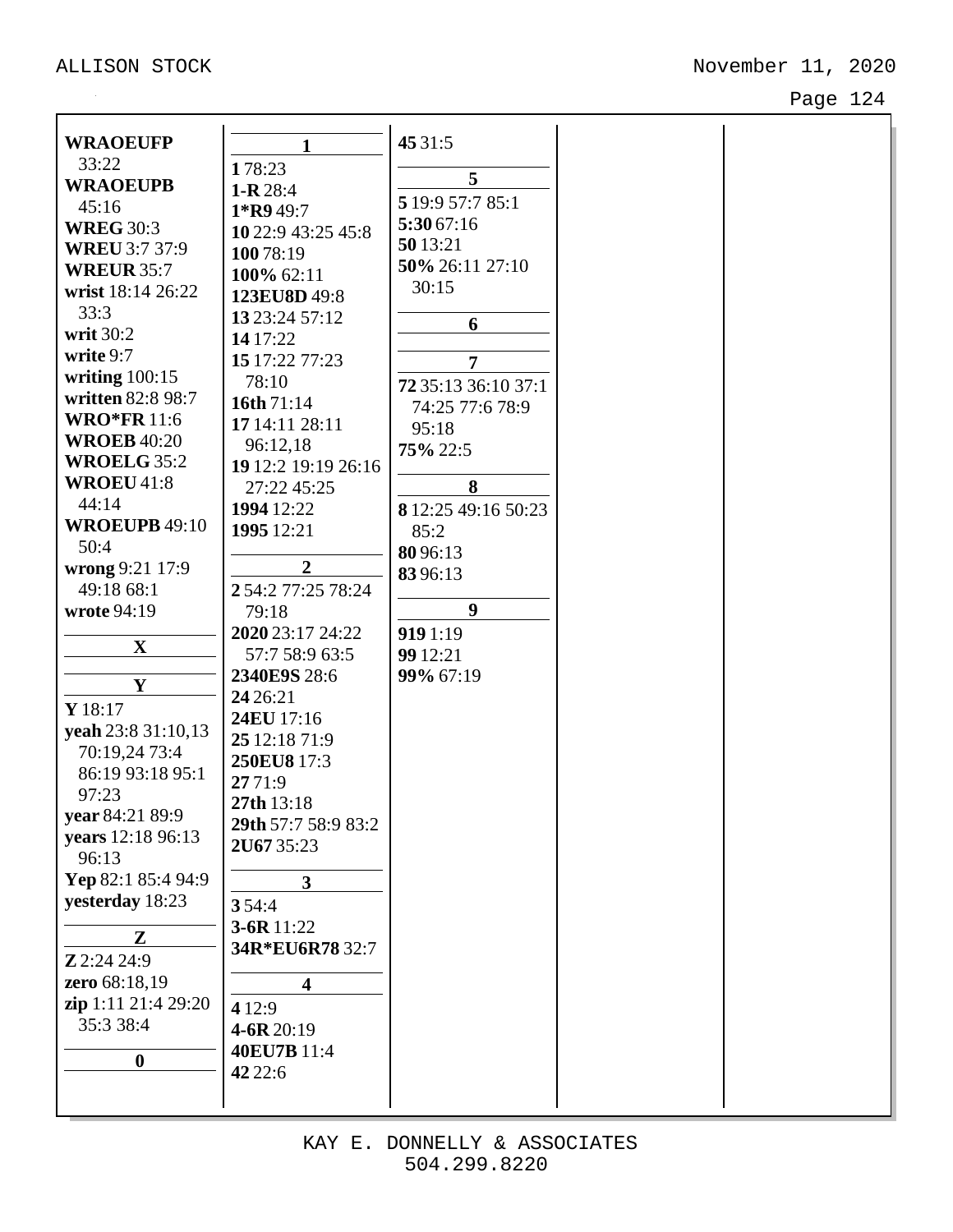**WRAOEUFP** 33:22
**WRAOEUPB** 45:16
**WREG** 30:3
**WREU** 3:7 37:9
**WREUR** 35:7
**wrist** 18:14 26:22 33:3
**writ** 30:2
**write** 9:7
**writing** 100:15
**written** 82:8 98:7
**WRO*FR** 11:6
**WROEB** 40:20
**WROELG** 35:2
**WROEU** 41:8 44:14
**WROEUPB** 49:10 50:4
**wrong** 9:21 17:9 49:18 68:1
**wrote** 94:19

**X**

**Y**

**Y** 18:17
**yeah** 23:8 31:10,13 70:19,24 73:4 86:19 93:18 95:1 97:23
**year** 84:21 89:9
**years** 12:18 96:13 96:13
**Yep** 82:1 85:4 94:9
**yesterday** 18:23

**Z**

**Z** 2:24 24:9
**zero** 68:18,19
**zip** 1:11 21:4 29:20 35:3 38:4

**0**

**1**

**1** 78:23
**1-R** 28:4
**1*R9** 49:7
**10** 22:9 43:25 45:8
**100** 78:19
**100%** 62:11
**123EU8D** 49:8
**13** 23:24 57:12
**14** 17:22
**15** 17:22 77:23 78:10
**16th** 71:14
**17** 14:11 28:11 96:12,18
**19** 12:2 19:19 26:16 27:22 45:25
**1994** 12:22
**1995** 12:21

**2**

**2** 54:2 77:25 78:24 79:18
**2020** 23:17 24:22 57:7 58:9 63:5
**2340E9S** 28:6
**24** 26:21
**24EU** 17:16
**25** 12:18 71:9
**250EU8** 17:3
**27** 71:9
**27th** 13:18
**29th** 57:7 58:9 83:2
**2U67** 35:23

**3**

**3** 54:4
**3-6R** 11:22
**34R*EU6R78** 32:7

**4**

**4** 12:9
**4-6R** 20:19
**40EU7B** 11:4
**42** 22:6
**45** 31:5

**5**

**5** 19:9 57:7 85:1
**5:30** 67:16
**50** 13:21
**50%** 26:11 27:10 30:15

**6**

**7**

**72** 35:13 36:10 37:1 74:25 77:6 78:9 95:18
**75%** 22:5

**8**

**8** 12:25 49:16 50:23 85:2
**80** 96:13
**83** 96:13

**9**

**919** 1:19
**99** 12:21
**99%** 67:19